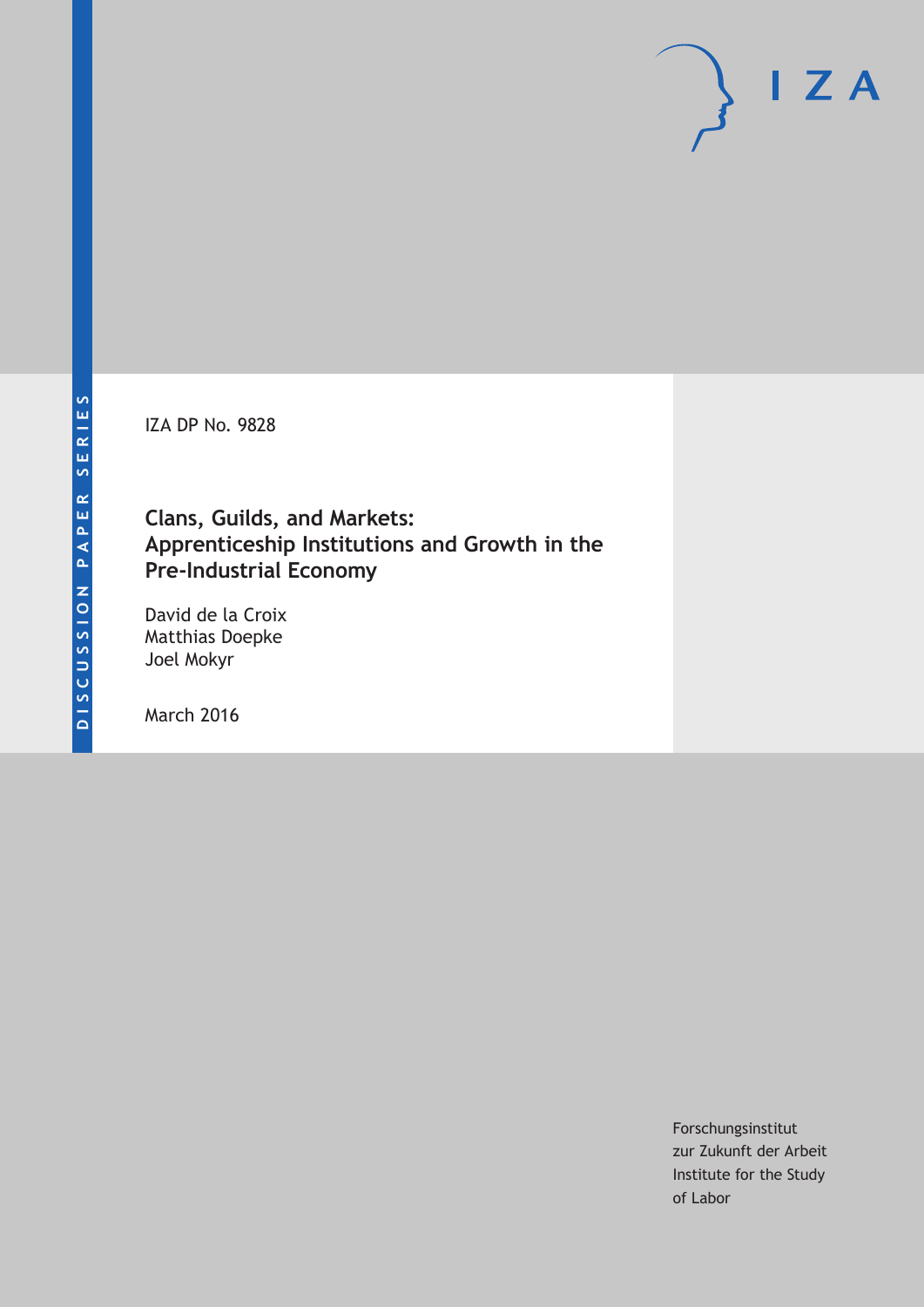DISCUSSION PAPER SERIES

IZA DP No. 9828

# Clans, Guilds, and Markets: Apprenticeship Institutions and Growth in the Pre-Industrial Economy

David de la Croix
Matthias Doepke
Joel Mokyr

March 2016

Forschungsinstitut
zur Zukunft der Arbeit
Institute for the Study
of Labor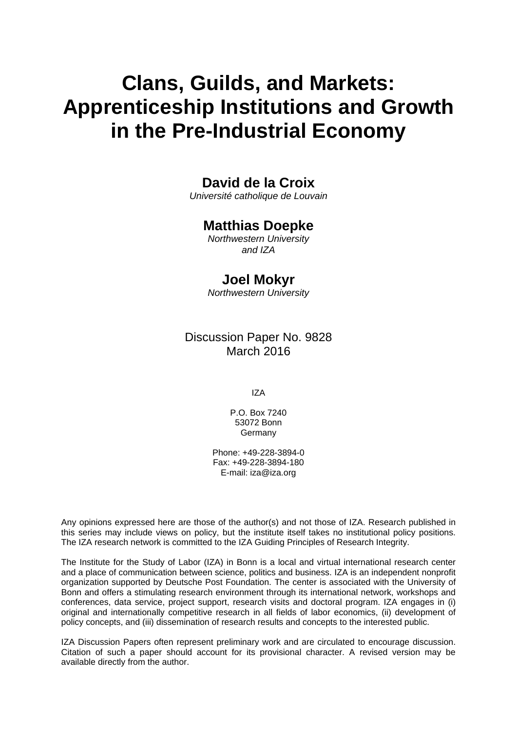# Clans, Guilds, and Markets: Apprenticeship Institutions and Growth in the Pre-Industrial Economy

**David de la Croix**
*Université catholique de Louvain*

**Matthias Doepke**
*Northwestern University and IZA*

**Joel Mokyr**
*Northwestern University*

Discussion Paper No. 9828
March 2016

IZA

P.O. Box 7240
53072 Bonn
Germany

Phone: +49-228-3894-0
Fax: +49-228-3894-180
E-mail: iza@iza.org

Any opinions expressed here are those of the author(s) and not those of IZA. Research published in this series may include views on policy, but the institute itself takes no institutional policy positions. The IZA research network is committed to the IZA Guiding Principles of Research Integrity.

The Institute for the Study of Labor (IZA) in Bonn is a local and virtual international research center and a place of communication between science, politics and business. IZA is an independent nonprofit organization supported by Deutsche Post Foundation. The center is associated with the University of Bonn and offers a stimulating research environment through its international network, workshops and conferences, data service, project support, research visits and doctoral program. IZA engages in (i) original and internationally competitive research in all fields of labor economics, (ii) development of policy concepts, and (iii) dissemination of research results and concepts to the interested public.

IZA Discussion Papers often represent preliminary work and are circulated to encourage discussion. Citation of such a paper should account for its provisional character. A revised version may be available directly from the author.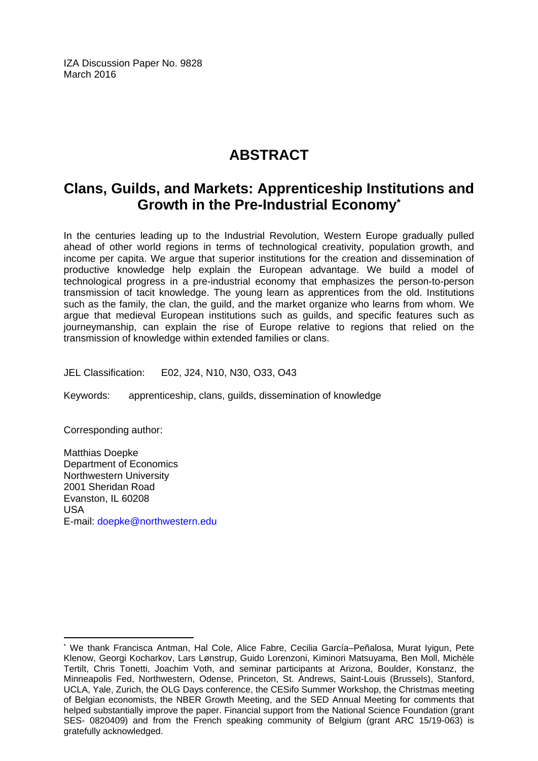IZA Discussion Paper No. 9828
March 2016

# ABSTRACT

## Clans, Guilds, and Markets: Apprenticeship Institutions and Growth in the Pre-Industrial Economy*

In the centuries leading up to the Industrial Revolution, Western Europe gradually pulled ahead of other world regions in terms of technological creativity, population growth, and income per capita. We argue that superior institutions for the creation and dissemination of productive knowledge help explain the European advantage. We build a model of technological progress in a pre-industrial economy that emphasizes the person-to-person transmission of tacit knowledge. The young learn as apprentices from the old. Institutions such as the family, the clan, the guild, and the market organize who learns from whom. We argue that medieval European institutions such as guilds, and specific features such as journeymanship, can explain the rise of Europe relative to regions that relied on the transmission of knowledge within extended families or clans.

JEL Classification: E02, J24, N10, N30, O33, O43

Keywords: apprenticeship, clans, guilds, dissemination of knowledge

Corresponding author:

Matthias Doepke
Department of Economics
Northwestern University
2001 Sheridan Road
Evanston, IL 60208
USA
E-mail: doepke@northwestern.edu

---

* We thank Francisca Antman, Hal Cole, Alice Fabre, Cecilia García–Peñalosa, Murat Iyigun, Pete Klenow, Georgi Kocharkov, Lars Lønstrup, Guido Lorenzoni, Kiminori Matsuyama, Ben Moll, Michèle Tertilt, Chris Tonetti, Joachim Voth, and seminar participants at Arizona, Boulder, Konstanz, the Minneapolis Fed, Northwestern, Odense, Princeton, St. Andrews, Saint-Louis (Brussels), Stanford, UCLA, Yale, Zurich, the OLG Days conference, the CESifo Summer Workshop, the Christmas meeting of Belgian economists, the NBER Growth Meeting, and the SED Annual Meeting for comments that helped substantially improve the paper. Financial support from the National Science Foundation (grant SES- 0820409) and from the French speaking community of Belgium (grant ARC 15/19-063) is gratefully acknowledged.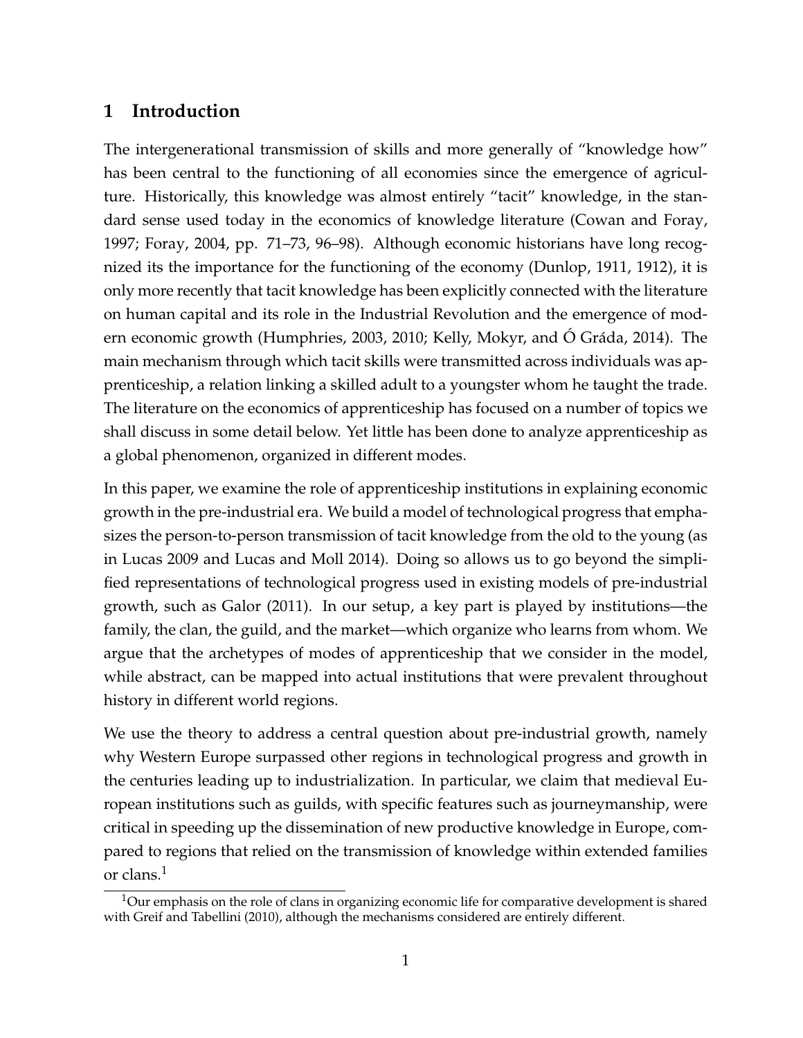## 1 Introduction

The intergenerational transmission of skills and more generally of "knowledge how" has been central to the functioning of all economies since the emergence of agriculture. Historically, this knowledge was almost entirely "tacit" knowledge, in the standard sense used today in the economics of knowledge literature (Cowan and Foray, 1997; Foray, 2004, pp. 71–73, 96–98). Although economic historians have long recognized its the importance for the functioning of the economy (Dunlop, 1911, 1912), it is only more recently that tacit knowledge has been explicitly connected with the literature on human capital and its role in the Industrial Revolution and the emergence of modern economic growth (Humphries, 2003, 2010; Kelly, Mokyr, and Ó Gráda, 2014). The main mechanism through which tacit skills were transmitted across individuals was apprenticeship, a relation linking a skilled adult to a youngster whom he taught the trade. The literature on the economics of apprenticeship has focused on a number of topics we shall discuss in some detail below. Yet little has been done to analyze apprenticeship as a global phenomenon, organized in different modes.

In this paper, we examine the role of apprenticeship institutions in explaining economic growth in the pre-industrial era. We build a model of technological progress that emphasizes the person-to-person transmission of tacit knowledge from the old to the young (as in Lucas 2009 and Lucas and Moll 2014). Doing so allows us to go beyond the simplified representations of technological progress used in existing models of pre-industrial growth, such as Galor (2011). In our setup, a key part is played by institutions—the family, the clan, the guild, and the market—which organize who learns from whom. We argue that the archetypes of modes of apprenticeship that we consider in the model, while abstract, can be mapped into actual institutions that were prevalent throughout history in different world regions.

We use the theory to address a central question about pre-industrial growth, namely why Western Europe surpassed other regions in technological progress and growth in the centuries leading up to industrialization. In particular, we claim that medieval European institutions such as guilds, with specific features such as journeymanship, were critical in speeding up the dissemination of new productive knowledge in Europe, compared to regions that relied on the transmission of knowledge within extended families or clans.[1]

[1] Our emphasis on the role of clans in organizing economic life for comparative development is shared with Greif and Tabellini (2010), although the mechanisms considered are entirely different.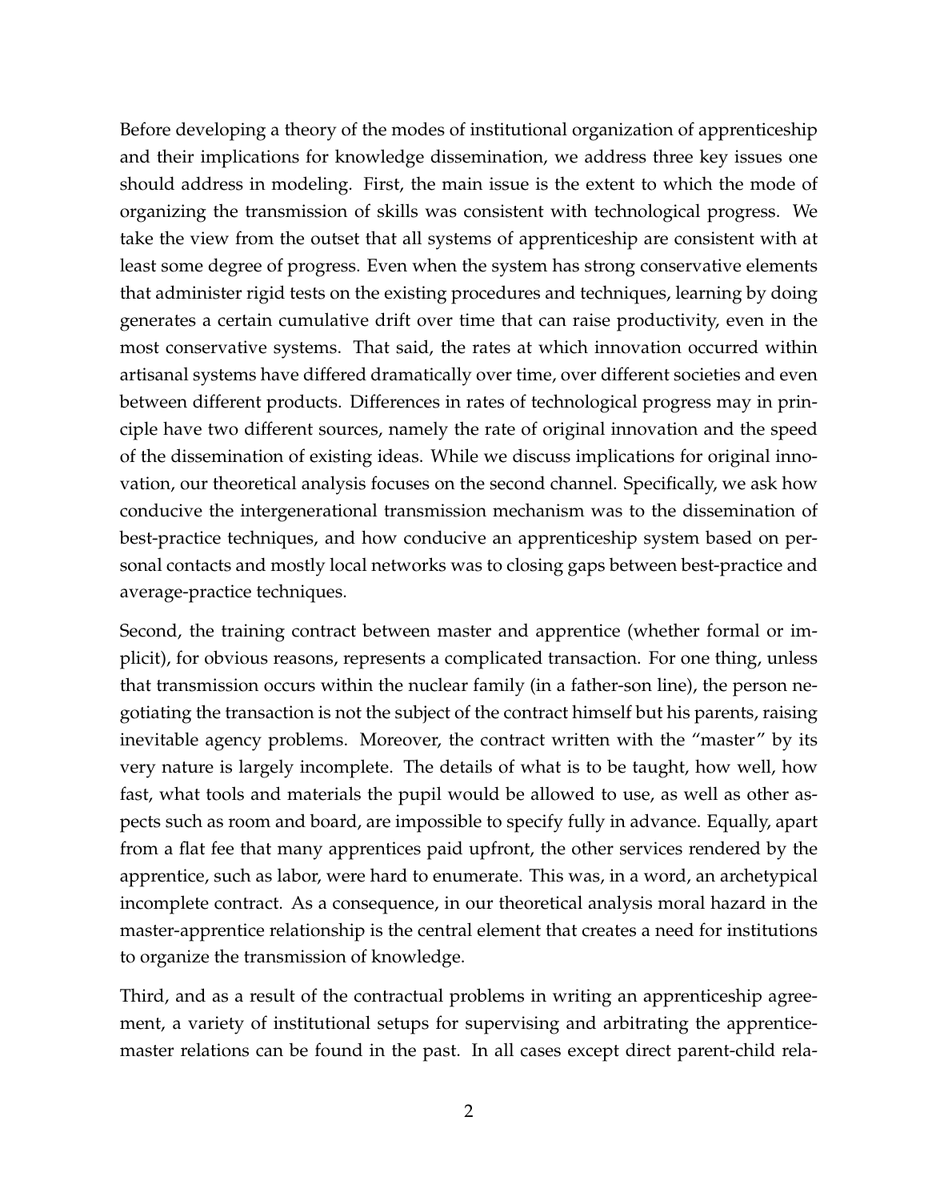Before developing a theory of the modes of institutional organization of apprenticeship and their implications for knowledge dissemination, we address three key issues one should address in modeling. First, the main issue is the extent to which the mode of organizing the transmission of skills was consistent with technological progress. We take the view from the outset that all systems of apprenticeship are consistent with at least some degree of progress. Even when the system has strong conservative elements that administer rigid tests on the existing procedures and techniques, learning by doing generates a certain cumulative drift over time that can raise productivity, even in the most conservative systems. That said, the rates at which innovation occurred within artisanal systems have differed dramatically over time, over different societies and even between different products. Differences in rates of technological progress may in principle have two different sources, namely the rate of original innovation and the speed of the dissemination of existing ideas. While we discuss implications for original innovation, our theoretical analysis focuses on the second channel. Specifically, we ask how conducive the intergenerational transmission mechanism was to the dissemination of best-practice techniques, and how conducive an apprenticeship system based on personal contacts and mostly local networks was to closing gaps between best-practice and average-practice techniques.

Second, the training contract between master and apprentice (whether formal or implicit), for obvious reasons, represents a complicated transaction. For one thing, unless that transmission occurs within the nuclear family (in a father-son line), the person negotiating the transaction is not the subject of the contract himself but his parents, raising inevitable agency problems. Moreover, the contract written with the "master" by its very nature is largely incomplete. The details of what is to be taught, how well, how fast, what tools and materials the pupil would be allowed to use, as well as other aspects such as room and board, are impossible to specify fully in advance. Equally, apart from a flat fee that many apprentices paid upfront, the other services rendered by the apprentice, such as labor, were hard to enumerate. This was, in a word, an archetypical incomplete contract. As a consequence, in our theoretical analysis moral hazard in the master-apprentice relationship is the central element that creates a need for institutions to organize the transmission of knowledge.

Third, and as a result of the contractual problems in writing an apprenticeship agreement, a variety of institutional setups for supervising and arbitrating the apprentice-master relations can be found in the past. In all cases except direct parent-child rela-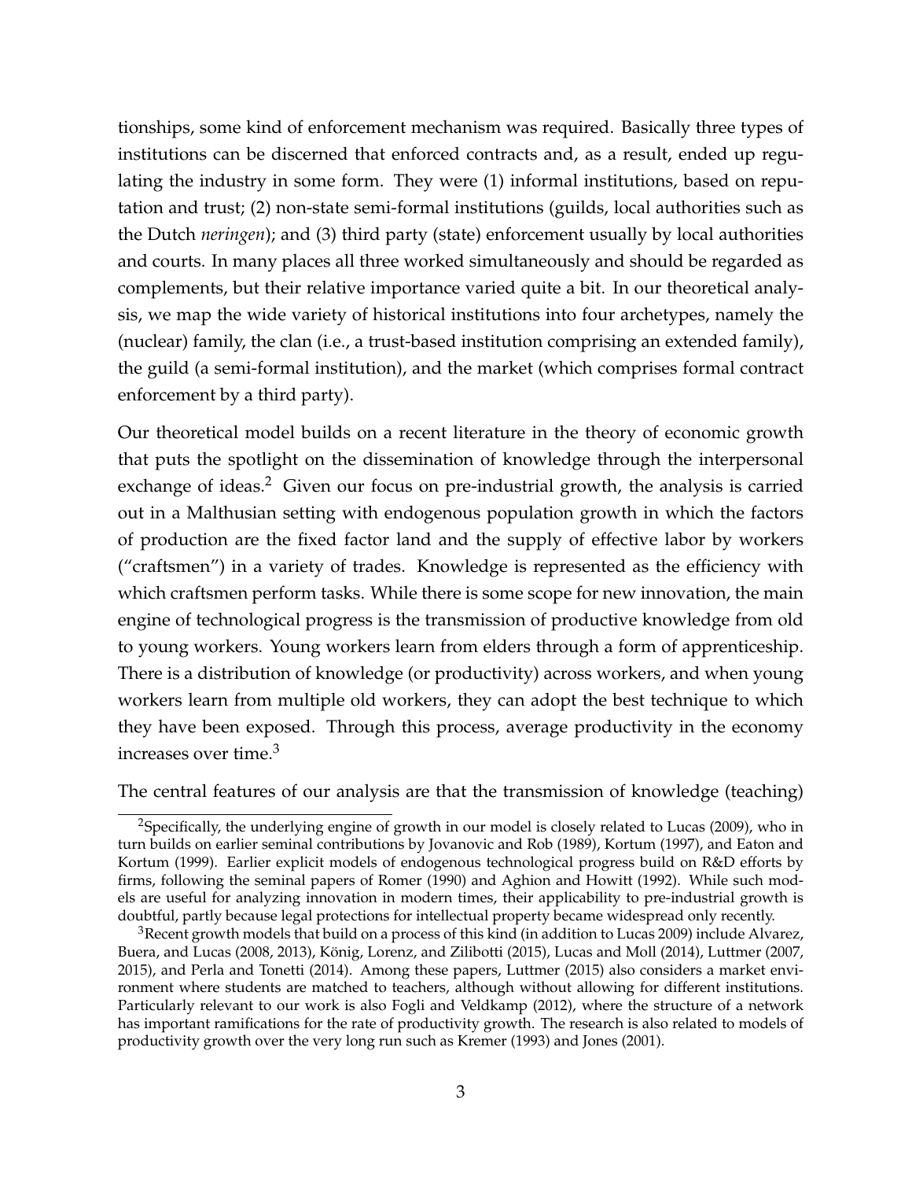tionships, some kind of enforcement mechanism was required. Basically three types of institutions can be discerned that enforced contracts and, as a result, ended up regulating the industry in some form. They were (1) informal institutions, based on reputation and trust; (2) non-state semi-formal institutions (guilds, local authorities such as the Dutch *neringen*); and (3) third party (state) enforcement usually by local authorities and courts. In many places all three worked simultaneously and should be regarded as complements, but their relative importance varied quite a bit. In our theoretical analysis, we map the wide variety of historical institutions into four archetypes, namely the (nuclear) family, the clan (i.e., a trust-based institution comprising an extended family), the guild (a semi-formal institution), and the market (which comprises formal contract enforcement by a third party).

Our theoretical model builds on a recent literature in the theory of economic growth that puts the spotlight on the dissemination of knowledge through the interpersonal exchange of ideas.[2] Given our focus on pre-industrial growth, the analysis is carried out in a Malthusian setting with endogenous population growth in which the factors of production are the fixed factor land and the supply of effective labor by workers ("craftsmen") in a variety of trades. Knowledge is represented as the efficiency with which craftsmen perform tasks. While there is some scope for new innovation, the main engine of technological progress is the transmission of productive knowledge from old to young workers. Young workers learn from elders through a form of apprenticeship. There is a distribution of knowledge (or productivity) across workers, and when young workers learn from multiple old workers, they can adopt the best technique to which they have been exposed. Through this process, average productivity in the economy increases over time.[3]

The central features of our analysis are that the transmission of knowledge (teaching)

---

[2] Specifically, the underlying engine of growth in our model is closely related to Lucas (2009), who in turn builds on earlier seminal contributions by Jovanovic and Rob (1989), Kortum (1997), and Eaton and Kortum (1999). Earlier explicit models of endogenous technological progress build on R&D efforts by firms, following the seminal papers of Romer (1990) and Aghion and Howitt (1992). While such models are useful for analyzing innovation in modern times, their applicability to pre-industrial growth is doubtful, partly because legal protections for intellectual property became widespread only recently.

[3] Recent growth models that build on a process of this kind (in addition to Lucas 2009) include Alvarez, Buera, and Lucas (2008, 2013), König, Lorenz, and Zilibotti (2015), Lucas and Moll (2014), Luttmer (2007, 2015), and Perla and Tonetti (2014). Among these papers, Luttmer (2015) also considers a market environment where students are matched to teachers, although without allowing for different institutions. Particularly relevant to our work is also Fogli and Veldkamp (2012), where the structure of a network has important ramifications for the rate of productivity growth. The research is also related to models of productivity growth over the very long run such as Kremer (1993) and Jones (2001).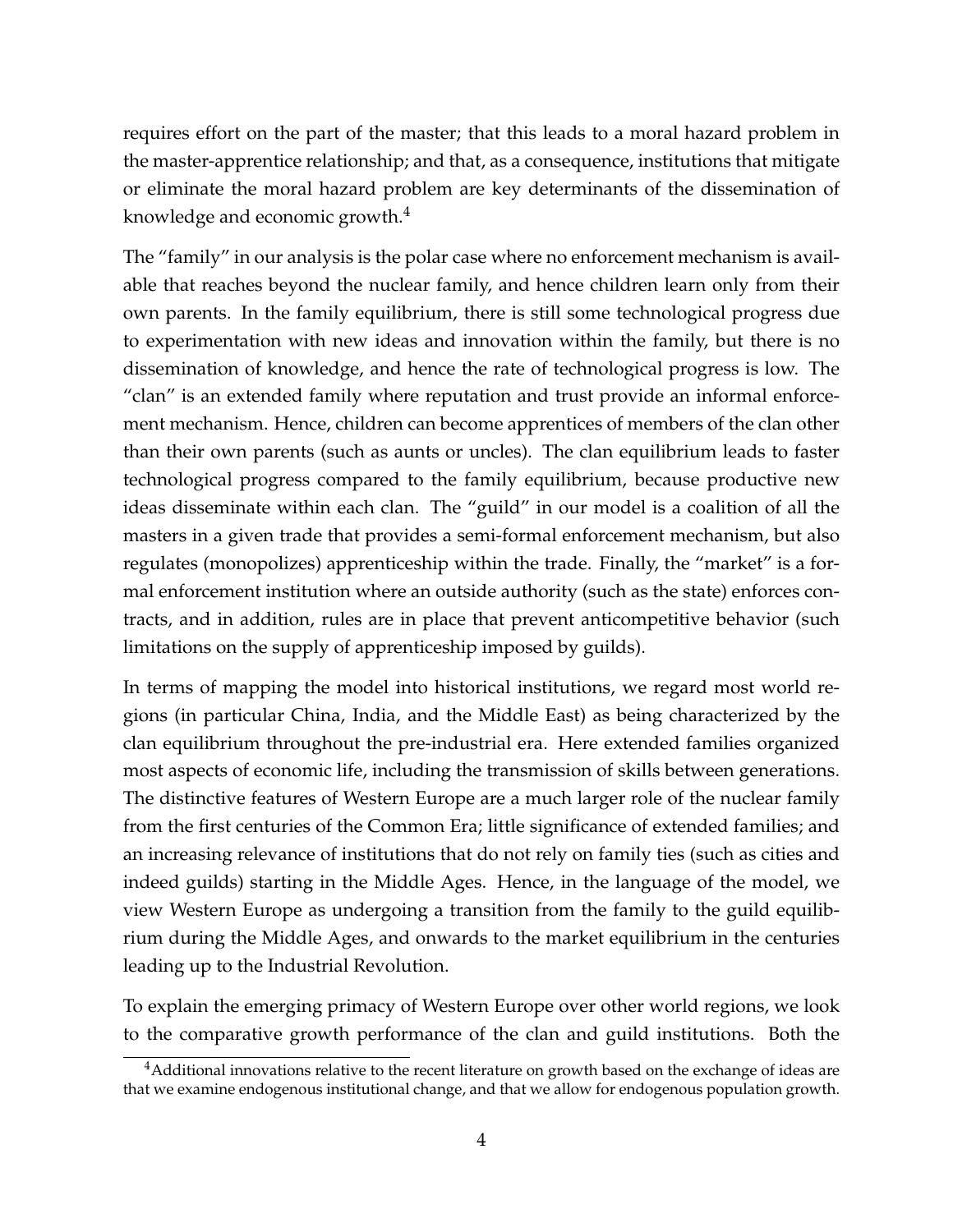requires effort on the part of the master; that this leads to a moral hazard problem in the master-apprentice relationship; and that, as a consequence, institutions that mitigate or eliminate the moral hazard problem are key determinants of the dissemination of knowledge and economic growth.[4]

The "family" in our analysis is the polar case where no enforcement mechanism is available that reaches beyond the nuclear family, and hence children learn only from their own parents. In the family equilibrium, there is still some technological progress due to experimentation with new ideas and innovation within the family, but there is no dissemination of knowledge, and hence the rate of technological progress is low. The "clan" is an extended family where reputation and trust provide an informal enforcement mechanism. Hence, children can become apprentices of members of the clan other than their own parents (such as aunts or uncles). The clan equilibrium leads to faster technological progress compared to the family equilibrium, because productive new ideas disseminate within each clan. The "guild" in our model is a coalition of all the masters in a given trade that provides a semi-formal enforcement mechanism, but also regulates (monopolizes) apprenticeship within the trade. Finally, the "market" is a formal enforcement institution where an outside authority (such as the state) enforces contracts, and in addition, rules are in place that prevent anticompetitive behavior (such limitations on the supply of apprenticeship imposed by guilds).

In terms of mapping the model into historical institutions, we regard most world regions (in particular China, India, and the Middle East) as being characterized by the clan equilibrium throughout the pre-industrial era. Here extended families organized most aspects of economic life, including the transmission of skills between generations. The distinctive features of Western Europe are a much larger role of the nuclear family from the first centuries of the Common Era; little significance of extended families; and an increasing relevance of institutions that do not rely on family ties (such as cities and indeed guilds) starting in the Middle Ages. Hence, in the language of the model, we view Western Europe as undergoing a transition from the family to the guild equilibrium during the Middle Ages, and onwards to the market equilibrium in the centuries leading up to the Industrial Revolution.

To explain the emerging primacy of Western Europe over other world regions, we look to the comparative growth performance of the clan and guild institutions. Both the

[4] Additional innovations relative to the recent literature on growth based on the exchange of ideas are that we examine endogenous institutional change, and that we allow for endogenous population growth.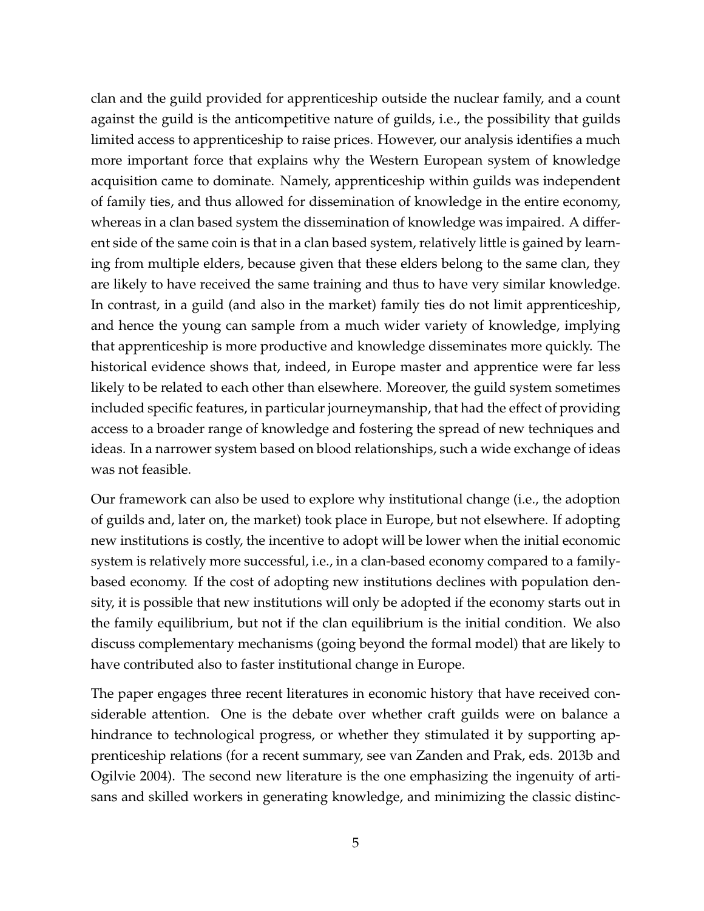clan and the guild provided for apprenticeship outside the nuclear family, and a count against the guild is the anticompetitive nature of guilds, i.e., the possibility that guilds limited access to apprenticeship to raise prices. However, our analysis identifies a much more important force that explains why the Western European system of knowledge acquisition came to dominate. Namely, apprenticeship within guilds was independent of family ties, and thus allowed for dissemination of knowledge in the entire economy, whereas in a clan based system the dissemination of knowledge was impaired. A different side of the same coin is that in a clan based system, relatively little is gained by learning from multiple elders, because given that these elders belong to the same clan, they are likely to have received the same training and thus to have very similar knowledge. In contrast, in a guild (and also in the market) family ties do not limit apprenticeship, and hence the young can sample from a much wider variety of knowledge, implying that apprenticeship is more productive and knowledge disseminates more quickly. The historical evidence shows that, indeed, in Europe master and apprentice were far less likely to be related to each other than elsewhere. Moreover, the guild system sometimes included specific features, in particular journeymanship, that had the effect of providing access to a broader range of knowledge and fostering the spread of new techniques and ideas. In a narrower system based on blood relationships, such a wide exchange of ideas was not feasible.

Our framework can also be used to explore why institutional change (i.e., the adoption of guilds and, later on, the market) took place in Europe, but not elsewhere. If adopting new institutions is costly, the incentive to adopt will be lower when the initial economic system is relatively more successful, i.e., in a clan-based economy compared to a family-based economy. If the cost of adopting new institutions declines with population density, it is possible that new institutions will only be adopted if the economy starts out in the family equilibrium, but not if the clan equilibrium is the initial condition. We also discuss complementary mechanisms (going beyond the formal model) that are likely to have contributed also to faster institutional change in Europe.

The paper engages three recent literatures in economic history that have received considerable attention. One is the debate over whether craft guilds were on balance a hindrance to technological progress, or whether they stimulated it by supporting apprenticeship relations (for a recent summary, see van Zanden and Prak, eds. 2013b and Ogilvie 2004). The second new literature is the one emphasizing the ingenuity of artisans and skilled workers in generating knowledge, and minimizing the classic distinc-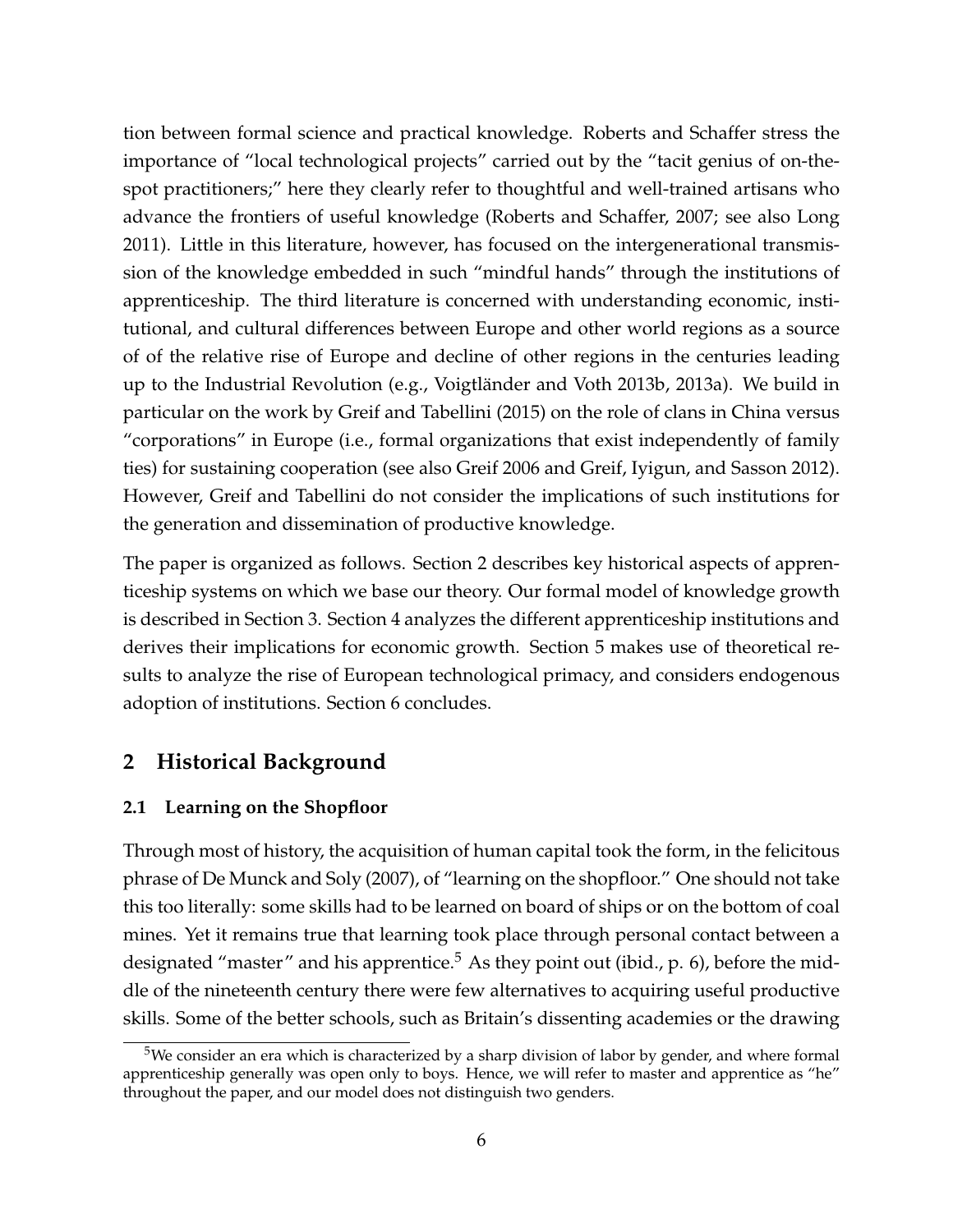tion between formal science and practical knowledge. Roberts and Schaffer stress the importance of "local technological projects" carried out by the "tacit genius of on-the-spot practitioners;" here they clearly refer to thoughtful and well-trained artisans who advance the frontiers of useful knowledge (Roberts and Schaffer, 2007; see also Long 2011). Little in this literature, however, has focused on the intergenerational transmission of the knowledge embedded in such "mindful hands" through the institutions of apprenticeship. The third literature is concerned with understanding economic, institutional, and cultural differences between Europe and other world regions as a source of of the relative rise of Europe and decline of other regions in the centuries leading up to the Industrial Revolution (e.g., Voigtländer and Voth 2013b, 2013a). We build in particular on the work by Greif and Tabellini (2015) on the role of clans in China versus "corporations" in Europe (i.e., formal organizations that exist independently of family ties) for sustaining cooperation (see also Greif 2006 and Greif, Iyigun, and Sasson 2012). However, Greif and Tabellini do not consider the implications of such institutions for the generation and dissemination of productive knowledge.

The paper is organized as follows. Section 2 describes key historical aspects of apprenticeship systems on which we base our theory. Our formal model of knowledge growth is described in Section 3. Section 4 analyzes the different apprenticeship institutions and derives their implications for economic growth. Section 5 makes use of theoretical results to analyze the rise of European technological primacy, and considers endogenous adoption of institutions. Section 6 concludes.

## 2 Historical Background

### 2.1 Learning on the Shopfloor

Through most of history, the acquisition of human capital took the form, in the felicitous phrase of De Munck and Soly (2007), of "learning on the shopfloor." One should not take this too literally: some skills had to be learned on board of ships or on the bottom of coal mines. Yet it remains true that learning took place through personal contact between a designated "master" and his apprentice.[5] As they point out (ibid., p. 6), before the middle of the nineteenth century there were few alternatives to acquiring useful productive skills. Some of the better schools, such as Britain's dissenting academies or the drawing

[5] We consider an era which is characterized by a sharp division of labor by gender, and where formal apprenticeship generally was open only to boys. Hence, we will refer to master and apprentice as "he" throughout the paper, and our model does not distinguish two genders.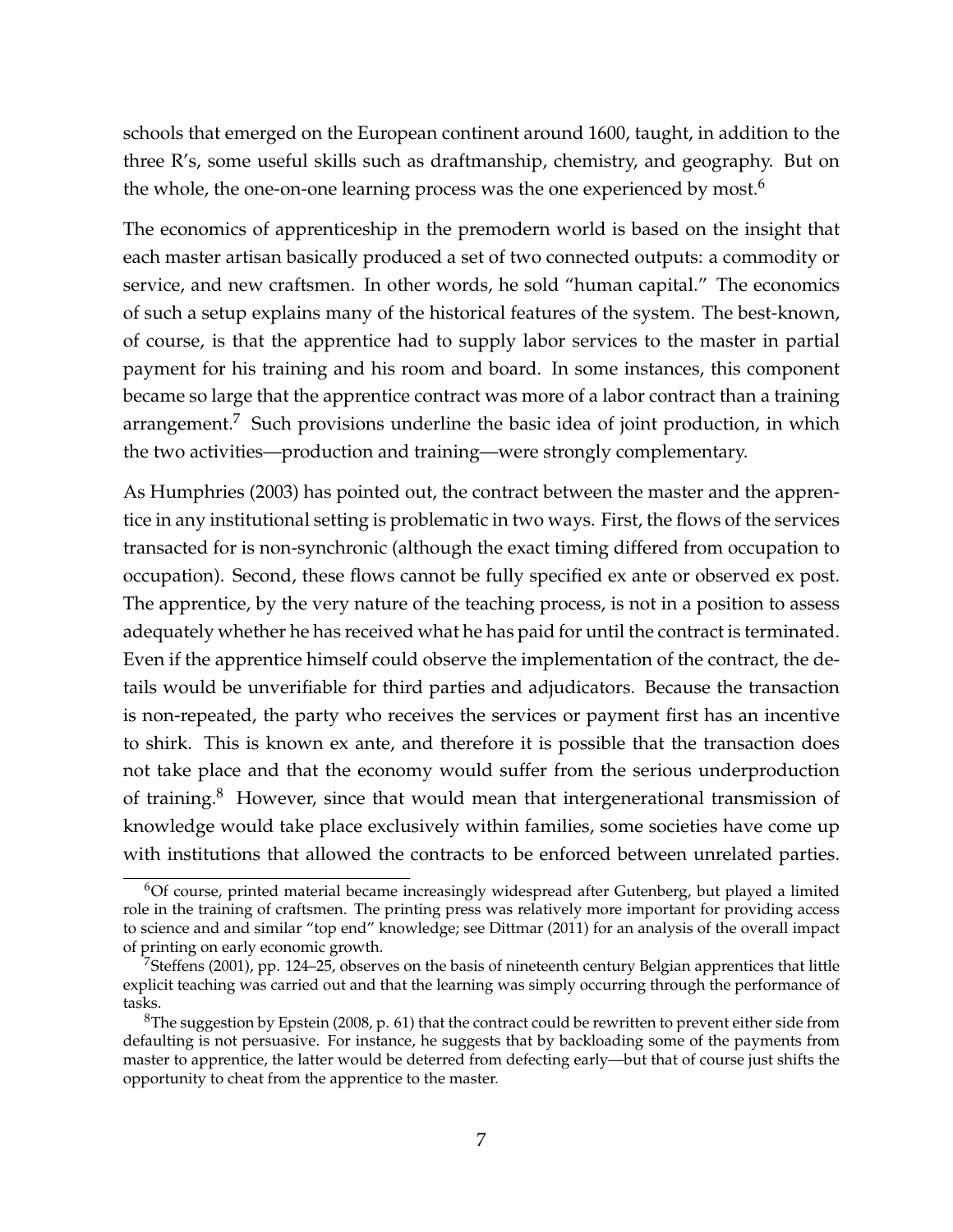schools that emerged on the European continent around 1600, taught, in addition to the three R's, some useful skills such as draftmanship, chemistry, and geography. But on the whole, the one-on-one learning process was the one experienced by most.[6]

The economics of apprenticeship in the premodern world is based on the insight that each master artisan basically produced a set of two connected outputs: a commodity or service, and new craftsmen. In other words, he sold "human capital." The economics of such a setup explains many of the historical features of the system. The best-known, of course, is that the apprentice had to supply labor services to the master in partial payment for his training and his room and board. In some instances, this component became so large that the apprentice contract was more of a labor contract than a training arrangement.[7] Such provisions underline the basic idea of joint production, in which the two activities—production and training—were strongly complementary.

As Humphries (2003) has pointed out, the contract between the master and the apprentice in any institutional setting is problematic in two ways. First, the flows of the services transacted for is non-synchronic (although the exact timing differed from occupation to occupation). Second, these flows cannot be fully specified ex ante or observed ex post. The apprentice, by the very nature of the teaching process, is not in a position to assess adequately whether he has received what he has paid for until the contract is terminated. Even if the apprentice himself could observe the implementation of the contract, the details would be unverifiable for third parties and adjudicators. Because the transaction is non-repeated, the party who receives the services or payment first has an incentive to shirk. This is known ex ante, and therefore it is possible that the transaction does not take place and that the economy would suffer from the serious underproduction of training.[8] However, since that would mean that intergenerational transmission of knowledge would take place exclusively within families, some societies have come up with institutions that allowed the contracts to be enforced between unrelated parties.

[6] Of course, printed material became increasingly widespread after Gutenberg, but played a limited role in the training of craftsmen. The printing press was relatively more important for providing access to science and and similar "top end" knowledge; see Dittmar (2011) for an analysis of the overall impact of printing on early economic growth.

[7] Steffens (2001), pp. 124–25, observes on the basis of nineteenth century Belgian apprentices that little explicit teaching was carried out and that the learning was simply occurring through the performance of tasks.

[8] The suggestion by Epstein (2008, p. 61) that the contract could be rewritten to prevent either side from defaulting is not persuasive. For instance, he suggests that by backloading some of the payments from master to apprentice, the latter would be deterred from defecting early—but that of course just shifts the opportunity to cheat from the apprentice to the master.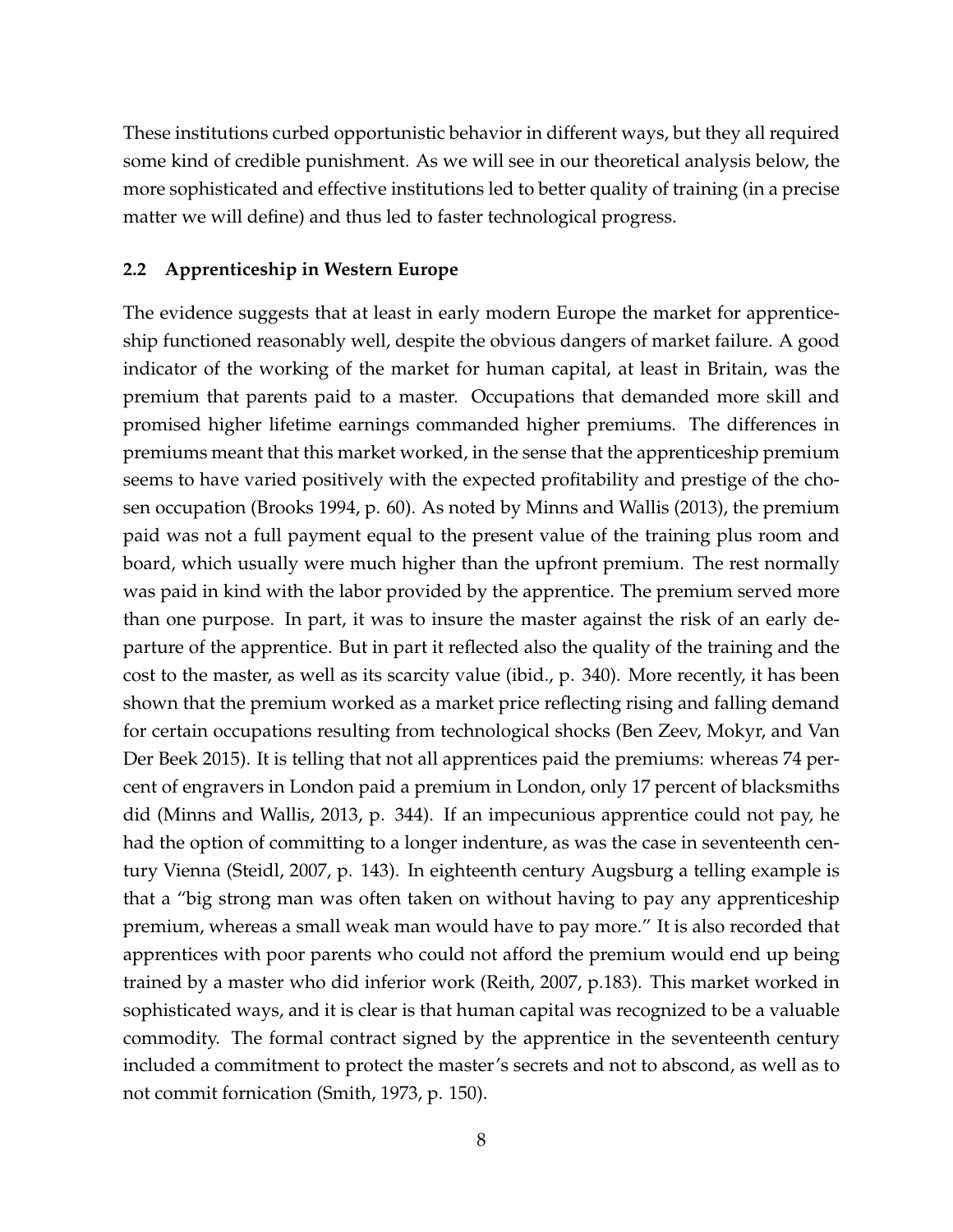These institutions curbed opportunistic behavior in different ways, but they all required some kind of credible punishment. As we will see in our theoretical analysis below, the more sophisticated and effective institutions led to better quality of training (in a precise matter we will define) and thus led to faster technological progress.

### 2.2 Apprenticeship in Western Europe

The evidence suggests that at least in early modern Europe the market for apprenticeship functioned reasonably well, despite the obvious dangers of market failure. A good indicator of the working of the market for human capital, at least in Britain, was the premium that parents paid to a master. Occupations that demanded more skill and promised higher lifetime earnings commanded higher premiums. The differences in premiums meant that this market worked, in the sense that the apprenticeship premium seems to have varied positively with the expected profitability and prestige of the chosen occupation (Brooks 1994, p. 60). As noted by Minns and Wallis (2013), the premium paid was not a full payment equal to the present value of the training plus room and board, which usually were much higher than the upfront premium. The rest normally was paid in kind with the labor provided by the apprentice. The premium served more than one purpose. In part, it was to insure the master against the risk of an early departure of the apprentice. But in part it reflected also the quality of the training and the cost to the master, as well as its scarcity value (ibid., p. 340). More recently, it has been shown that the premium worked as a market price reflecting rising and falling demand for certain occupations resulting from technological shocks (Ben Zeev, Mokyr, and Van Der Beek 2015). It is telling that not all apprentices paid the premiums: whereas 74 percent of engravers in London paid a premium in London, only 17 percent of blacksmiths did (Minns and Wallis, 2013, p. 344). If an impecunious apprentice could not pay, he had the option of committing to a longer indenture, as was the case in seventeenth century Vienna (Steidl, 2007, p. 143). In eighteenth century Augsburg a telling example is that a "big strong man was often taken on without having to pay any apprenticeship premium, whereas a small weak man would have to pay more." It is also recorded that apprentices with poor parents who could not afford the premium would end up being trained by a master who did inferior work (Reith, 2007, p.183). This market worked in sophisticated ways, and it is clear is that human capital was recognized to be a valuable commodity. The formal contract signed by the apprentice in the seventeenth century included a commitment to protect the master's secrets and not to abscond, as well as to not commit fornication (Smith, 1973, p. 150).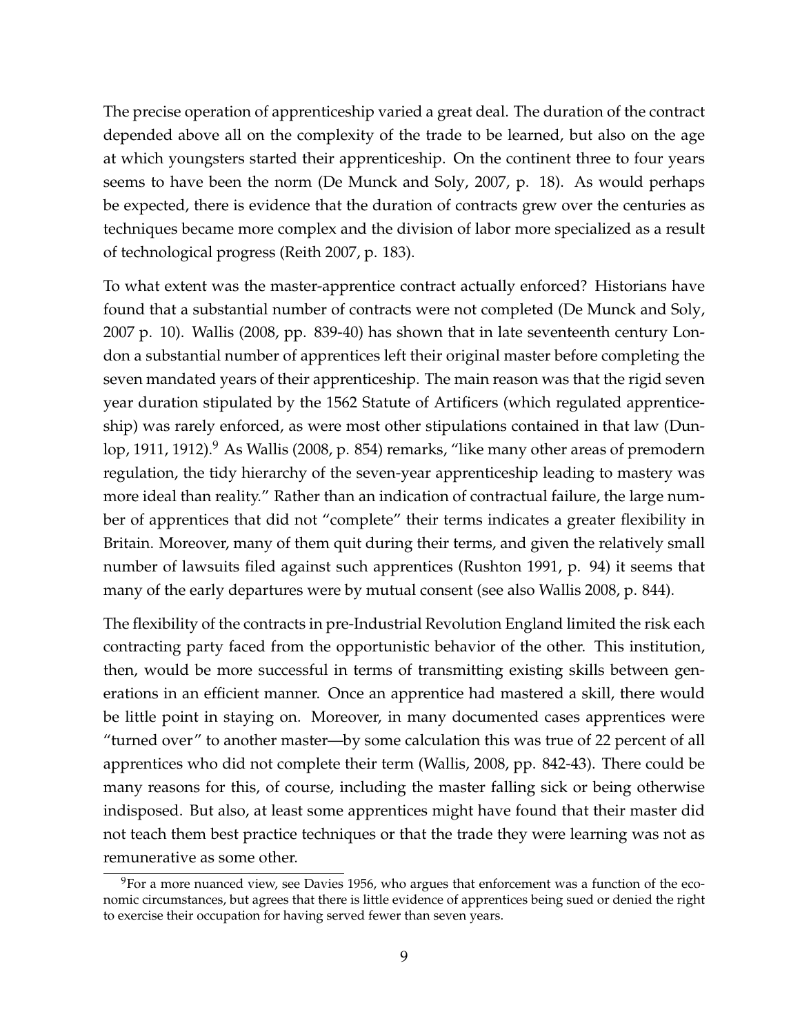The precise operation of apprenticeship varied a great deal. The duration of the contract depended above all on the complexity of the trade to be learned, but also on the age at which youngsters started their apprenticeship. On the continent three to four years seems to have been the norm (De Munck and Soly, 2007, p. 18). As would perhaps be expected, there is evidence that the duration of contracts grew over the centuries as techniques became more complex and the division of labor more specialized as a result of technological progress (Reith 2007, p. 183).

To what extent was the master-apprentice contract actually enforced? Historians have found that a substantial number of contracts were not completed (De Munck and Soly, 2007 p. 10). Wallis (2008, pp. 839-40) has shown that in late seventeenth century London a substantial number of apprentices left their original master before completing the seven mandated years of their apprenticeship. The main reason was that the rigid seven year duration stipulated by the 1562 Statute of Artificers (which regulated apprenticeship) was rarely enforced, as were most other stipulations contained in that law (Dunlop, 1911, 1912).[9] As Wallis (2008, p. 854) remarks, "like many other areas of premodern regulation, the tidy hierarchy of the seven-year apprenticeship leading to mastery was more ideal than reality." Rather than an indication of contractual failure, the large number of apprentices that did not "complete" their terms indicates a greater flexibility in Britain. Moreover, many of them quit during their terms, and given the relatively small number of lawsuits filed against such apprentices (Rushton 1991, p. 94) it seems that many of the early departures were by mutual consent (see also Wallis 2008, p. 844).

The flexibility of the contracts in pre-Industrial Revolution England limited the risk each contracting party faced from the opportunistic behavior of the other. This institution, then, would be more successful in terms of transmitting existing skills between generations in an efficient manner. Once an apprentice had mastered a skill, there would be little point in staying on. Moreover, in many documented cases apprentices were "turned over" to another master—by some calculation this was true of 22 percent of all apprentices who did not complete their term (Wallis, 2008, pp. 842-43). There could be many reasons for this, of course, including the master falling sick or being otherwise indisposed. But also, at least some apprentices might have found that their master did not teach them best practice techniques or that the trade they were learning was not as remunerative as some other.

[9] For a more nuanced view, see Davies 1956, who argues that enforcement was a function of the economic circumstances, but agrees that there is little evidence of apprentices being sued or denied the right to exercise their occupation for having served fewer than seven years.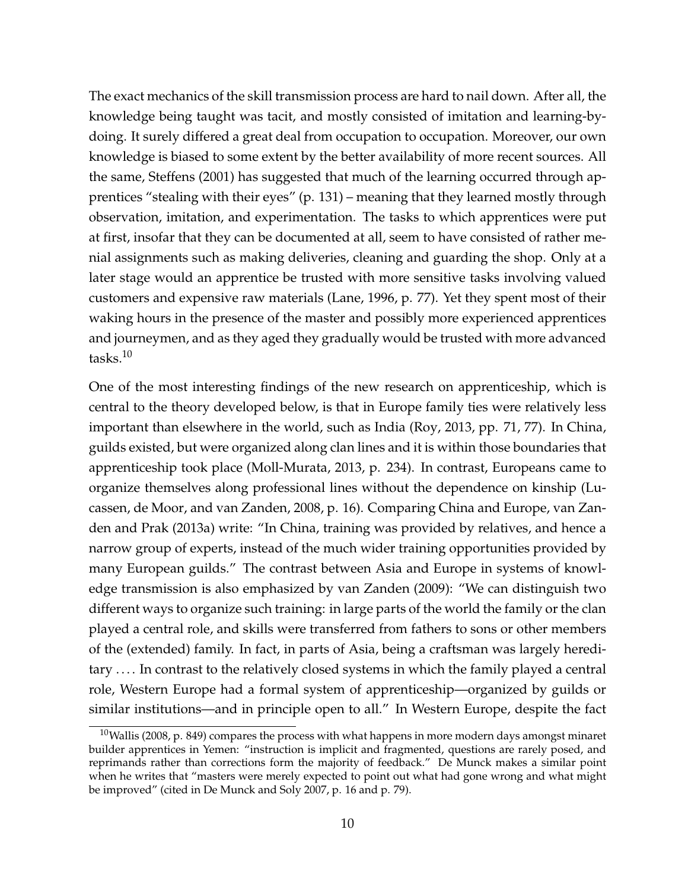The exact mechanics of the skill transmission process are hard to nail down. After all, the knowledge being taught was tacit, and mostly consisted of imitation and learning-by-doing. It surely differed a great deal from occupation to occupation. Moreover, our own knowledge is biased to some extent by the better availability of more recent sources. All the same, Steffens (2001) has suggested that much of the learning occurred through apprentices "stealing with their eyes" (p. 131) – meaning that they learned mostly through observation, imitation, and experimentation. The tasks to which apprentices were put at first, insofar that they can be documented at all, seem to have consisted of rather menial assignments such as making deliveries, cleaning and guarding the shop. Only at a later stage would an apprentice be trusted with more sensitive tasks involving valued customers and expensive raw materials (Lane, 1996, p. 77). Yet they spent most of their waking hours in the presence of the master and possibly more experienced apprentices and journeymen, and as they aged they gradually would be trusted with more advanced tasks.[10]

One of the most interesting findings of the new research on apprenticeship, which is central to the theory developed below, is that in Europe family ties were relatively less important than elsewhere in the world, such as India (Roy, 2013, pp. 71, 77). In China, guilds existed, but were organized along clan lines and it is within those boundaries that apprenticeship took place (Moll-Murata, 2013, p. 234). In contrast, Europeans came to organize themselves along professional lines without the dependence on kinship (Lucassen, de Moor, and van Zanden, 2008, p. 16). Comparing China and Europe, van Zanden and Prak (2013a) write: "In China, training was provided by relatives, and hence a narrow group of experts, instead of the much wider training opportunities provided by many European guilds." The contrast between Asia and Europe in systems of knowledge transmission is also emphasized by van Zanden (2009): "We can distinguish two different ways to organize such training: in large parts of the world the family or the clan played a central role, and skills were transferred from fathers to sons or other members of the (extended) family. In fact, in parts of Asia, being a craftsman was largely hereditary .... In contrast to the relatively closed systems in which the family played a central role, Western Europe had a formal system of apprenticeship—organized by guilds or similar institutions—and in principle open to all." In Western Europe, despite the fact

[10] Wallis (2008, p. 849) compares the process with what happens in more modern days amongst minaret builder apprentices in Yemen: "instruction is implicit and fragmented, questions are rarely posed, and reprimands rather than corrections form the majority of feedback." De Munck makes a similar point when he writes that "masters were merely expected to point out what had gone wrong and what might be improved" (cited in De Munck and Soly 2007, p. 16 and p. 79).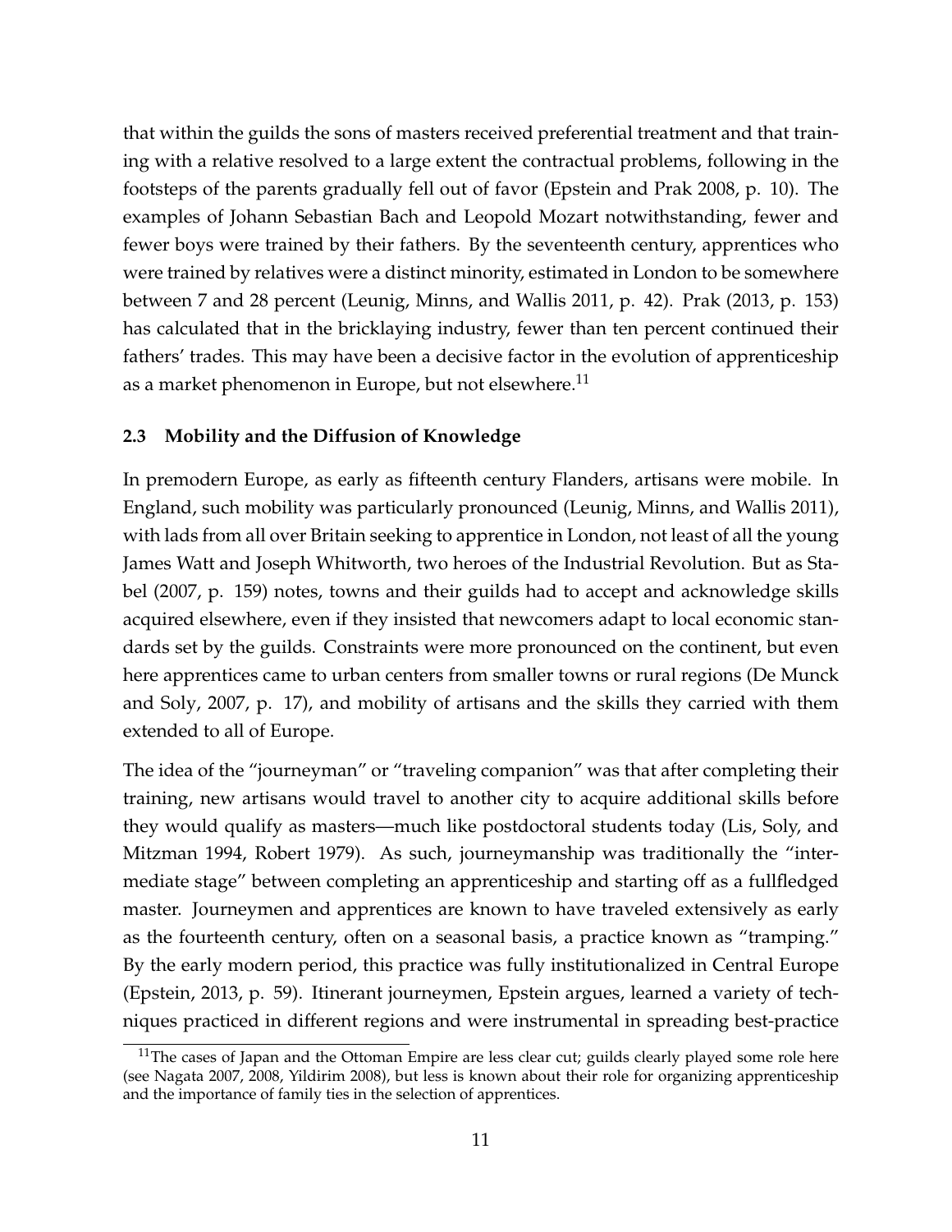that within the guilds the sons of masters received preferential treatment and that training with a relative resolved to a large extent the contractual problems, following in the footsteps of the parents gradually fell out of favor (Epstein and Prak 2008, p. 10). The examples of Johann Sebastian Bach and Leopold Mozart notwithstanding, fewer and fewer boys were trained by their fathers. By the seventeenth century, apprentices who were trained by relatives were a distinct minority, estimated in London to be somewhere between 7 and 28 percent (Leunig, Minns, and Wallis 2011, p. 42). Prak (2013, p. 153) has calculated that in the bricklaying industry, fewer than ten percent continued their fathers' trades. This may have been a decisive factor in the evolution of apprenticeship as a market phenomenon in Europe, but not elsewhere.[11]

### 2.3 Mobility and the Diffusion of Knowledge

In premodern Europe, as early as fifteenth century Flanders, artisans were mobile. In England, such mobility was particularly pronounced (Leunig, Minns, and Wallis 2011), with lads from all over Britain seeking to apprentice in London, not least of all the young James Watt and Joseph Whitworth, two heroes of the Industrial Revolution. But as Stabel (2007, p. 159) notes, towns and their guilds had to accept and acknowledge skills acquired elsewhere, even if they insisted that newcomers adapt to local economic standards set by the guilds. Constraints were more pronounced on the continent, but even here apprentices came to urban centers from smaller towns or rural regions (De Munck and Soly, 2007, p. 17), and mobility of artisans and the skills they carried with them extended to all of Europe.

The idea of the "journeyman" or "traveling companion" was that after completing their training, new artisans would travel to another city to acquire additional skills before they would qualify as masters—much like postdoctoral students today (Lis, Soly, and Mitzman 1994, Robert 1979). As such, journeymanship was traditionally the "intermediate stage" between completing an apprenticeship and starting off as a fullfledged master. Journeymen and apprentices are known to have traveled extensively as early as the fourteenth century, often on a seasonal basis, a practice known as "tramping." By the early modern period, this practice was fully institutionalized in Central Europe (Epstein, 2013, p. 59). Itinerant journeymen, Epstein argues, learned a variety of techniques practiced in different regions and were instrumental in spreading best-practice

[11] The cases of Japan and the Ottoman Empire are less clear cut; guilds clearly played some role here (see Nagata 2007, 2008, Yildirim 2008), but less is known about their role for organizing apprenticeship and the importance of family ties in the selection of apprentices.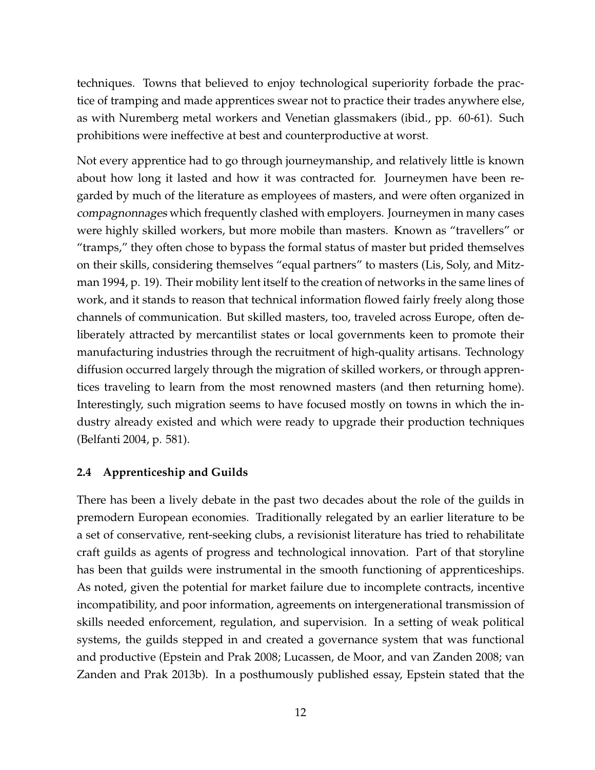techniques. Towns that believed to enjoy technological superiority forbade the practice of tramping and made apprentices swear not to practice their trades anywhere else, as with Nuremberg metal workers and Venetian glassmakers (ibid., pp. 60-61). Such prohibitions were ineffective at best and counterproductive at worst.

Not every apprentice had to go through journeymanship, and relatively little is known about how long it lasted and how it was contracted for. Journeymen have been regarded by much of the literature as employees of masters, and were often organized in *compagnonnages* which frequently clashed with employers. Journeymen in many cases were highly skilled workers, but more mobile than masters. Known as "travellers" or "tramps," they often chose to bypass the formal status of master but prided themselves on their skills, considering themselves "equal partners" to masters (Lis, Soly, and Mitzman 1994, p. 19). Their mobility lent itself to the creation of networks in the same lines of work, and it stands to reason that technical information flowed fairly freely along those channels of communication. But skilled masters, too, traveled across Europe, often deliberately attracted by mercantilist states or local governments keen to promote their manufacturing industries through the recruitment of high-quality artisans. Technology diffusion occurred largely through the migration of skilled workers, or through apprentices traveling to learn from the most renowned masters (and then returning home). Interestingly, such migration seems to have focused mostly on towns in which the industry already existed and which were ready to upgrade their production techniques (Belfanti 2004, p. 581).

### 2.4 Apprenticeship and Guilds

There has been a lively debate in the past two decades about the role of the guilds in premodern European economies. Traditionally relegated by an earlier literature to be a set of conservative, rent-seeking clubs, a revisionist literature has tried to rehabilitate craft guilds as agents of progress and technological innovation. Part of that storyline has been that guilds were instrumental in the smooth functioning of apprenticeships. As noted, given the potential for market failure due to incomplete contracts, incentive incompatibility, and poor information, agreements on intergenerational transmission of skills needed enforcement, regulation, and supervision. In a setting of weak political systems, the guilds stepped in and created a governance system that was functional and productive (Epstein and Prak 2008; Lucassen, de Moor, and van Zanden 2008; van Zanden and Prak 2013b). In a posthumously published essay, Epstein stated that the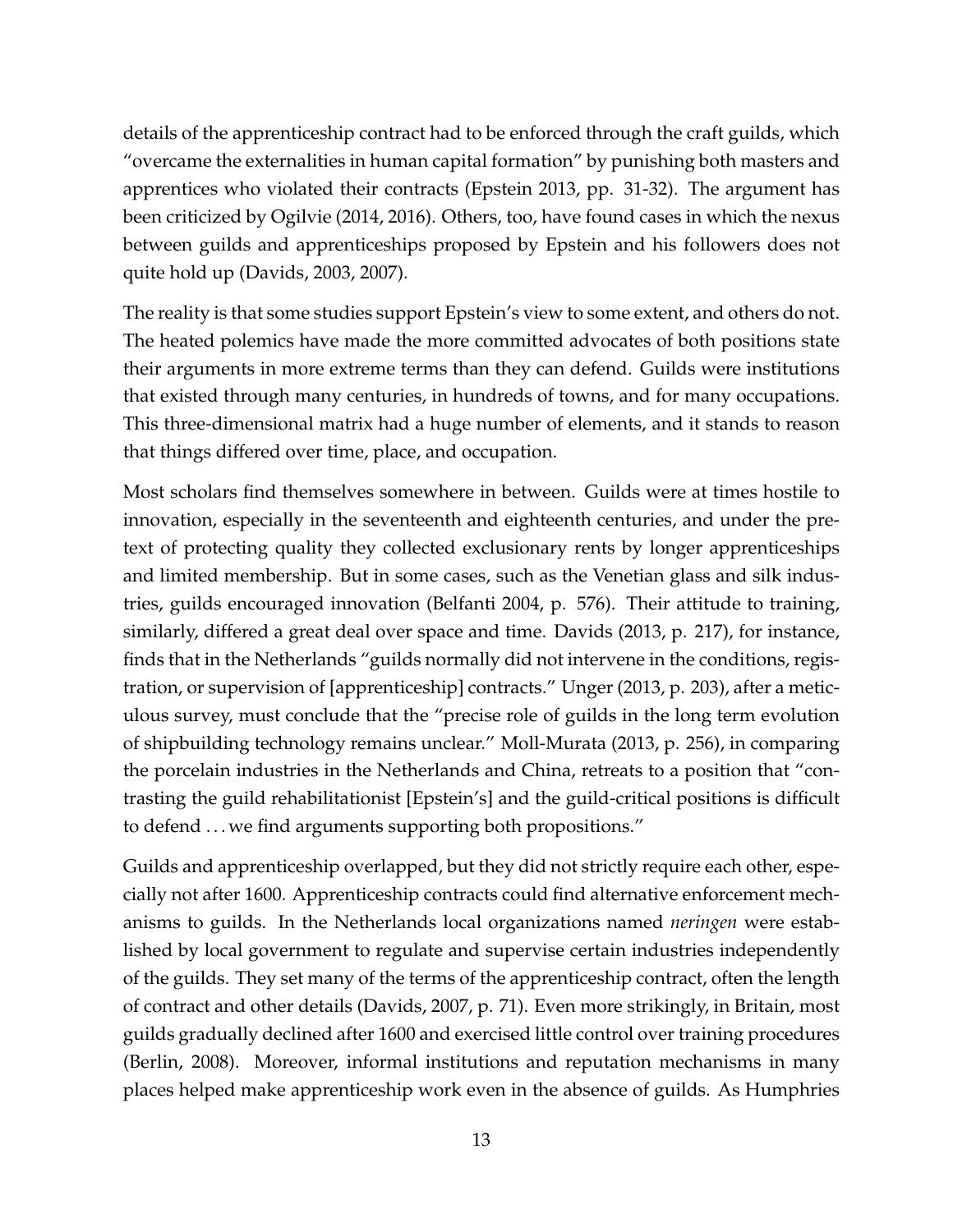details of the apprenticeship contract had to be enforced through the craft guilds, which "overcame the externalities in human capital formation" by punishing both masters and apprentices who violated their contracts (Epstein 2013, pp. 31-32). The argument has been criticized by Ogilvie (2014, 2016). Others, too, have found cases in which the nexus between guilds and apprenticeships proposed by Epstein and his followers does not quite hold up (Davids, 2003, 2007).

The reality is that some studies support Epstein's view to some extent, and others do not. The heated polemics have made the more committed advocates of both positions state their arguments in more extreme terms than they can defend. Guilds were institutions that existed through many centuries, in hundreds of towns, and for many occupations. This three-dimensional matrix had a huge number of elements, and it stands to reason that things differed over time, place, and occupation.

Most scholars find themselves somewhere in between. Guilds were at times hostile to innovation, especially in the seventeenth and eighteenth centuries, and under the pretext of protecting quality they collected exclusionary rents by longer apprenticeships and limited membership. But in some cases, such as the Venetian glass and silk industries, guilds encouraged innovation (Belfanti 2004, p. 576). Their attitude to training, similarly, differed a great deal over space and time. Davids (2013, p. 217), for instance, finds that in the Netherlands "guilds normally did not intervene in the conditions, registration, or supervision of [apprenticeship] contracts." Unger (2013, p. 203), after a meticulous survey, must conclude that the "precise role of guilds in the long term evolution of shipbuilding technology remains unclear." Moll-Murata (2013, p. 256), in comparing the porcelain industries in the Netherlands and China, retreats to a position that "contrasting the guild rehabilitationist [Epstein's] and the guild-critical positions is difficult to defend . . . we find arguments supporting both propositions."

Guilds and apprenticeship overlapped, but they did not strictly require each other, especially not after 1600. Apprenticeship contracts could find alternative enforcement mechanisms to guilds. In the Netherlands local organizations named *neringen* were established by local government to regulate and supervise certain industries independently of the guilds. They set many of the terms of the apprenticeship contract, often the length of contract and other details (Davids, 2007, p. 71). Even more strikingly, in Britain, most guilds gradually declined after 1600 and exercised little control over training procedures (Berlin, 2008). Moreover, informal institutions and reputation mechanisms in many places helped make apprenticeship work even in the absence of guilds. As Humphries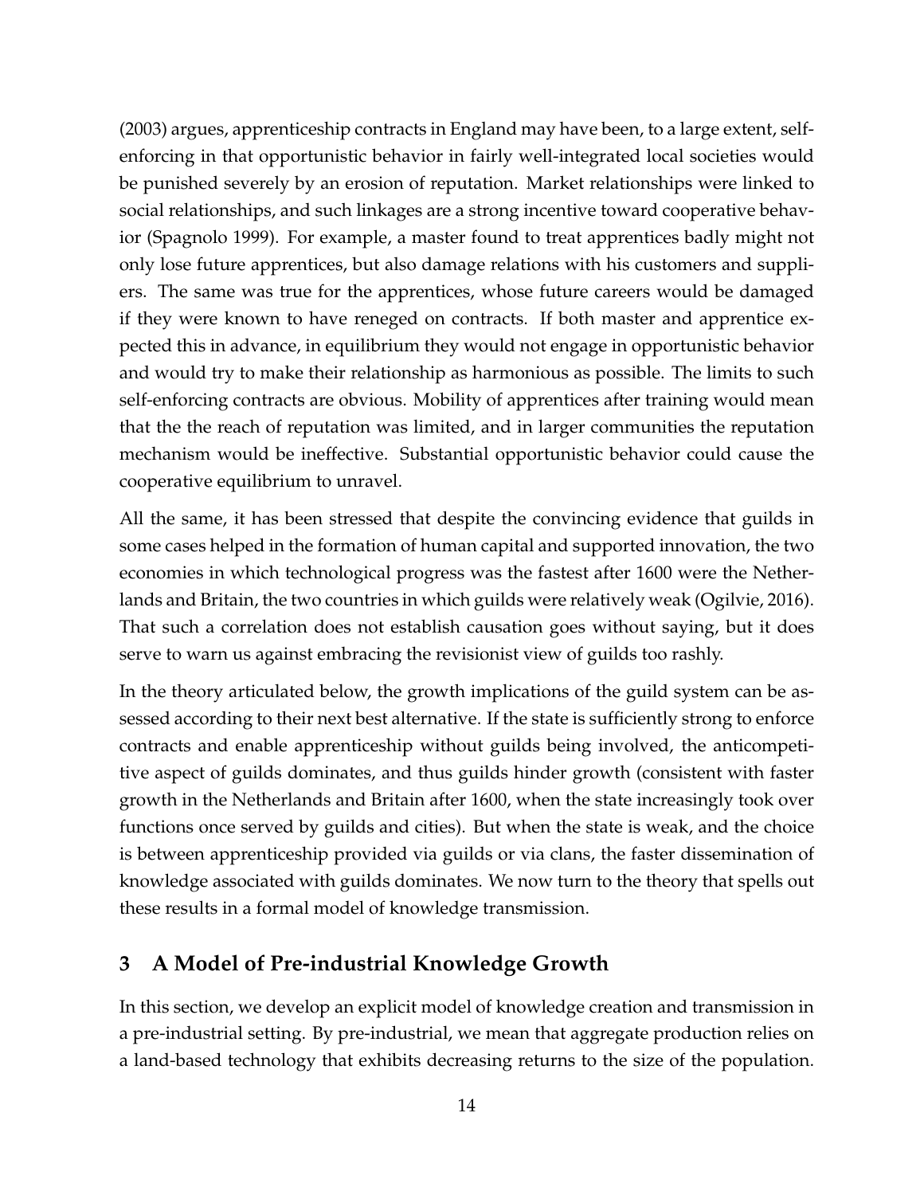(2003) argues, apprenticeship contracts in England may have been, to a large extent, self-enforcing in that opportunistic behavior in fairly well-integrated local societies would be punished severely by an erosion of reputation. Market relationships were linked to social relationships, and such linkages are a strong incentive toward cooperative behavior (Spagnolo 1999). For example, a master found to treat apprentices badly might not only lose future apprentices, but also damage relations with his customers and suppliers. The same was true for the apprentices, whose future careers would be damaged if they were known to have reneged on contracts. If both master and apprentice expected this in advance, in equilibrium they would not engage in opportunistic behavior and would try to make their relationship as harmonious as possible. The limits to such self-enforcing contracts are obvious. Mobility of apprentices after training would mean that the the reach of reputation was limited, and in larger communities the reputation mechanism would be ineffective. Substantial opportunistic behavior could cause the cooperative equilibrium to unravel.

All the same, it has been stressed that despite the convincing evidence that guilds in some cases helped in the formation of human capital and supported innovation, the two economies in which technological progress was the fastest after 1600 were the Netherlands and Britain, the two countries in which guilds were relatively weak (Ogilvie, 2016). That such a correlation does not establish causation goes without saying, but it does serve to warn us against embracing the revisionist view of guilds too rashly.

In the theory articulated below, the growth implications of the guild system can be assessed according to their next best alternative. If the state is sufficiently strong to enforce contracts and enable apprenticeship without guilds being involved, the anticompetitive aspect of guilds dominates, and thus guilds hinder growth (consistent with faster growth in the Netherlands and Britain after 1600, when the state increasingly took over functions once served by guilds and cities). But when the state is weak, and the choice is between apprenticeship provided via guilds or via clans, the faster dissemination of knowledge associated with guilds dominates. We now turn to the theory that spells out these results in a formal model of knowledge transmission.

## 3 A Model of Pre-industrial Knowledge Growth

In this section, we develop an explicit model of knowledge creation and transmission in a pre-industrial setting. By pre-industrial, we mean that aggregate production relies on a land-based technology that exhibits decreasing returns to the size of the population.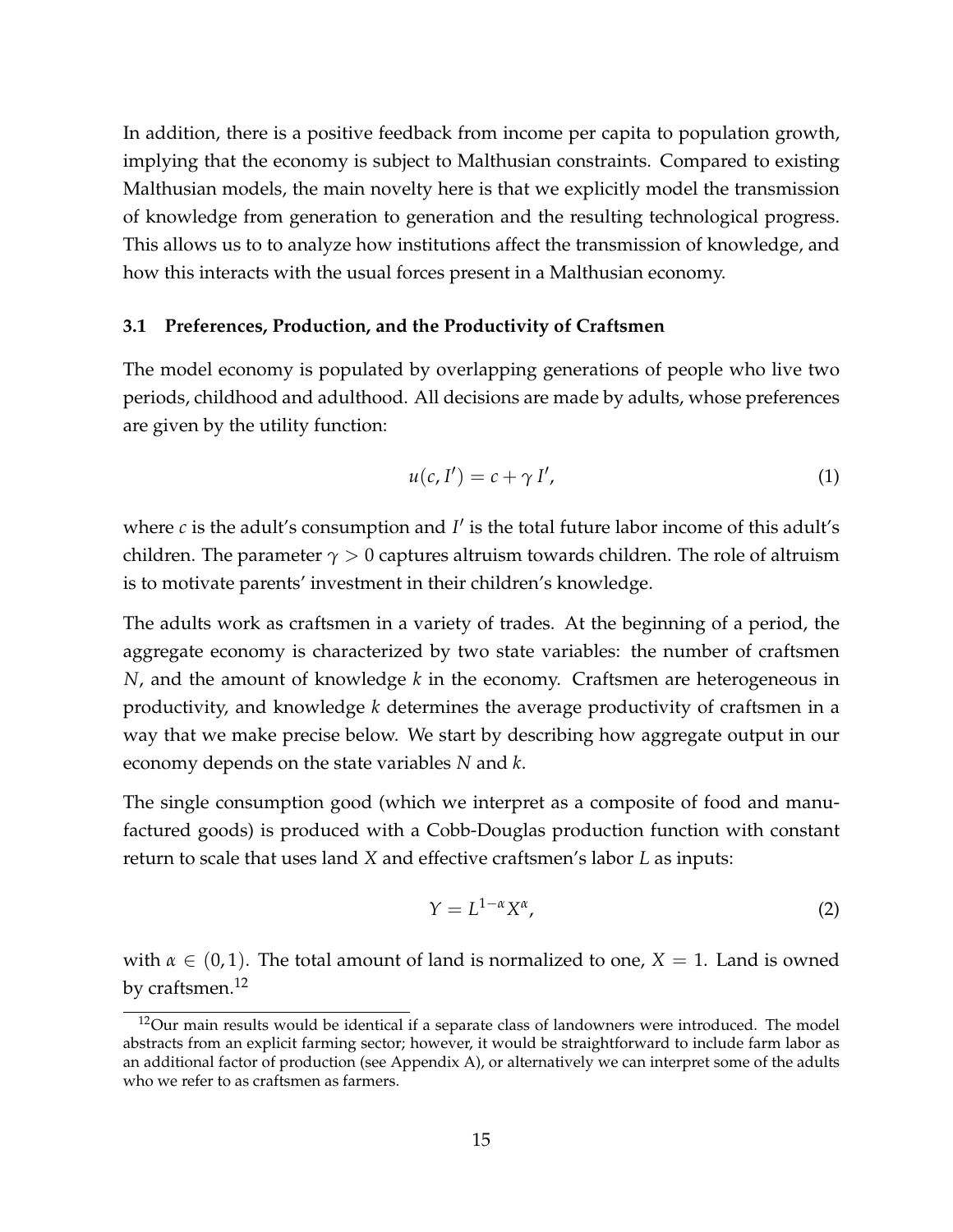In addition, there is a positive feedback from income per capita to population growth, implying that the economy is subject to Malthusian constraints. Compared to existing Malthusian models, the main novelty here is that we explicitly model the transmission of knowledge from generation to generation and the resulting technological progress. This allows us to to analyze how institutions affect the transmission of knowledge, and how this interacts with the usual forces present in a Malthusian economy.

### 3.1 Preferences, Production, and the Productivity of Craftsmen

The model economy is populated by overlapping generations of people who live two periods, childhood and adulthood. All decisions are made by adults, whose preferences are given by the utility function:

$$u(c, I') = c + \gamma I', \tag{1}$$

where $c$ is the adult's consumption and $I'$ is the total future labor income of this adult's children. The parameter $\gamma > 0$ captures altruism towards children. The role of altruism is to motivate parents' investment in their children's knowledge.

The adults work as craftsmen in a variety of trades. At the beginning of a period, the aggregate economy is characterized by two state variables: the number of craftsmen $N$, and the amount of knowledge $k$ in the economy. Craftsmen are heterogeneous in productivity, and knowledge $k$ determines the average productivity of craftsmen in a way that we make precise below. We start by describing how aggregate output in our economy depends on the state variables $N$ and $k$.

The single consumption good (which we interpret as a composite of food and manufactured goods) is produced with a Cobb-Douglas production function with constant return to scale that uses land $X$ and effective craftsmen's labor $L$ as inputs:

$$Y = L^{1-\alpha} X^{\alpha}, \tag{2}$$

with $\alpha \in (0, 1)$. The total amount of land is normalized to one, $X = 1$. Land is owned by craftsmen.[12]

[12] Our main results would be identical if a separate class of landowners were introduced. The model abstracts from an explicit farming sector; however, it would be straightforward to include farm labor as an additional factor of production (see Appendix A), or alternatively we can interpret some of the adults who we refer to as craftsmen as farmers.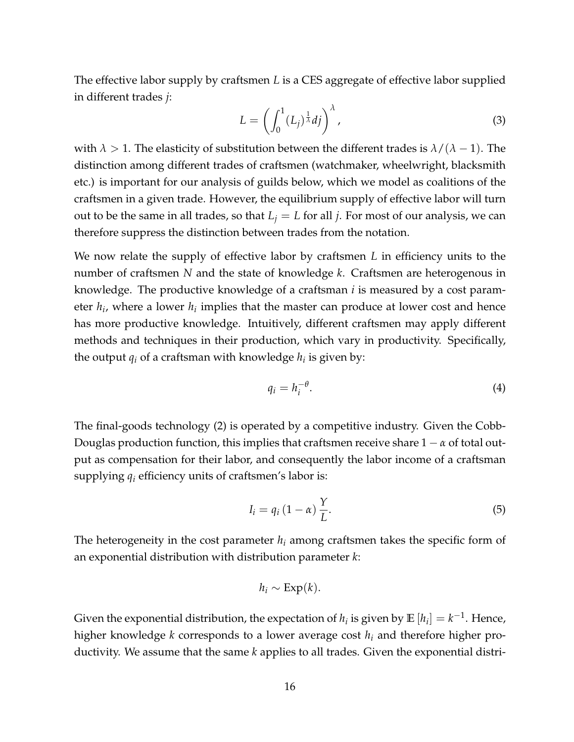The effective labor supply by craftsmen $L$ is a CES aggregate of effective labor supplied in different trades $j$:

$$L = \left( \int_0^1 (L_j)^{\frac{1}{\lambda}} dj \right)^{\lambda}, \tag{3}$$

with $\lambda > 1$. The elasticity of substitution between the different trades is $\lambda/(\lambda - 1)$. The distinction among different trades of craftsmen (watchmaker, wheelwright, blacksmith etc.) is important for our analysis of guilds below, which we model as coalitions of the craftsmen in a given trade. However, the equilibrium supply of effective labor will turn out to be the same in all trades, so that $L_j = L$ for all $j$. For most of our analysis, we can therefore suppress the distinction between trades from the notation.

We now relate the supply of effective labor by craftsmen $L$ in efficiency units to the number of craftsmen $N$ and the state of knowledge $k$. Craftsmen are heterogenous in knowledge. The productive knowledge of a craftsman $i$ is measured by a cost parameter $h_i$, where a lower $h_i$ implies that the master can produce at lower cost and hence has more productive knowledge. Intuitively, different craftsmen may apply different methods and techniques in their production, which vary in productivity. Specifically, the output $q_i$ of a craftsman with knowledge $h_i$ is given by:

$$q_i = h_i^{-\theta}. \tag{4}$$

The final-goods technology (2) is operated by a competitive industry. Given the Cobb-Douglas production function, this implies that craftsmen receive share $1 - \alpha$ of total output as compensation for their labor, and consequently the labor income of a craftsman supplying $q_i$ efficiency units of craftsmen's labor is:

$$I_i = q_i (1 - \alpha) \frac{Y}{L}. \tag{5}$$

The heterogeneity in the cost parameter $h_i$ among craftsmen takes the specific form of an exponential distribution with distribution parameter $k$:

$$h_i \sim \text{Exp}(k).$$

Given the exponential distribution, the expectation of $h_i$ is given by $\mathbb{E}[h_i] = k^{-1}$. Hence, higher knowledge $k$ corresponds to a lower average cost $h_i$ and therefore higher productivity. We assume that the same $k$ applies to all trades. Given the exponential distri-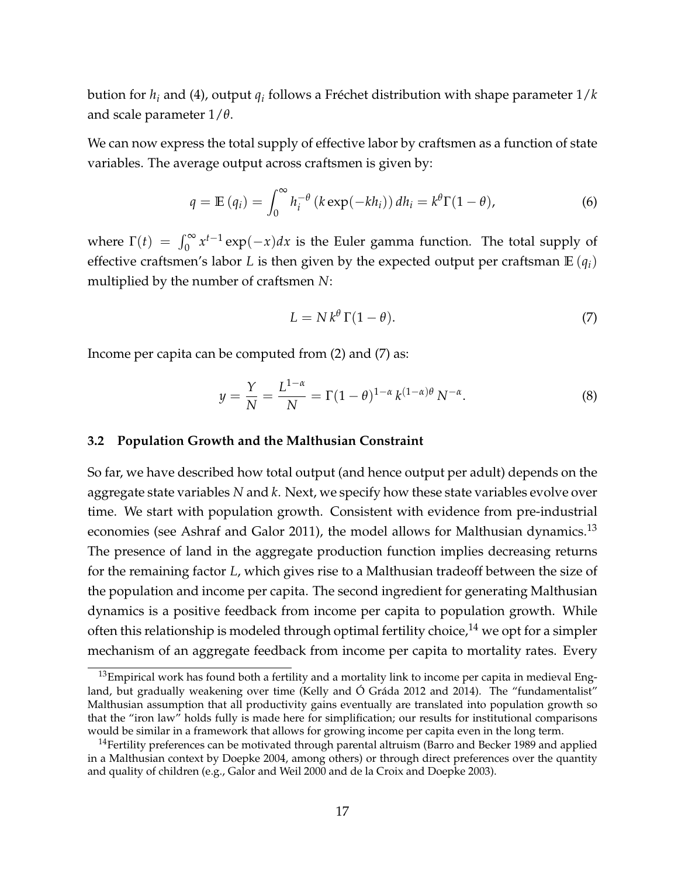bution for $h_i$ and (4), output $q_i$ follows a Fréchet distribution with shape parameter $1/k$ and scale parameter $1/\theta$.

We can now express the total supply of effective labor by craftsmen as a function of state variables. The average output across craftsmen is given by:

$$q = \mathbb{E}(q_i) = \int_0^\infty h_i^{-\theta} \left(k \exp(-kh_i)\right) dh_i = k^\theta \Gamma(1-\theta), \tag{6}$$

where $\Gamma(t) = \int_0^\infty x^{t-1} \exp(-x) dx$ is the Euler gamma function. The total supply of effective craftsmen's labor $L$ is then given by the expected output per craftsman $\mathbb{E}(q_i)$ multiplied by the number of craftsmen $N$:

$$L = N \, k^\theta \, \Gamma(1-\theta). \tag{7}$$

Income per capita can be computed from (2) and (7) as:

$$y = \frac{Y}{N} = \frac{L^{1-\alpha}}{N} = \Gamma(1-\theta)^{1-\alpha} \, k^{(1-\alpha)\theta} \, N^{-\alpha}. \tag{8}$$

### 3.2 Population Growth and the Malthusian Constraint

So far, we have described how total output (and hence output per adult) depends on the aggregate state variables $N$ and $k$. Next, we specify how these state variables evolve over time. We start with population growth. Consistent with evidence from pre-industrial economies (see Ashraf and Galor 2011), the model allows for Malthusian dynamics.[13] The presence of land in the aggregate production function implies decreasing returns for the remaining factor $L$, which gives rise to a Malthusian tradeoff between the size of the population and income per capita. The second ingredient for generating Malthusian dynamics is a positive feedback from income per capita to population growth. While often this relationship is modeled through optimal fertility choice,[14] we opt for a simpler mechanism of an aggregate feedback from income per capita to mortality rates. Every

[13] Empirical work has found both a fertility and a mortality link to income per capita in medieval England, but gradually weakening over time (Kelly and Ó Gráda 2012 and 2014). The "fundamentalist" Malthusian assumption that all productivity gains eventually are translated into population growth so that the "iron law" holds fully is made here for simplification; our results for institutional comparisons would be similar in a framework that allows for growing income per capita even in the long term.

[14] Fertility preferences can be motivated through parental altruism (Barro and Becker 1989 and applied in a Malthusian context by Doepke 2004, among others) or through direct preferences over the quantity and quality of children (e.g., Galor and Weil 2000 and de la Croix and Doepke 2003).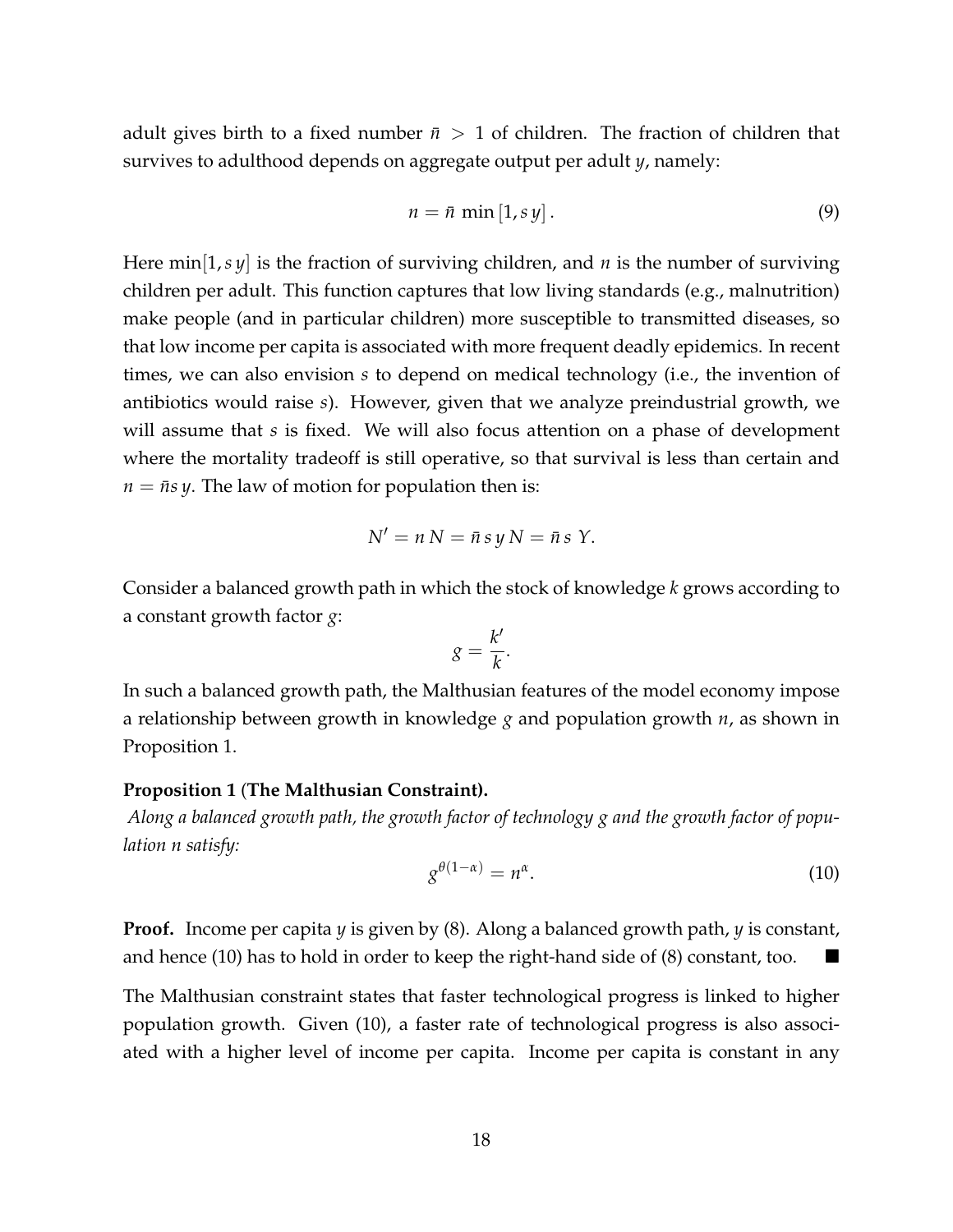adult gives birth to a fixed number $\bar{n} > 1$ of children. The fraction of children that survives to adulthood depends on aggregate output per adult $y$, namely:

$$n = \bar{n} \min [1, s\, y]. \tag{9}$$

Here $\min[1, s\, y]$ is the fraction of surviving children, and $n$ is the number of surviving children per adult. This function captures that low living standards (e.g., malnutrition) make people (and in particular children) more susceptible to transmitted diseases, so that low income per capita is associated with more frequent deadly epidemics. In recent times, we can also envision $s$ to depend on medical technology (i.e., the invention of antibiotics would raise $s$). However, given that we analyze preindustrial growth, we will assume that $s$ is fixed. We will also focus attention on a phase of development where the mortality tradeoff is still operative, so that survival is less than certain and $n = \bar{n} s\, y$. The law of motion for population then is:

$$N' = n\, N = \bar{n}\, s\, y\, N = \bar{n}\, s\; Y.$$

Consider a balanced growth path in which the stock of knowledge $k$ grows according to a constant growth factor $g$:

$$g = \frac{k'}{k}.$$

In such a balanced growth path, the Malthusian features of the model economy impose a relationship between growth in knowledge $g$ and population growth $n$, as shown in Proposition 1.

**Proposition 1 (The Malthusian Constraint).**
*Along a balanced growth path, the growth factor of technology $g$ and the growth factor of population $n$ satisfy:*

$$g^{\theta(1-\alpha)} = n^{\alpha}. \tag{10}$$

**Proof.** Income per capita $y$ is given by (8). Along a balanced growth path, $y$ is constant, and hence (10) has to hold in order to keep the right-hand side of (8) constant, too. ■

The Malthusian constraint states that faster technological progress is linked to higher population growth. Given (10), a faster rate of technological progress is also associated with a higher level of income per capita. Income per capita is constant in any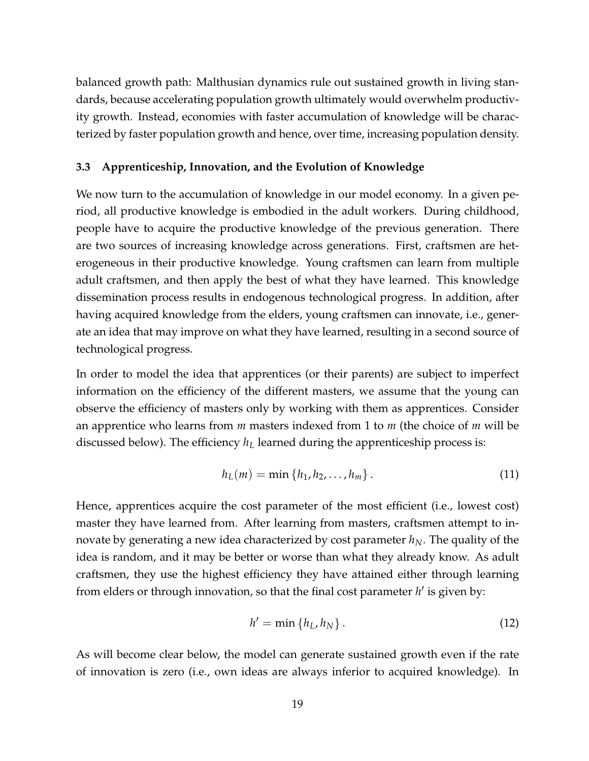balanced growth path: Malthusian dynamics rule out sustained growth in living standards, because accelerating population growth ultimately would overwhelm productivity growth. Instead, economies with faster accumulation of knowledge will be characterized by faster population growth and hence, over time, increasing population density.

### 3.3 Apprenticeship, Innovation, and the Evolution of Knowledge

We now turn to the accumulation of knowledge in our model economy. In a given period, all productive knowledge is embodied in the adult workers. During childhood, people have to acquire the productive knowledge of the previous generation. There are two sources of increasing knowledge across generations. First, craftsmen are heterogeneous in their productive knowledge. Young craftsmen can learn from multiple adult craftsmen, and then apply the best of what they have learned. This knowledge dissemination process results in endogenous technological progress. In addition, after having acquired knowledge from the elders, young craftsmen can innovate, i.e., generate an idea that may improve on what they have learned, resulting in a second source of technological progress.

In order to model the idea that apprentices (or their parents) are subject to imperfect information on the efficiency of the different masters, we assume that the young can observe the efficiency of masters only by working with them as apprentices. Consider an apprentice who learns from $m$ masters indexed from 1 to $m$ (the choice of $m$ will be discussed below). The efficiency $h_L$ learned during the apprenticeship process is:

$$h_L(m) = \min \{h_1, h_2, \ldots, h_m\}. \tag{11}$$

Hence, apprentices acquire the cost parameter of the most efficient (i.e., lowest cost) master they have learned from. After learning from masters, craftsmen attempt to innovate by generating a new idea characterized by cost parameter $h_N$. The quality of the idea is random, and it may be better or worse than what they already know. As adult craftsmen, they use the highest efficiency they have attained either through learning from elders or through innovation, so that the final cost parameter $h'$ is given by:

$$h' = \min \{h_L, h_N\}. \tag{12}$$

As will become clear below, the model can generate sustained growth even if the rate of innovation is zero (i.e., own ideas are always inferior to acquired knowledge). In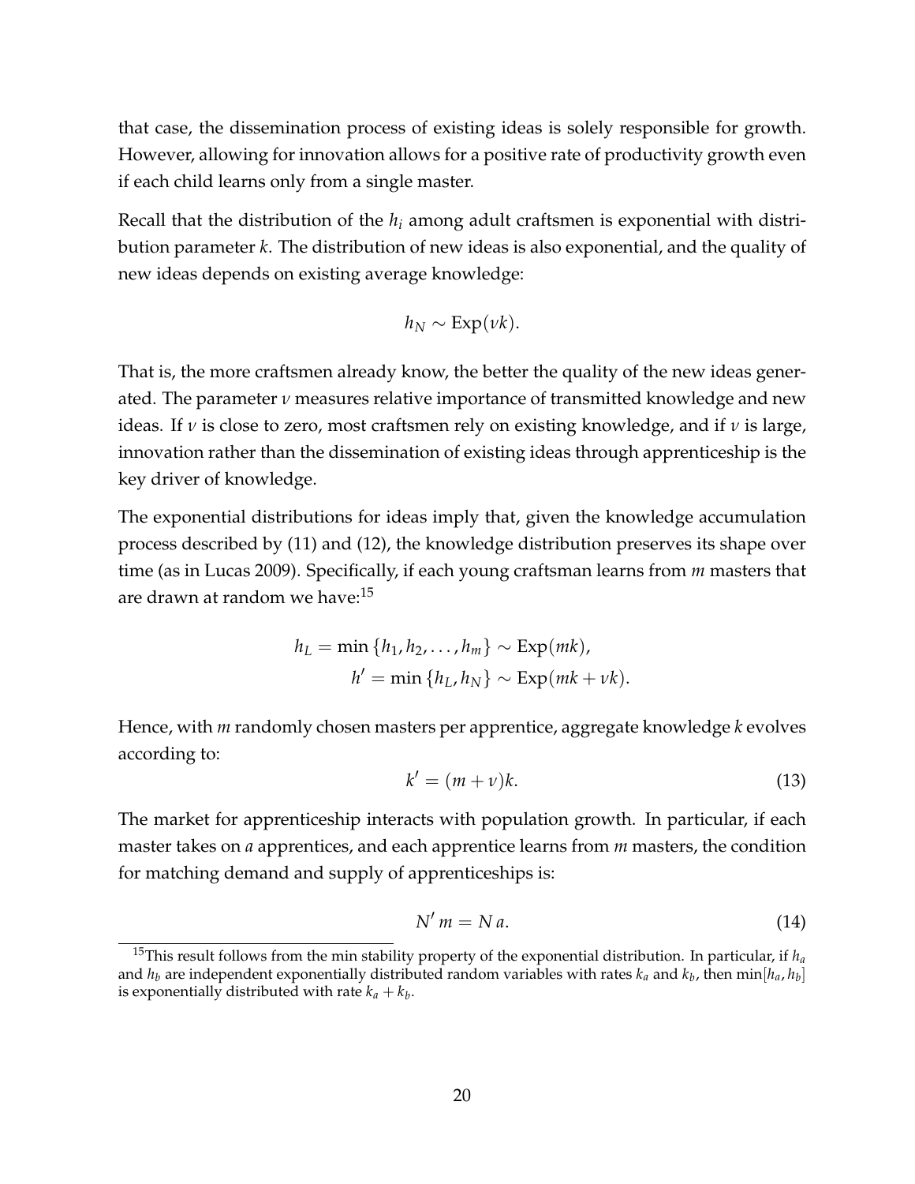that case, the dissemination process of existing ideas is solely responsible for growth. However, allowing for innovation allows for a positive rate of productivity growth even if each child learns only from a single master.

Recall that the distribution of the $h_i$ among adult craftsmen is exponential with distribution parameter $k$. The distribution of new ideas is also exponential, and the quality of new ideas depends on existing average knowledge:

$$h_N \sim \text{Exp}(\nu k).$$

That is, the more craftsmen already know, the better the quality of the new ideas generated. The parameter $\nu$ measures relative importance of transmitted knowledge and new ideas. If $\nu$ is close to zero, most craftsmen rely on existing knowledge, and if $\nu$ is large, innovation rather than the dissemination of existing ideas through apprenticeship is the key driver of knowledge.

The exponential distributions for ideas imply that, given the knowledge accumulation process described by (11) and (12), the knowledge distribution preserves its shape over time (as in Lucas 2009). Specifically, if each young craftsman learns from $m$ masters that are drawn at random we have:[15]

$$h_L = \min \{h_1, h_2, \ldots, h_m\} \sim \text{Exp}(mk),$$
$$h' = \min \{h_L, h_N\} \sim \text{Exp}(mk + \nu k).$$

Hence, with $m$ randomly chosen masters per apprentice, aggregate knowledge $k$ evolves according to:

$$k' = (m + \nu)k. \tag{13}$$

The market for apprenticeship interacts with population growth. In particular, if each master takes on $a$ apprentices, and each apprentice learns from $m$ masters, the condition for matching demand and supply of apprenticeships is:

$$N' \, m = N \, a. \tag{14}$$

[15] This result follows from the min stability property of the exponential distribution. In particular, if $h_a$ and $h_b$ are independent exponentially distributed random variables with rates $k_a$ and $k_b$, then $\min[h_a, h_b]$ is exponentially distributed with rate $k_a + k_b$.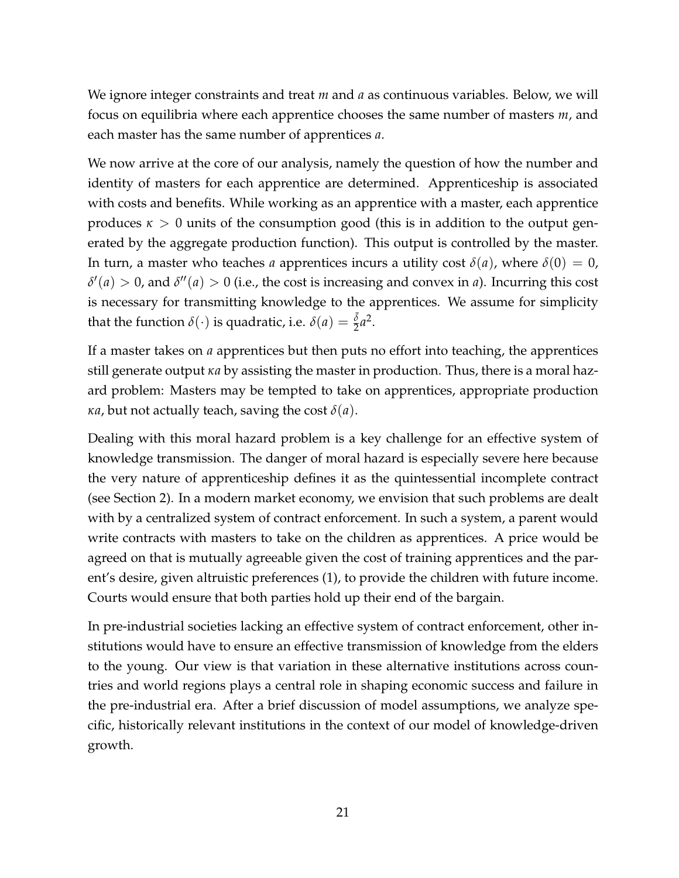We ignore integer constraints and treat $m$ and $a$ as continuous variables. Below, we will focus on equilibria where each apprentice chooses the same number of masters $m$, and each master has the same number of apprentices $a$.

We now arrive at the core of our analysis, namely the question of how the number and identity of masters for each apprentice are determined. Apprenticeship is associated with costs and benefits. While working as an apprentice with a master, each apprentice produces $\kappa > 0$ units of the consumption good (this is in addition to the output generated by the aggregate production function). This output is controlled by the master. In turn, a master who teaches $a$ apprentices incurs a utility cost $\delta(a)$, where $\delta(0) = 0$, $\delta'(a) > 0$, and $\delta''(a) > 0$ (i.e., the cost is increasing and convex in $a$). Incurring this cost is necessary for transmitting knowledge to the apprentices. We assume for simplicity that the function $\delta(\cdot)$ is quadratic, i.e. $\delta(a) = \frac{\bar{\delta}}{2}a^2$.

If a master takes on $a$ apprentices but then puts no effort into teaching, the apprentices still generate output $\kappa a$ by assisting the master in production. Thus, there is a moral hazard problem: Masters may be tempted to take on apprentices, appropriate production $\kappa a$, but not actually teach, saving the cost $\delta(a)$.

Dealing with this moral hazard problem is a key challenge for an effective system of knowledge transmission. The danger of moral hazard is especially severe here because the very nature of apprenticeship defines it as the quintessential incomplete contract (see Section 2). In a modern market economy, we envision that such problems are dealt with by a centralized system of contract enforcement. In such a system, a parent would write contracts with masters to take on the children as apprentices. A price would be agreed on that is mutually agreeable given the cost of training apprentices and the parent's desire, given altruistic preferences (1), to provide the children with future income. Courts would ensure that both parties hold up their end of the bargain.

In pre-industrial societies lacking an effective system of contract enforcement, other institutions would have to ensure an effective transmission of knowledge from the elders to the young. Our view is that variation in these alternative institutions across countries and world regions plays a central role in shaping economic success and failure in the pre-industrial era. After a brief discussion of model assumptions, we analyze specific, historically relevant institutions in the context of our model of knowledge-driven growth.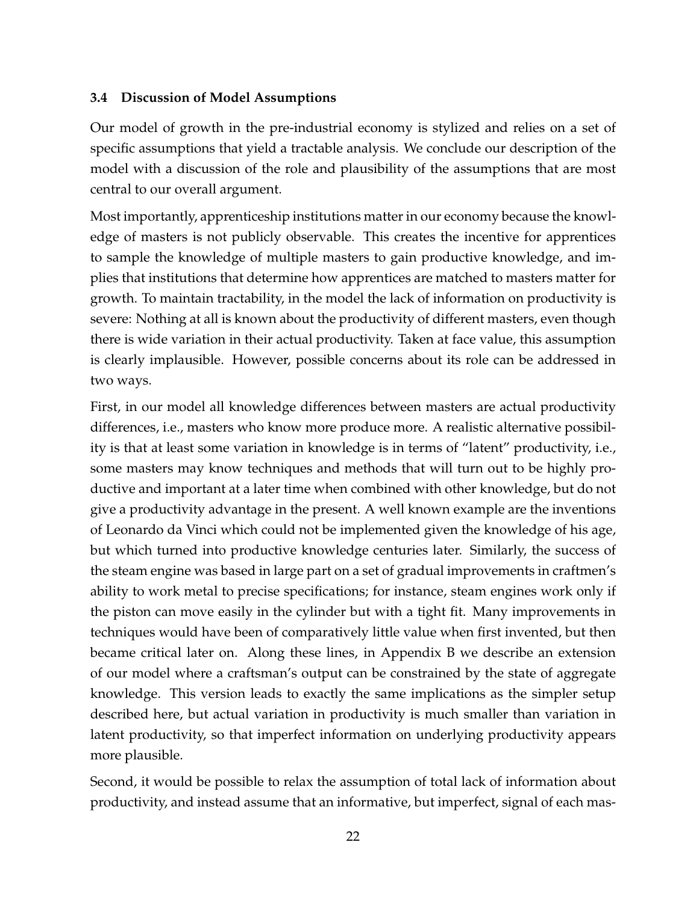### 3.4 Discussion of Model Assumptions

Our model of growth in the pre-industrial economy is stylized and relies on a set of specific assumptions that yield a tractable analysis. We conclude our description of the model with a discussion of the role and plausibility of the assumptions that are most central to our overall argument.

Most importantly, apprenticeship institutions matter in our economy because the knowledge of masters is not publicly observable. This creates the incentive for apprentices to sample the knowledge of multiple masters to gain productive knowledge, and implies that institutions that determine how apprentices are matched to masters matter for growth. To maintain tractability, in the model the lack of information on productivity is severe: Nothing at all is known about the productivity of different masters, even though there is wide variation in their actual productivity. Taken at face value, this assumption is clearly implausible. However, possible concerns about its role can be addressed in two ways.

First, in our model all knowledge differences between masters are actual productivity differences, i.e., masters who know more produce more. A realistic alternative possibility is that at least some variation in knowledge is in terms of "latent" productivity, i.e., some masters may know techniques and methods that will turn out to be highly productive and important at a later time when combined with other knowledge, but do not give a productivity advantage in the present. A well known example are the inventions of Leonardo da Vinci which could not be implemented given the knowledge of his age, but which turned into productive knowledge centuries later. Similarly, the success of the steam engine was based in large part on a set of gradual improvements in craftmen's ability to work metal to precise specifications; for instance, steam engines work only if the piston can move easily in the cylinder but with a tight fit. Many improvements in techniques would have been of comparatively little value when first invented, but then became critical later on. Along these lines, in Appendix B we describe an extension of our model where a craftsman's output can be constrained by the state of aggregate knowledge. This version leads to exactly the same implications as the simpler setup described here, but actual variation in productivity is much smaller than variation in latent productivity, so that imperfect information on underlying productivity appears more plausible.

Second, it would be possible to relax the assumption of total lack of information about productivity, and instead assume that an informative, but imperfect, signal of each mas-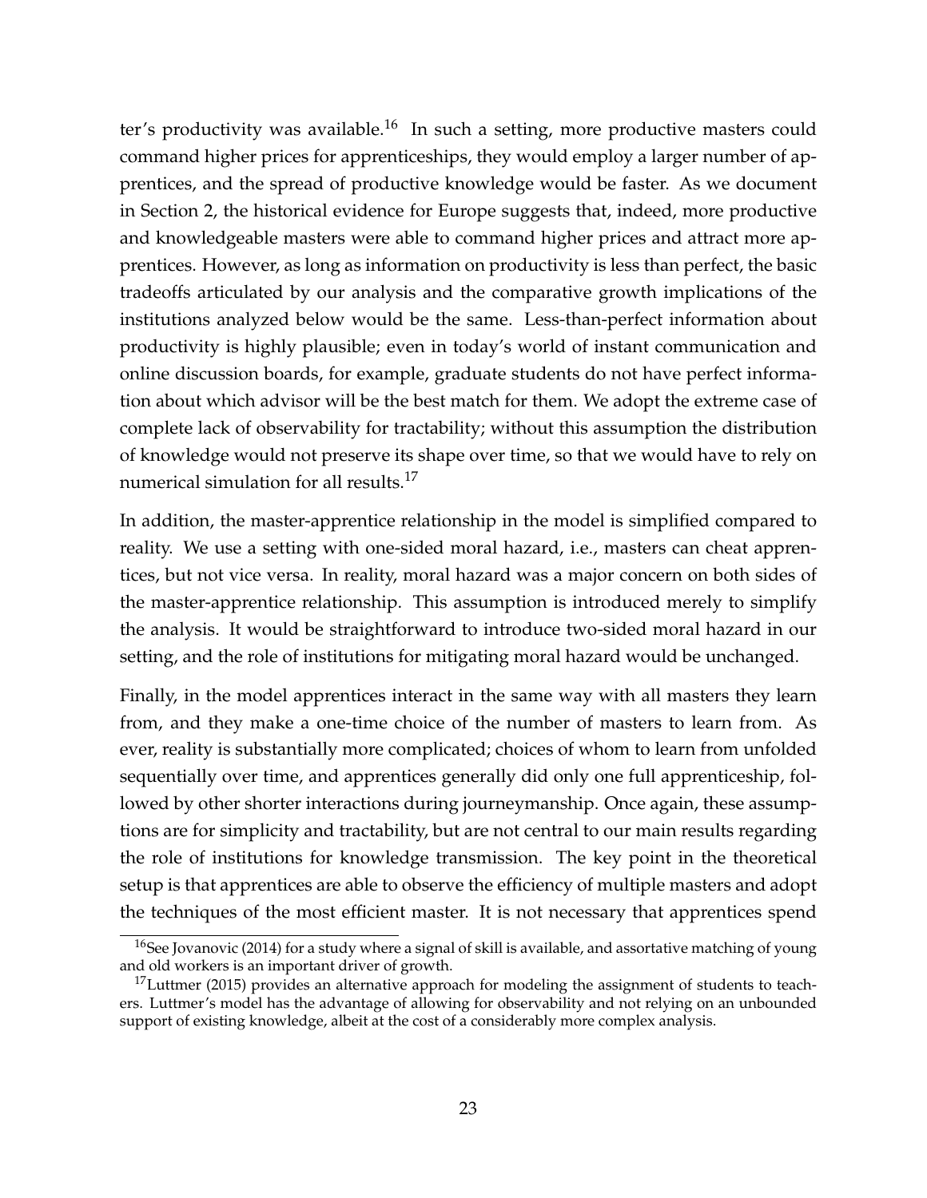ter's productivity was available.[16] In such a setting, more productive masters could command higher prices for apprenticeships, they would employ a larger number of apprentices, and the spread of productive knowledge would be faster. As we document in Section 2, the historical evidence for Europe suggests that, indeed, more productive and knowledgeable masters were able to command higher prices and attract more apprentices. However, as long as information on productivity is less than perfect, the basic tradeoffs articulated by our analysis and the comparative growth implications of the institutions analyzed below would be the same. Less-than-perfect information about productivity is highly plausible; even in today's world of instant communication and online discussion boards, for example, graduate students do not have perfect information about which advisor will be the best match for them. We adopt the extreme case of complete lack of observability for tractability; without this assumption the distribution of knowledge would not preserve its shape over time, so that we would have to rely on numerical simulation for all results.[17]

In addition, the master-apprentice relationship in the model is simplified compared to reality. We use a setting with one-sided moral hazard, i.e., masters can cheat apprentices, but not vice versa. In reality, moral hazard was a major concern on both sides of the master-apprentice relationship. This assumption is introduced merely to simplify the analysis. It would be straightforward to introduce two-sided moral hazard in our setting, and the role of institutions for mitigating moral hazard would be unchanged.

Finally, in the model apprentices interact in the same way with all masters they learn from, and they make a one-time choice of the number of masters to learn from. As ever, reality is substantially more complicated; choices of whom to learn from unfolded sequentially over time, and apprentices generally did only one full apprenticeship, followed by other shorter interactions during journeymanship. Once again, these assumptions are for simplicity and tractability, but are not central to our main results regarding the role of institutions for knowledge transmission. The key point in the theoretical setup is that apprentices are able to observe the efficiency of multiple masters and adopt the techniques of the most efficient master. It is not necessary that apprentices spend

[16] See Jovanovic (2014) for a study where a signal of skill is available, and assortative matching of young and old workers is an important driver of growth.

[17] Luttmer (2015) provides an alternative approach for modeling the assignment of students to teachers. Luttmer's model has the advantage of allowing for observability and not relying on an unbounded support of existing knowledge, albeit at the cost of a considerably more complex analysis.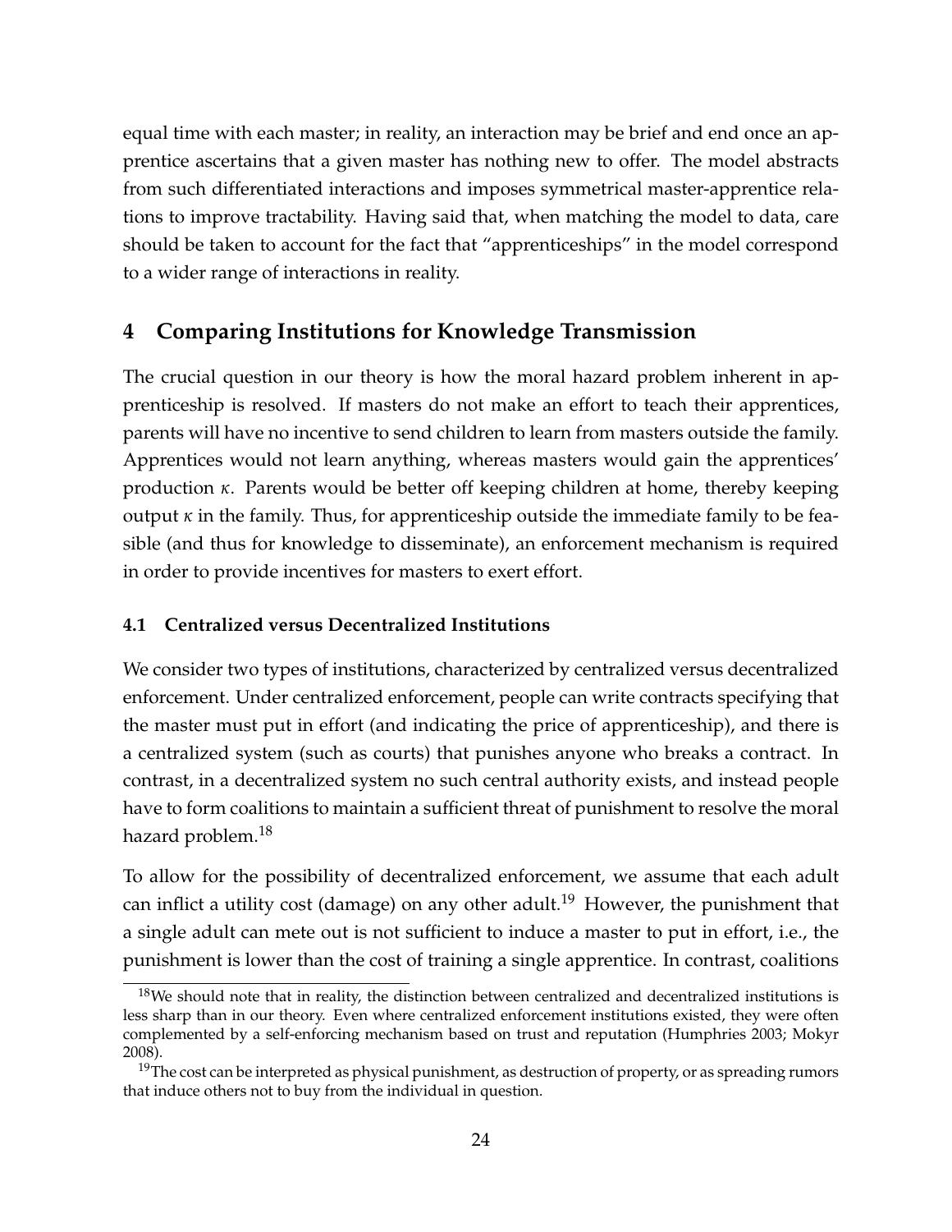equal time with each master; in reality, an interaction may be brief and end once an apprentice ascertains that a given master has nothing new to offer. The model abstracts from such differentiated interactions and imposes symmetrical master-apprentice relations to improve tractability. Having said that, when matching the model to data, care should be taken to account for the fact that "apprenticeships" in the model correspond to a wider range of interactions in reality.

## 4 Comparing Institutions for Knowledge Transmission

The crucial question in our theory is how the moral hazard problem inherent in apprenticeship is resolved. If masters do not make an effort to teach their apprentices, parents will have no incentive to send children to learn from masters outside the family. Apprentices would not learn anything, whereas masters would gain the apprentices' production $\kappa$. Parents would be better off keeping children at home, thereby keeping output $\kappa$ in the family. Thus, for apprenticeship outside the immediate family to be feasible (and thus for knowledge to disseminate), an enforcement mechanism is required in order to provide incentives for masters to exert effort.

### 4.1 Centralized versus Decentralized Institutions

We consider two types of institutions, characterized by centralized versus decentralized enforcement. Under centralized enforcement, people can write contracts specifying that the master must put in effort (and indicating the price of apprenticeship), and there is a centralized system (such as courts) that punishes anyone who breaks a contract. In contrast, in a decentralized system no such central authority exists, and instead people have to form coalitions to maintain a sufficient threat of punishment to resolve the moral hazard problem.[18]

To allow for the possibility of decentralized enforcement, we assume that each adult can inflict a utility cost (damage) on any other adult.[19] However, the punishment that a single adult can mete out is not sufficient to induce a master to put in effort, i.e., the punishment is lower than the cost of training a single apprentice. In contrast, coalitions

[18] We should note that in reality, the distinction between centralized and decentralized institutions is less sharp than in our theory. Even where centralized enforcement institutions existed, they were often complemented by a self-enforcing mechanism based on trust and reputation (Humphries 2003; Mokyr 2008).

[19] The cost can be interpreted as physical punishment, as destruction of property, or as spreading rumors that induce others not to buy from the individual in question.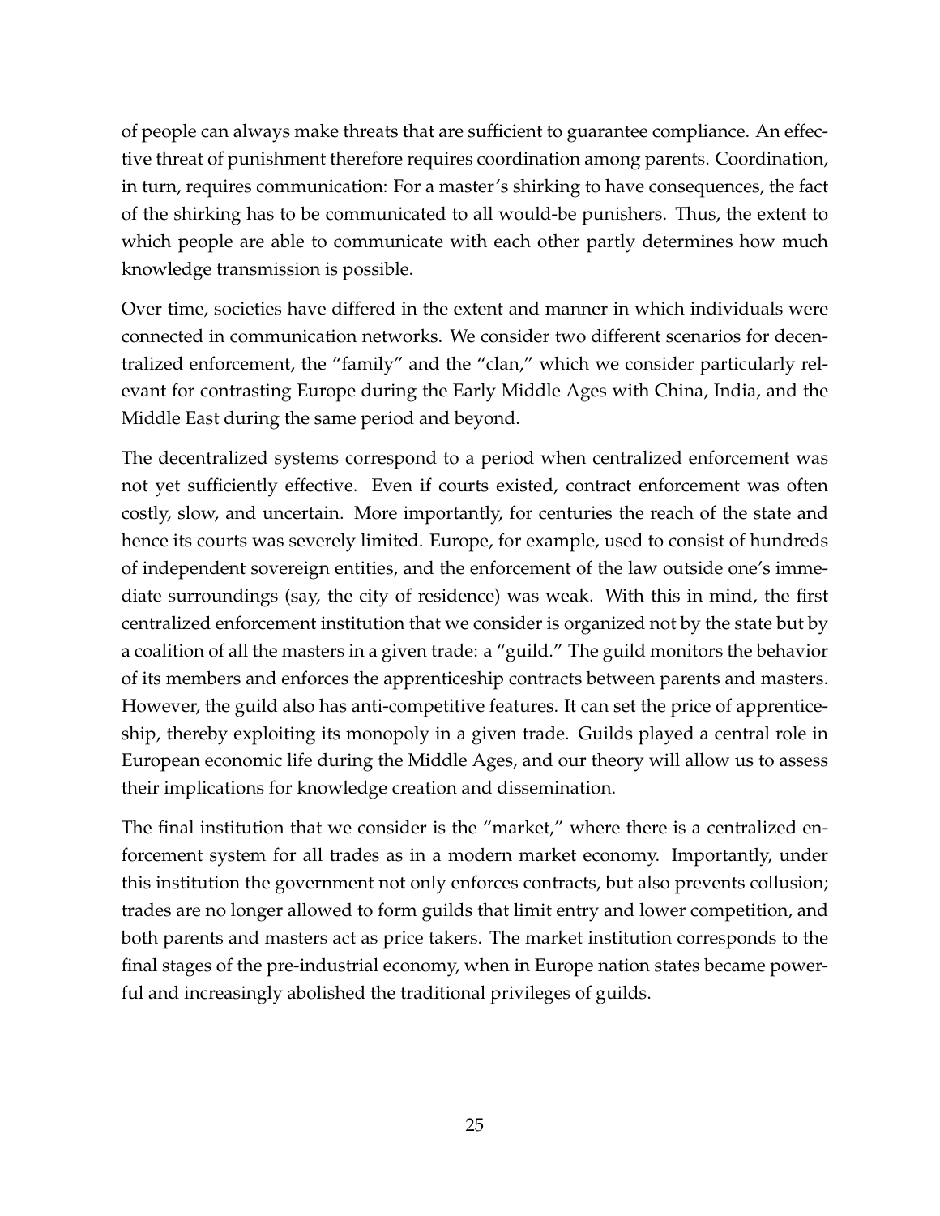of people can always make threats that are sufficient to guarantee compliance. An effective threat of punishment therefore requires coordination among parents. Coordination, in turn, requires communication: For a master's shirking to have consequences, the fact of the shirking has to be communicated to all would-be punishers. Thus, the extent to which people are able to communicate with each other partly determines how much knowledge transmission is possible.

Over time, societies have differed in the extent and manner in which individuals were connected in communication networks. We consider two different scenarios for decentralized enforcement, the "family" and the "clan," which we consider particularly relevant for contrasting Europe during the Early Middle Ages with China, India, and the Middle East during the same period and beyond.

The decentralized systems correspond to a period when centralized enforcement was not yet sufficiently effective. Even if courts existed, contract enforcement was often costly, slow, and uncertain. More importantly, for centuries the reach of the state and hence its courts was severely limited. Europe, for example, used to consist of hundreds of independent sovereign entities, and the enforcement of the law outside one's immediate surroundings (say, the city of residence) was weak. With this in mind, the first centralized enforcement institution that we consider is organized not by the state but by a coalition of all the masters in a given trade: a "guild." The guild monitors the behavior of its members and enforces the apprenticeship contracts between parents and masters. However, the guild also has anti-competitive features. It can set the price of apprenticeship, thereby exploiting its monopoly in a given trade. Guilds played a central role in European economic life during the Middle Ages, and our theory will allow us to assess their implications for knowledge creation and dissemination.

The final institution that we consider is the "market," where there is a centralized enforcement system for all trades as in a modern market economy. Importantly, under this institution the government not only enforces contracts, but also prevents collusion; trades are no longer allowed to form guilds that limit entry and lower competition, and both parents and masters act as price takers. The market institution corresponds to the final stages of the pre-industrial economy, when in Europe nation states became powerful and increasingly abolished the traditional privileges of guilds.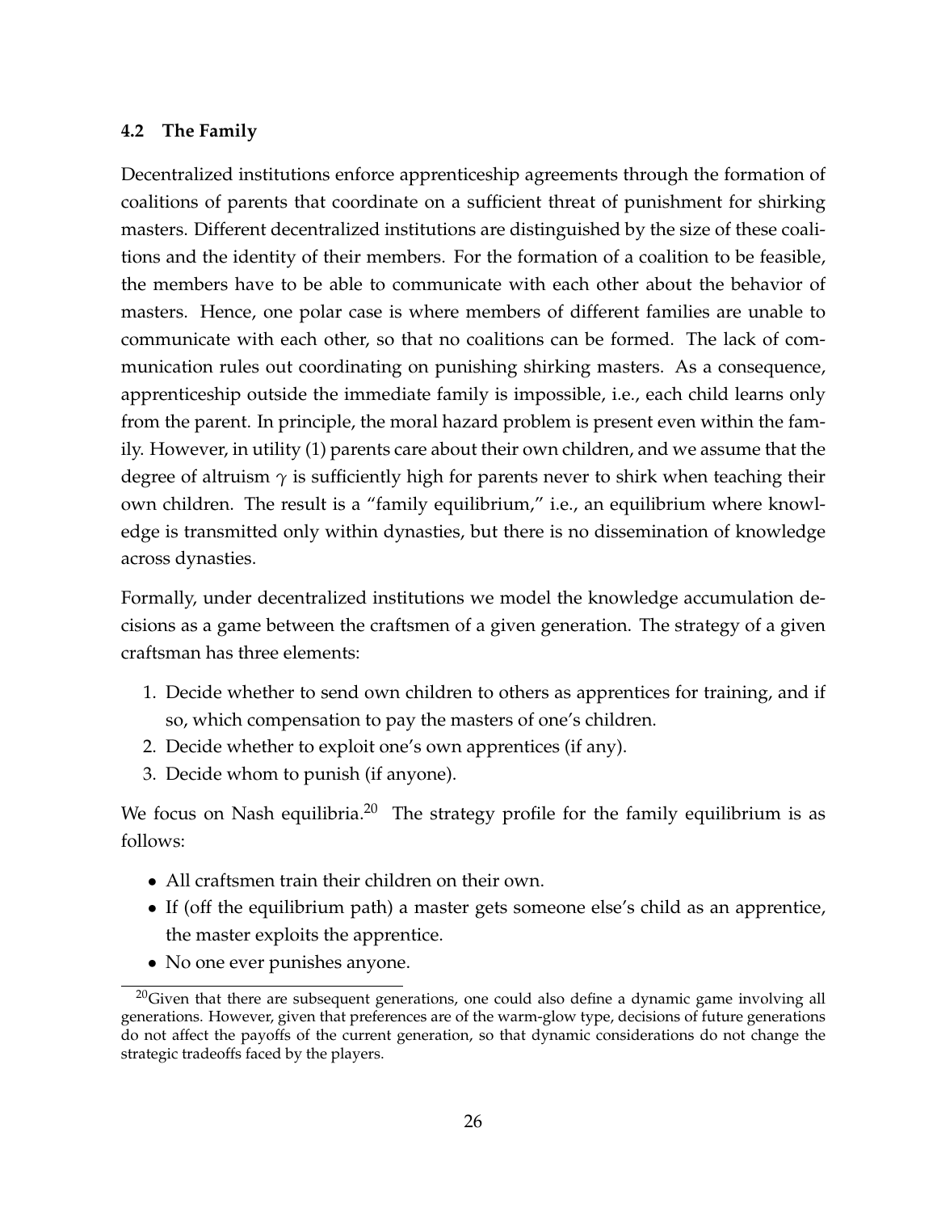### 4.2 The Family

Decentralized institutions enforce apprenticeship agreements through the formation of coalitions of parents that coordinate on a sufficient threat of punishment for shirking masters. Different decentralized institutions are distinguished by the size of these coalitions and the identity of their members. For the formation of a coalition to be feasible, the members have to be able to communicate with each other about the behavior of masters. Hence, one polar case is where members of different families are unable to communicate with each other, so that no coalitions can be formed. The lack of communication rules out coordinating on punishing shirking masters. As a consequence, apprenticeship outside the immediate family is impossible, i.e., each child learns only from the parent. In principle, the moral hazard problem is present even within the family. However, in utility (1) parents care about their own children, and we assume that the degree of altruism $\gamma$ is sufficiently high for parents never to shirk when teaching their own children. The result is a "family equilibrium," i.e., an equilibrium where knowledge is transmitted only within dynasties, but there is no dissemination of knowledge across dynasties.

Formally, under decentralized institutions we model the knowledge accumulation decisions as a game between the craftsmen of a given generation. The strategy of a given craftsman has three elements:

1. Decide whether to send own children to others as apprentices for training, and if so, which compensation to pay the masters of one's children.
2. Decide whether to exploit one's own apprentices (if any).
3. Decide whom to punish (if anyone).

We focus on Nash equilibria.[20] The strategy profile for the family equilibrium is as follows:

- All craftsmen train their children on their own.
- If (off the equilibrium path) a master gets someone else's child as an apprentice, the master exploits the apprentice.
- No one ever punishes anyone.

[20] Given that there are subsequent generations, one could also define a dynamic game involving all generations. However, given that preferences are of the warm-glow type, decisions of future generations do not affect the payoffs of the current generation, so that dynamic considerations do not change the strategic tradeoffs faced by the players.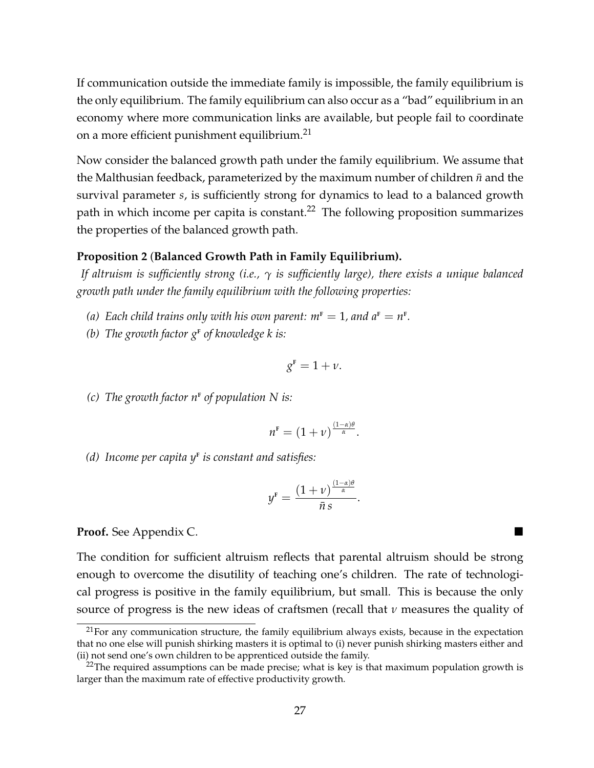If communication outside the immediate family is impossible, the family equilibrium is the only equilibrium. The family equilibrium can also occur as a "bad" equilibrium in an economy where more communication links are available, but people fail to coordinate on a more efficient punishment equilibrium.[21]

Now consider the balanced growth path under the family equilibrium. We assume that the Malthusian feedback, parameterized by the maximum number of children $\bar{n}$ and the survival parameter $s$, is sufficiently strong for dynamics to lead to a balanced growth path in which income per capita is constant.[22] The following proposition summarizes the properties of the balanced growth path.

**Proposition 2 (Balanced Growth Path in Family Equilibrium).**
*If altruism is sufficiently strong (i.e., $\gamma$ is sufficiently large), there exists a unique balanced growth path under the family equilibrium with the following properties:*

*(a) Each child trains only with his own parent: $m^{\text{F}} = 1$, and $a^{\text{F}} = n^{\text{F}}$.*

*(b) The growth factor $g^{\text{F}}$ of knowledge $k$ is:*

$$g^{\text{F}} = 1 + \nu.$$

*(c) The growth factor $n^{\text{F}}$ of population $N$ is:*

$$n^{\text{F}} = (1 + \nu)^{\frac{(1-\alpha)\theta}{\alpha}}.$$

*(d) Income per capita $y^{\text{F}}$ is constant and satisfies:*

$$y^{\text{F}} = \frac{(1 + \nu)^{\frac{(1-\alpha)\theta}{\alpha}}}{\bar{n}\, s}.$$

**Proof.** See Appendix C. ■

The condition for sufficient altruism reflects that parental altruism should be strong enough to overcome the disutility of teaching one's children. The rate of technological progress is positive in the family equilibrium, but small. This is because the only source of progress is the new ideas of craftsmen (recall that $\nu$ measures the quality of

[21] For any communication structure, the family equilibrium always exists, because in the expectation that no one else will punish shirking masters it is optimal to (i) never punish shirking masters either and (ii) not send one's own children to be apprenticed outside the family.

[22] The required assumptions can be made precise; what is key is that maximum population growth is larger than the maximum rate of effective productivity growth.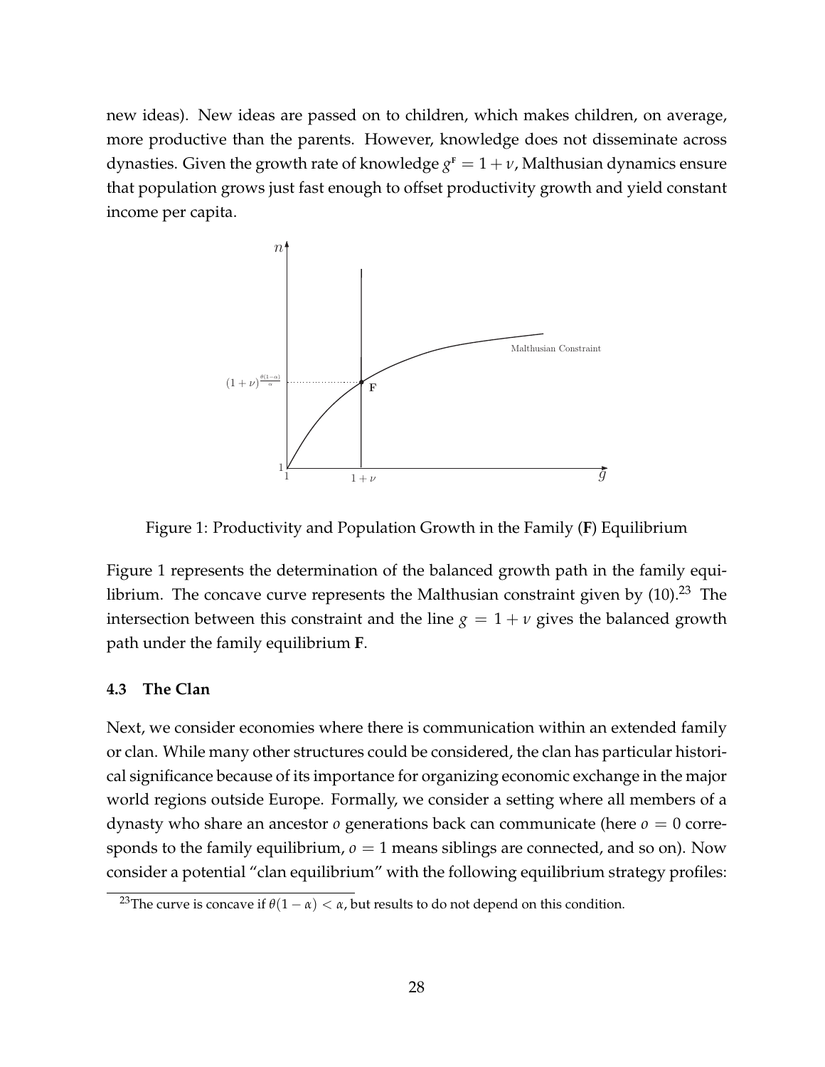new ideas). New ideas are passed on to children, which makes children, on average, more productive than the parents. However, knowledge does not disseminate across dynasties. Given the growth rate of knowledge $g^{\text{F}} = 1 + \nu$, Malthusian dynamics ensure that population grows just fast enough to offset productivity growth and yield constant income per capita.

Figure 1: Productivity and Population Growth in the Family (**F**) Equilibrium

Figure 1 represents the determination of the balanced growth path in the family equilibrium. The concave curve represents the Malthusian constraint given by (10).[23] The intersection between this constraint and the line $g = 1 + \nu$ gives the balanced growth path under the family equilibrium **F**.

### 4.3 The Clan

Next, we consider economies where there is communication within an extended family or clan. While many other structures could be considered, the clan has particular historical significance because of its importance for organizing economic exchange in the major world regions outside Europe. Formally, we consider a setting where all members of a dynasty who share an ancestor $o$ generations back can communicate (here $o = 0$ corresponds to the family equilibrium, $o = 1$ means siblings are connected, and so on). Now consider a potential "clan equilibrium" with the following equilibrium strategy profiles:

[23] The curve is concave if $\theta(1 - \alpha) < \alpha$, but results to do not depend on this condition.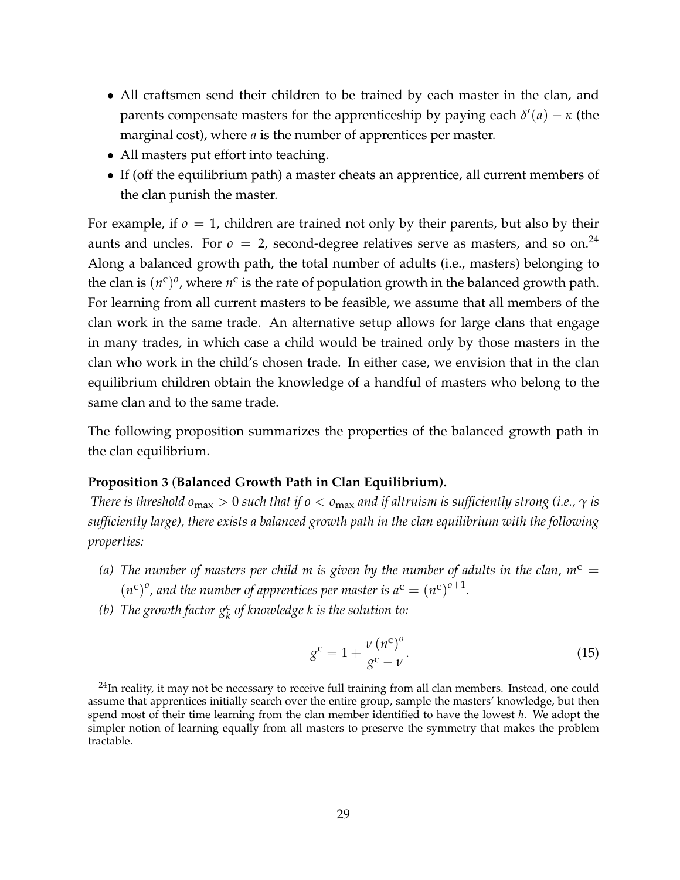- All craftsmen send their children to be trained by each master in the clan, and parents compensate masters for the apprenticeship by paying each $\delta'(a) - \kappa$ (the marginal cost), where $a$ is the number of apprentices per master.
- All masters put effort into teaching.
- If (off the equilibrium path) a master cheats an apprentice, all current members of the clan punish the master.

For example, if $o = 1$, children are trained not only by their parents, but also by their aunts and uncles. For $o = 2$, second-degree relatives serve as masters, and so on.[24] Along a balanced growth path, the total number of adults (i.e., masters) belonging to the clan is $(n^{c})^{o}$, where $n^{c}$ is the rate of population growth in the balanced growth path. For learning from all current masters to be feasible, we assume that all members of the clan work in the same trade. An alternative setup allows for large clans that engage in many trades, in which case a child would be trained only by those masters in the clan who work in the child's chosen trade. In either case, we envision that in the clan equilibrium children obtain the knowledge of a handful of masters who belong to the same clan and to the same trade.

The following proposition summarizes the properties of the balanced growth path in the clan equilibrium.

**Proposition 3** (**Balanced Growth Path in Clan Equilibrium).**
*There is threshold $o_{\max} > 0$ such that if $o < o_{\max}$ and if altruism is sufficiently strong (i.e., $\gamma$ is sufficiently large), there exists a balanced growth path in the clan equilibrium with the following properties:*

*(a) The number of masters per child $m$ is given by the number of adults in the clan, $m^{c} = (n^{c})^{o}$, and the number of apprentices per master is $a^{c} = (n^{c})^{o+1}$.*

*(b) The growth factor $g_k^{c}$ of knowledge $k$ is the solution to:*

$$g^{c} = 1 + \frac{\nu \, (n^{c})^{o}}{g^{c} - \nu}. \tag{15}$$

[24] In reality, it may not be necessary to receive full training from all clan members. Instead, one could assume that apprentices initially search over the entire group, sample the masters' knowledge, but then spend most of their time learning from the clan member identified to have the lowest $h$. We adopt the simpler notion of learning equally from all masters to preserve the symmetry that makes the problem tractable.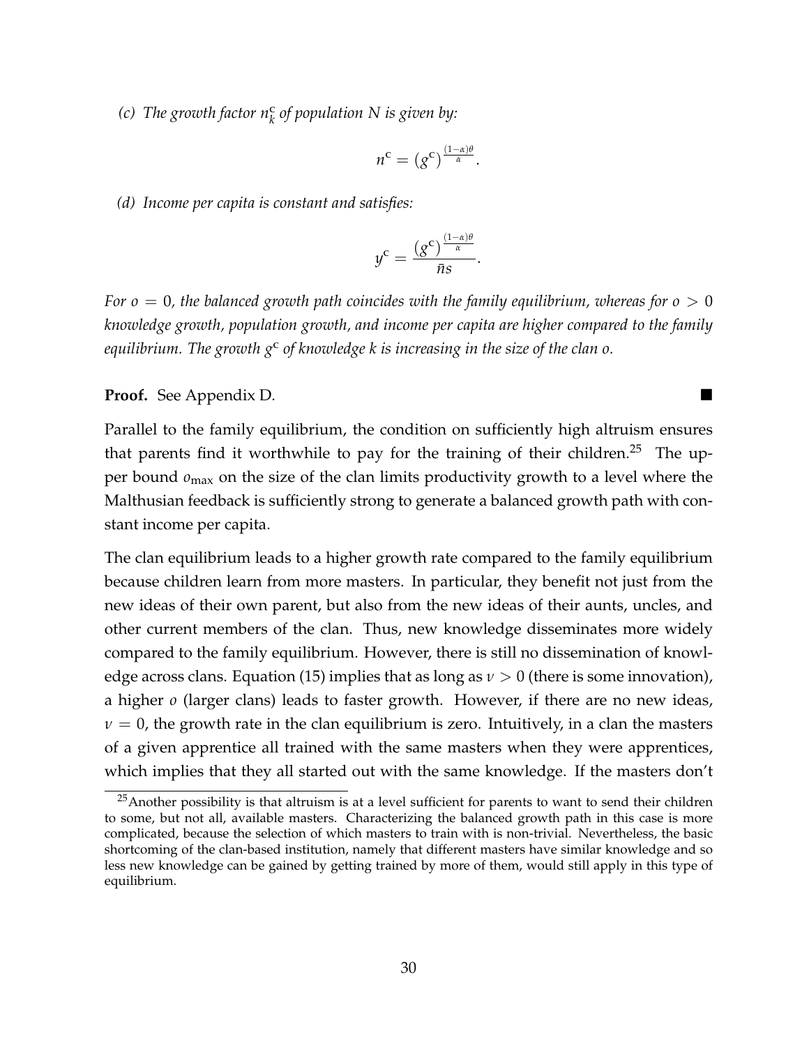*(c) The growth factor $n_k^c$ of population $N$ is given by:*

$$n^c = (g^c)^{\frac{(1-\alpha)\theta}{\alpha}}.$$

*(d) Income per capita is constant and satisfies:*

$$y^c = \frac{(g^c)^{\frac{(1-\alpha)\theta}{\alpha}}}{\bar{n}s}.$$

*For $o = 0$, the balanced growth path coincides with the family equilibrium, whereas for $o > 0$ knowledge growth, population growth, and income per capita are higher compared to the family equilibrium. The growth $g^c$ of knowledge $k$ is increasing in the size of the clan $o$.*

**Proof.** See Appendix D. ∎

Parallel to the family equilibrium, the condition on sufficiently high altruism ensures that parents find it worthwhile to pay for the training of their children.[25] The upper bound $o_{\max}$ on the size of the clan limits productivity growth to a level where the Malthusian feedback is sufficiently strong to generate a balanced growth path with constant income per capita.

The clan equilibrium leads to a higher growth rate compared to the family equilibrium because children learn from more masters. In particular, they benefit not just from the new ideas of their own parent, but also from the new ideas of their aunts, uncles, and other current members of the clan. Thus, new knowledge disseminates more widely compared to the family equilibrium. However, there is still no dissemination of knowledge across clans. Equation (15) implies that as long as $\nu > 0$ (there is some innovation), a higher $o$ (larger clans) leads to faster growth. However, if there are no new ideas, $\nu = 0$, the growth rate in the clan equilibrium is zero. Intuitively, in a clan the masters of a given apprentice all trained with the same masters when they were apprentices, which implies that they all started out with the same knowledge. If the masters don't

[25] Another possibility is that altruism is at a level sufficient for parents to want to send their children to some, but not all, available masters. Characterizing the balanced growth path in this case is more complicated, because the selection of which masters to train with is non-trivial. Nevertheless, the basic shortcoming of the clan-based institution, namely that different masters have similar knowledge and so less new knowledge can be gained by getting trained by more of them, would still apply in this type of equilibrium.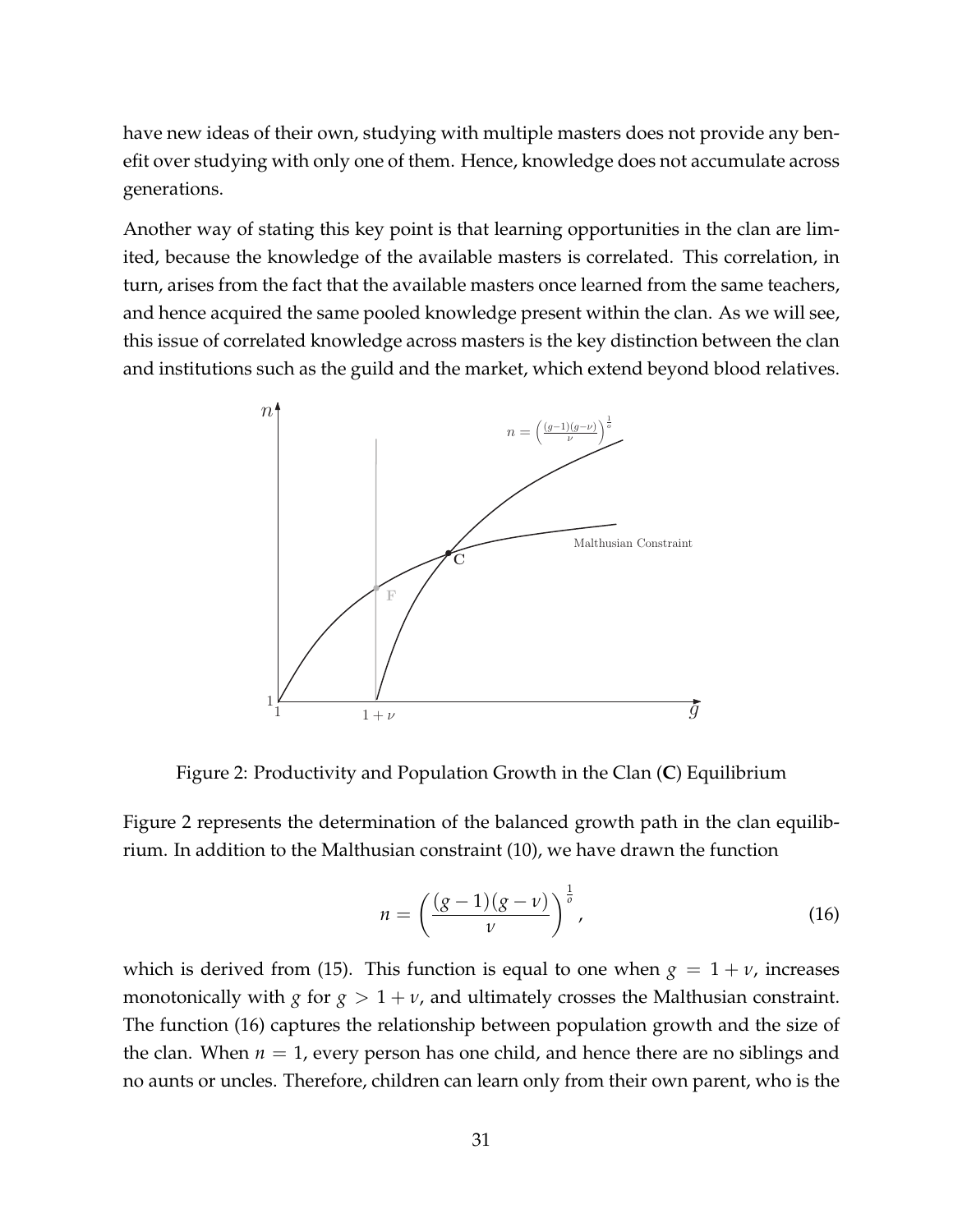have new ideas of their own, studying with multiple masters does not provide any benefit over studying with only one of them. Hence, knowledge does not accumulate across generations.

Another way of stating this key point is that learning opportunities in the clan are limited, because the knowledge of the available masters is correlated. This correlation, in turn, arises from the fact that the available masters once learned from the same teachers, and hence acquired the same pooled knowledge present within the clan. As we will see, this issue of correlated knowledge across masters is the key distinction between the clan and institutions such as the guild and the market, which extend beyond blood relatives.

Figure 2: Productivity and Population Growth in the Clan (**C**) Equilibrium

Figure 2 represents the determination of the balanced growth path in the clan equilibrium. In addition to the Malthusian constraint (10), we have drawn the function

$$n = \left( \frac{(g-1)(g-\nu)}{\nu} \right)^{\frac{1}{\sigma}}, \tag{16}$$

which is derived from (15). This function is equal to one when $g = 1 + \nu$, increases monotonically with $g$ for $g > 1 + \nu$, and ultimately crosses the Malthusian constraint. The function (16) captures the relationship between population growth and the size of the clan. When $n = 1$, every person has one child, and hence there are no siblings and no aunts or uncles. Therefore, children can learn only from their own parent, who is the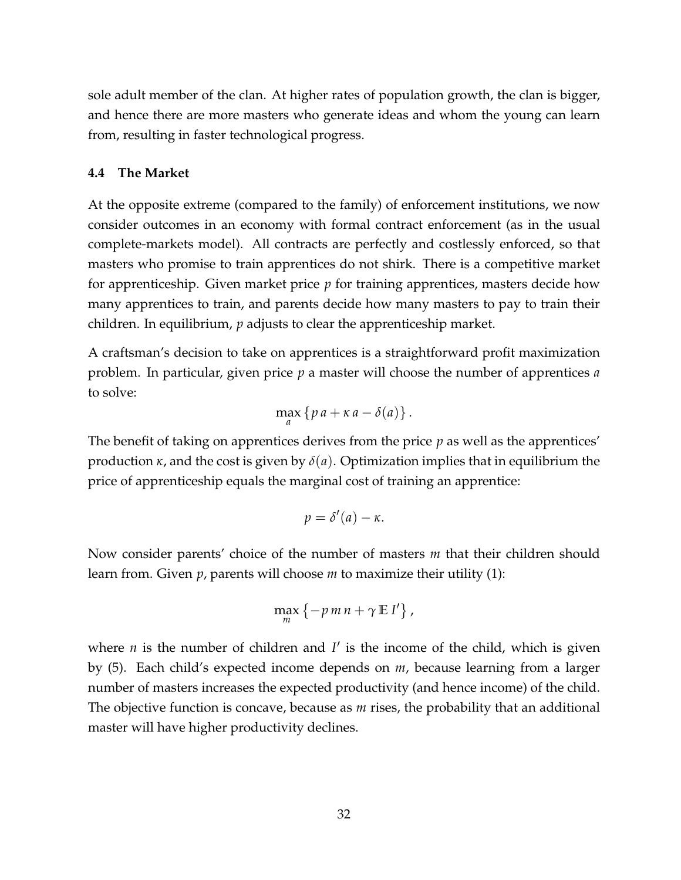sole adult member of the clan. At higher rates of population growth, the clan is bigger, and hence there are more masters who generate ideas and whom the young can learn from, resulting in faster technological progress.

### 4.4 The Market

At the opposite extreme (compared to the family) of enforcement institutions, we now consider outcomes in an economy with formal contract enforcement (as in the usual complete-markets model). All contracts are perfectly and costlessly enforced, so that masters who promise to train apprentices do not shirk. There is a competitive market for apprenticeship. Given market price $p$ for training apprentices, masters decide how many apprentices to train, and parents decide how many masters to pay to train their children. In equilibrium, $p$ adjusts to clear the apprenticeship market.

A craftsman's decision to take on apprentices is a straightforward profit maximization problem. In particular, given price $p$ a master will choose the number of apprentices $a$ to solve:

$$\max_{a} \{ p\, a + \kappa\, a - \delta(a) \} .$$

The benefit of taking on apprentices derives from the price $p$ as well as the apprentices' production $\kappa$, and the cost is given by $\delta(a)$. Optimization implies that in equilibrium the price of apprenticeship equals the marginal cost of training an apprentice:

$$p = \delta'(a) - \kappa.$$

Now consider parents' choice of the number of masters $m$ that their children should learn from. Given $p$, parents will choose $m$ to maximize their utility (1):

$$\max_{m} \left\{ -p\, m\, n + \gamma\, \mathbb{E}\, I' \right\} ,$$

where $n$ is the number of children and $I'$ is the income of the child, which is given by (5). Each child's expected income depends on $m$, because learning from a larger number of masters increases the expected productivity (and hence income) of the child. The objective function is concave, because as $m$ rises, the probability that an additional master will have higher productivity declines.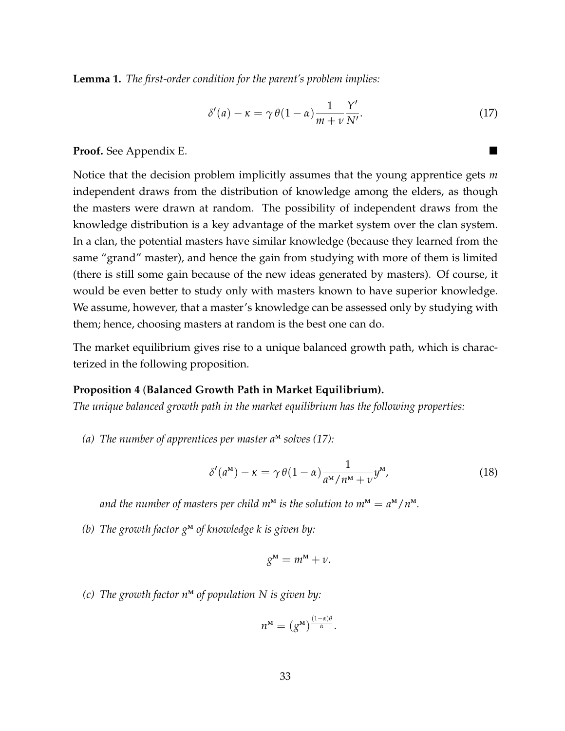**Lemma 1.** *The first-order condition for the parent's problem implies:*

$$\delta'(a) - \kappa = \gamma\,\theta(1-\alpha)\frac{1}{m+\nu}\frac{Y'}{N'}. \tag{17}$$

**Proof.** See Appendix E. ■

Notice that the decision problem implicitly assumes that the young apprentice gets $m$ independent draws from the distribution of knowledge among the elders, as though the masters were drawn at random. The possibility of independent draws from the knowledge distribution is a key advantage of the market system over the clan system. In a clan, the potential masters have similar knowledge (because they learned from the same "grand" master), and hence the gain from studying with more of them is limited (there is still some gain because of the new ideas generated by masters). Of course, it would be even better to study only with masters known to have superior knowledge. We assume, however, that a master's knowledge can be assessed only by studying with them; hence, choosing masters at random is the best one can do.

The market equilibrium gives rise to a unique balanced growth path, which is characterized in the following proposition.

**Proposition 4** (**Balanced Growth Path in Market Equilibrium).**
*The unique balanced growth path in the market equilibrium has the following properties:*

*(a) The number of apprentices per master $a^{\text{M}}$ solves (17):*

$$\delta'(a^{\text{M}}) - \kappa = \gamma\,\theta(1-\alpha)\frac{1}{a^{\text{M}}/n^{\text{M}}+\nu}y^{\text{M}}, \tag{18}$$

*and the number of masters per child $m^{\text{M}}$ is the solution to $m^{\text{M}} = a^{\text{M}}/n^{\text{M}}$.*

*(b) The growth factor $g^{\text{M}}$ of knowledge $k$ is given by:*

$$g^{\text{M}} = m^{\text{M}} + \nu.$$

*(c) The growth factor $n^{\text{M}}$ of population $N$ is given by:*

$$n^{\text{M}} = (g^{\text{M}})^{\frac{(1-\alpha)\theta}{\alpha}}.$$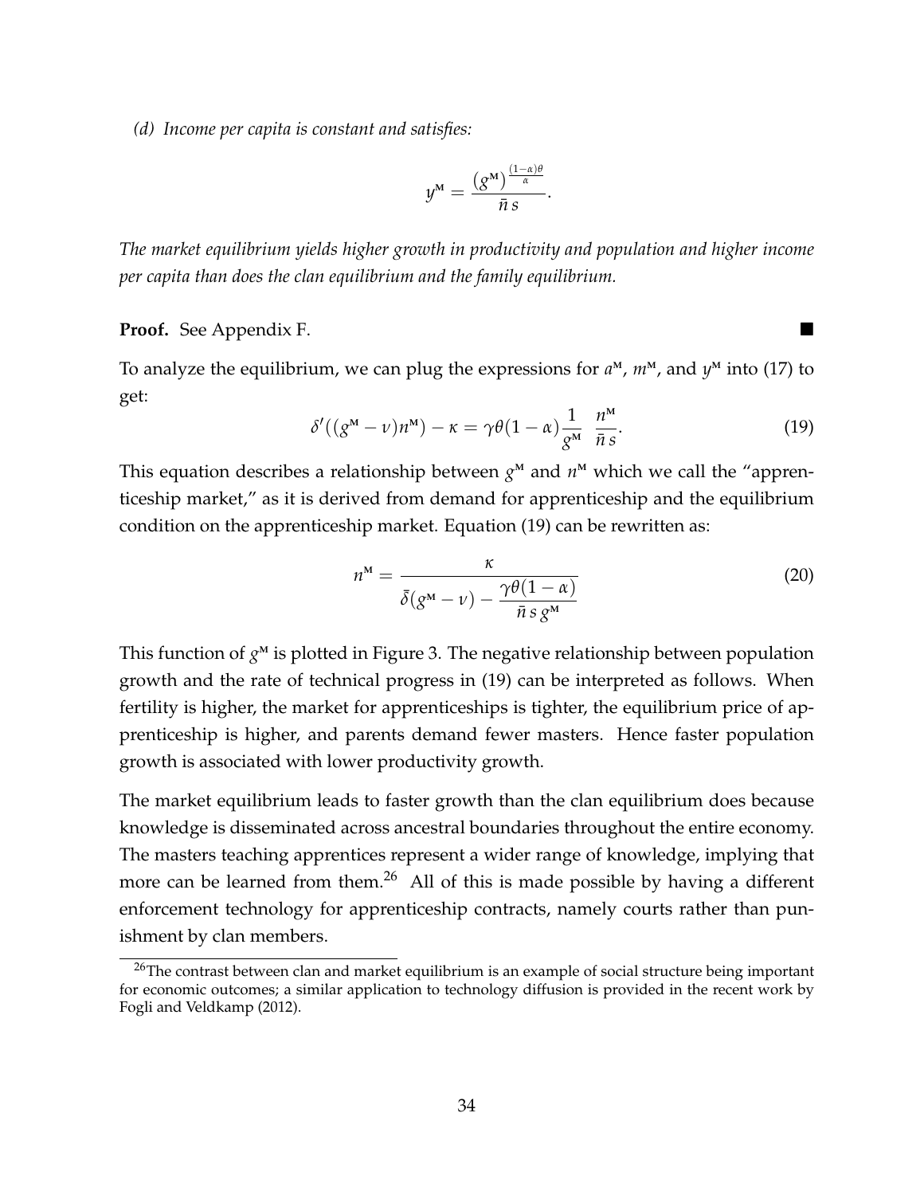*(d) Income per capita is constant and satisfies:*

$$y^{\text{M}} = \frac{(g^{\text{M}})^{\frac{(1-\alpha)\theta}{\alpha}}}{\bar{n}\, s}.$$

*The market equilibrium yields higher growth in productivity and population and higher income per capita than does the clan equilibrium and the family equilibrium.*

**Proof.** See Appendix F. ■

To analyze the equilibrium, we can plug the expressions for $a^{\text{M}}$, $m^{\text{M}}$, and $y^{\text{M}}$ into (17) to get:

$$\delta'((g^{\text{M}} - \nu)n^{\text{M}}) - \kappa = \gamma\theta(1-\alpha)\frac{1}{g^{\text{M}}}\ \frac{n^{\text{M}}}{\bar{n}\, s}. \tag{19}$$

This equation describes a relationship between $g^{\text{M}}$ and $n^{\text{M}}$ which we call the "apprenticeship market," as it is derived from demand for apprenticeship and the equilibrium condition on the apprenticeship market. Equation (19) can be rewritten as:

$$n^{\text{M}} = \frac{\kappa}{\bar{\delta}(g^{\text{M}} - \nu) - \dfrac{\gamma\theta(1-\alpha)}{\bar{n}\, s\, g^{\text{M}}}} \tag{20}$$

This function of $g^{\text{M}}$ is plotted in Figure 3. The negative relationship between population growth and the rate of technical progress in (19) can be interpreted as follows. When fertility is higher, the market for apprenticeships is tighter, the equilibrium price of apprenticeship is higher, and parents demand fewer masters. Hence faster population growth is associated with lower productivity growth.

The market equilibrium leads to faster growth than the clan equilibrium does because knowledge is disseminated across ancestral boundaries throughout the entire economy. The masters teaching apprentices represent a wider range of knowledge, implying that more can be learned from them.[26] All of this is made possible by having a different enforcement technology for apprenticeship contracts, namely courts rather than punishment by clan members.

[26] The contrast between clan and market equilibrium is an example of social structure being important for economic outcomes; a similar application to technology diffusion is provided in the recent work by Fogli and Veldkamp (2012).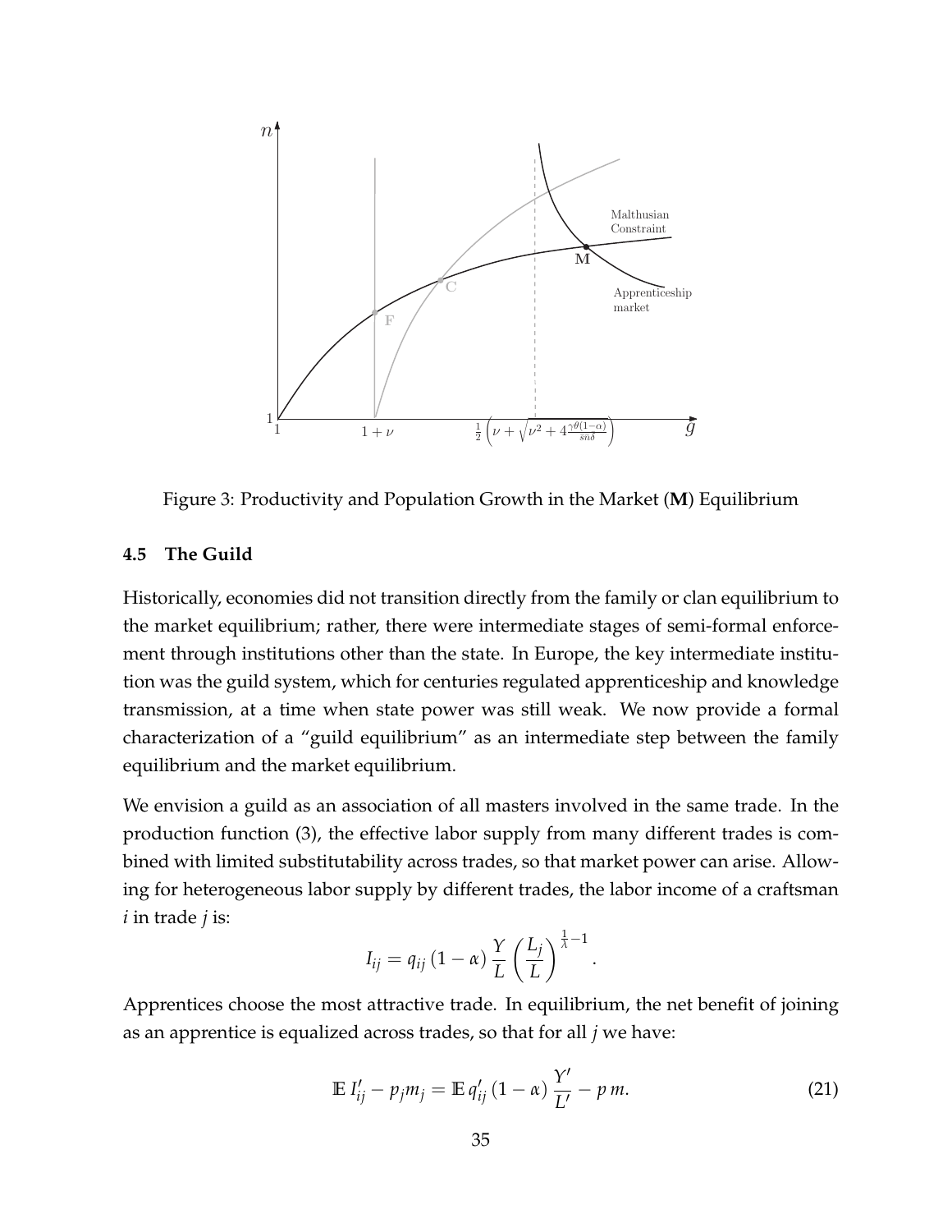Figure 3: Productivity and Population Growth in the Market (**M**) Equilibrium

### 4.5 The Guild

Historically, economies did not transition directly from the family or clan equilibrium to the market equilibrium; rather, there were intermediate stages of semi-formal enforcement through institutions other than the state. In Europe, the key intermediate institution was the guild system, which for centuries regulated apprenticeship and knowledge transmission, at a time when state power was still weak. We now provide a formal characterization of a "guild equilibrium" as an intermediate step between the family equilibrium and the market equilibrium.

We envision a guild as an association of all masters involved in the same trade. In the production function (3), the effective labor supply from many different trades is combined with limited substitutability across trades, so that market power can arise. Allowing for heterogeneous labor supply by different trades, the labor income of a craftsman $i$ in trade $j$ is:

$$I_{ij} = q_{ij}\,(1-\alpha)\,\frac{Y}{L}\left(\frac{L_j}{L}\right)^{\frac{1}{\lambda}-1}.$$

Apprentices choose the most attractive trade. In equilibrium, the net benefit of joining as an apprentice is equalized across trades, so that for all $j$ we have:

$$\mathbb{E}\,I'_{ij} - p_j m_j = \mathbb{E}\,q'_{ij}\,(1-\alpha)\,\frac{Y'}{L'} - p\,m. \tag{21}$$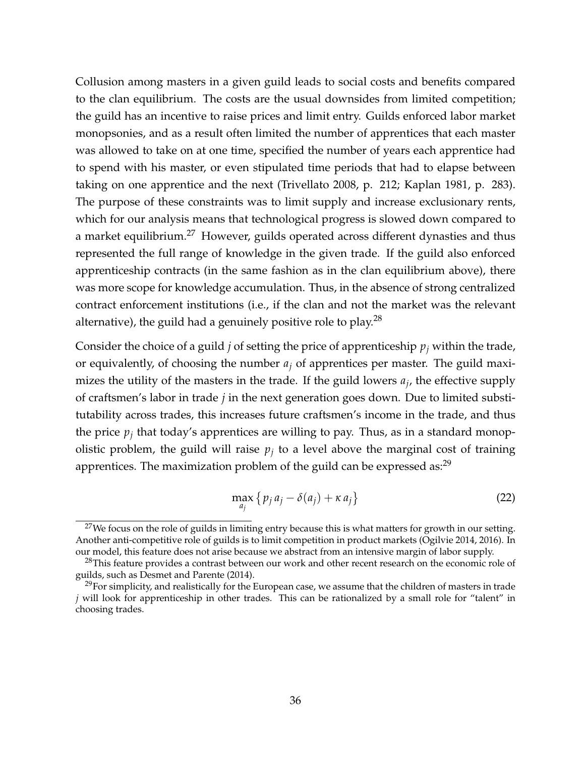Collusion among masters in a given guild leads to social costs and benefits compared to the clan equilibrium. The costs are the usual downsides from limited competition; the guild has an incentive to raise prices and limit entry. Guilds enforced labor market monopsonies, and as a result often limited the number of apprentices that each master was allowed to take on at one time, specified the number of years each apprentice had to spend with his master, or even stipulated time periods that had to elapse between taking on one apprentice and the next (Trivellato 2008, p. 212; Kaplan 1981, p. 283). The purpose of these constraints was to limit supply and increase exclusionary rents, which for our analysis means that technological progress is slowed down compared to a market equilibrium.[27] However, guilds operated across different dynasties and thus represented the full range of knowledge in the given trade. If the guild also enforced apprenticeship contracts (in the same fashion as in the clan equilibrium above), there was more scope for knowledge accumulation. Thus, in the absence of strong centralized contract enforcement institutions (i.e., if the clan and not the market was the relevant alternative), the guild had a genuinely positive role to play.[28]

Consider the choice of a guild $j$ of setting the price of apprenticeship $p_j$ within the trade, or equivalently, of choosing the number $a_j$ of apprentices per master. The guild maximizes the utility of the masters in the trade. If the guild lowers $a_j$, the effective supply of craftsmen's labor in trade $j$ in the next generation goes down. Due to limited substitutability across trades, this increases future craftsmen's income in the trade, and thus the price $p_j$ that today's apprentices are willing to pay. Thus, as in a standard monopolistic problem, the guild will raise $p_j$ to a level above the marginal cost of training apprentices. The maximization problem of the guild can be expressed as:[29]

$$\max_{a_j} \left\{ p_j \, a_j - \delta(a_j) + \kappa \, a_j \right\} \tag{22}$$

[27] We focus on the role of guilds in limiting entry because this is what matters for growth in our setting. Another anti-competitive role of guilds is to limit competition in product markets (Ogilvie 2014, 2016). In our model, this feature does not arise because we abstract from an intensive margin of labor supply.

[28] This feature provides a contrast between our work and other recent research on the economic role of guilds, such as Desmet and Parente (2014).

[29] For simplicity, and realistically for the European case, we assume that the children of masters in trade $j$ will look for apprenticeship in other trades. This can be rationalized by a small role for "talent" in choosing trades.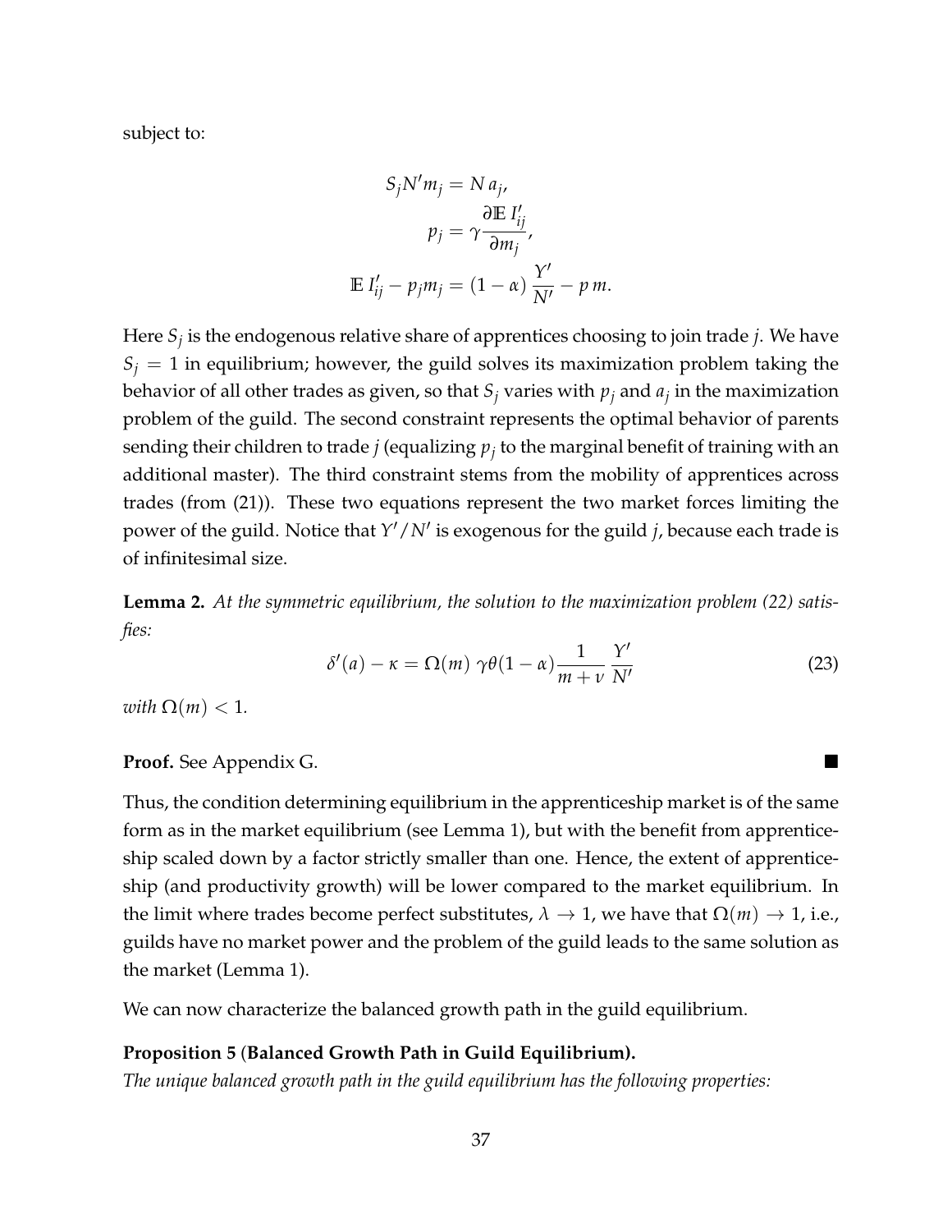subject to:

$$
\begin{gathered}
S_j N' m_j = N\, a_j, \\
p_j = \gamma \frac{\partial \mathbb{E}\, I'_{ij}}{\partial m_j}, \\
\mathbb{E}\, I'_{ij} - p_j m_j = (1-\alpha)\, \frac{Y'}{N'} - p\, m.
\end{gathered}
$$

Here $S_j$ is the endogenous relative share of apprentices choosing to join trade $j$. We have $S_j = 1$ in equilibrium; however, the guild solves its maximization problem taking the behavior of all other trades as given, so that $S_j$ varies with $p_j$ and $a_j$ in the maximization problem of the guild. The second constraint represents the optimal behavior of parents sending their children to trade $j$ (equalizing $p_j$ to the marginal benefit of training with an additional master). The third constraint stems from the mobility of apprentices across trades (from (21)). These two equations represent the two market forces limiting the power of the guild. Notice that $Y'/N'$ is exogenous for the guild $j$, because each trade is of infinitesimal size.

**Lemma 2.** *At the symmetric equilibrium, the solution to the maximization problem (22) satisfies:*

$$
\delta'(a) - \kappa = \Omega(m)\ \gamma\theta(1-\alpha)\frac{1}{m+\nu}\,\frac{Y'}{N'} \tag{23}
$$

*with* $\Omega(m) < 1$.

**Proof.** See Appendix G. ■

Thus, the condition determining equilibrium in the apprenticeship market is of the same form as in the market equilibrium (see Lemma 1), but with the benefit from apprenticeship scaled down by a factor strictly smaller than one. Hence, the extent of apprenticeship (and productivity growth) will be lower compared to the market equilibrium. In the limit where trades become perfect substitutes, $\lambda \to 1$, we have that $\Omega(m) \to 1$, i.e., guilds have no market power and the problem of the guild leads to the same solution as the market (Lemma 1).

We can now characterize the balanced growth path in the guild equilibrium.

**Proposition 5 (Balanced Growth Path in Guild Equilibrium).**
*The unique balanced growth path in the guild equilibrium has the following properties:*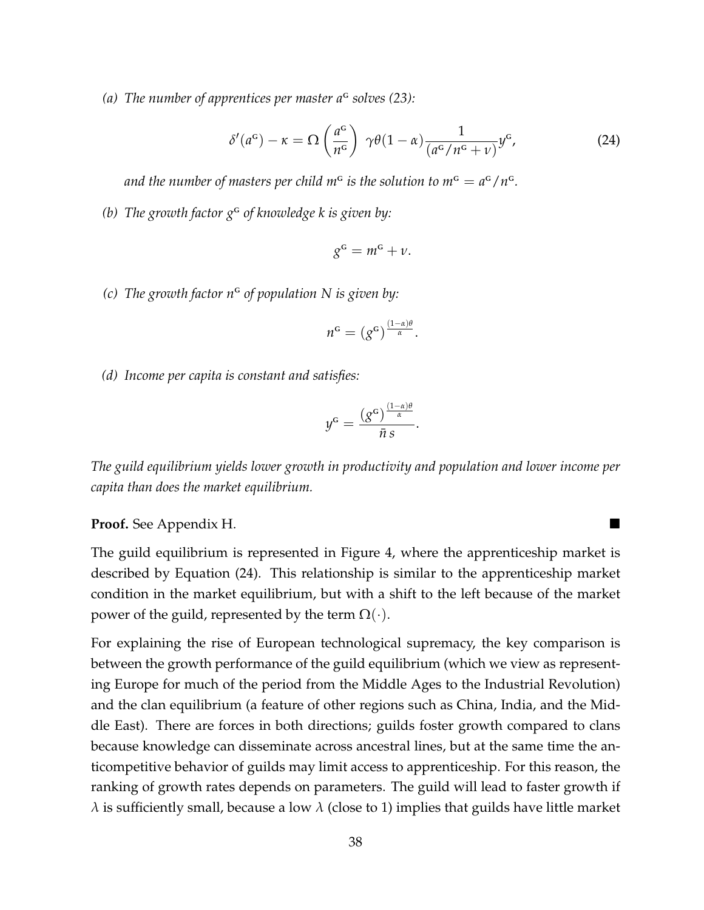*(a) The number of apprentices per master $a^G$ solves (23):*

$$\delta'(a^G) - \kappa = \Omega\left(\frac{a^G}{n^G}\right)\ \gamma\theta(1-\alpha)\frac{1}{(a^G/n^G + \nu)}y^G, \tag{24}$$

*and the number of masters per child $m^G$ is the solution to $m^G = a^G/n^G$.*

*(b) The growth factor $g^G$ of knowledge $k$ is given by:*

$$g^G = m^G + \nu.$$

*(c) The growth factor $n^G$ of population $N$ is given by:*

$$n^G = (g^G)^{\frac{(1-\alpha)\theta}{\alpha}}.$$

*(d) Income per capita is constant and satisfies:*

$$y^G = \frac{(g^G)^{\frac{(1-\alpha)\theta}{\alpha}}}{\bar{n}\, s}.$$

*The guild equilibrium yields lower growth in productivity and population and lower income per capita than does the market equilibrium.*

**Proof.** See Appendix H. ∎

The guild equilibrium is represented in Figure 4, where the apprenticeship market is described by Equation (24). This relationship is similar to the apprenticeship market condition in the market equilibrium, but with a shift to the left because of the market power of the guild, represented by the term $\Omega(\cdot)$.

For explaining the rise of European technological supremacy, the key comparison is between the growth performance of the guild equilibrium (which we view as representing Europe for much of the period from the Middle Ages to the Industrial Revolution) and the clan equilibrium (a feature of other regions such as China, India, and the Middle East). There are forces in both directions; guilds foster growth compared to clans because knowledge can disseminate across ancestral lines, but at the same time the anticompetitive behavior of guilds may limit access to apprenticeship. For this reason, the ranking of growth rates depends on parameters. The guild will lead to faster growth if $\lambda$ is sufficiently small, because a low $\lambda$ (close to 1) implies that guilds have little market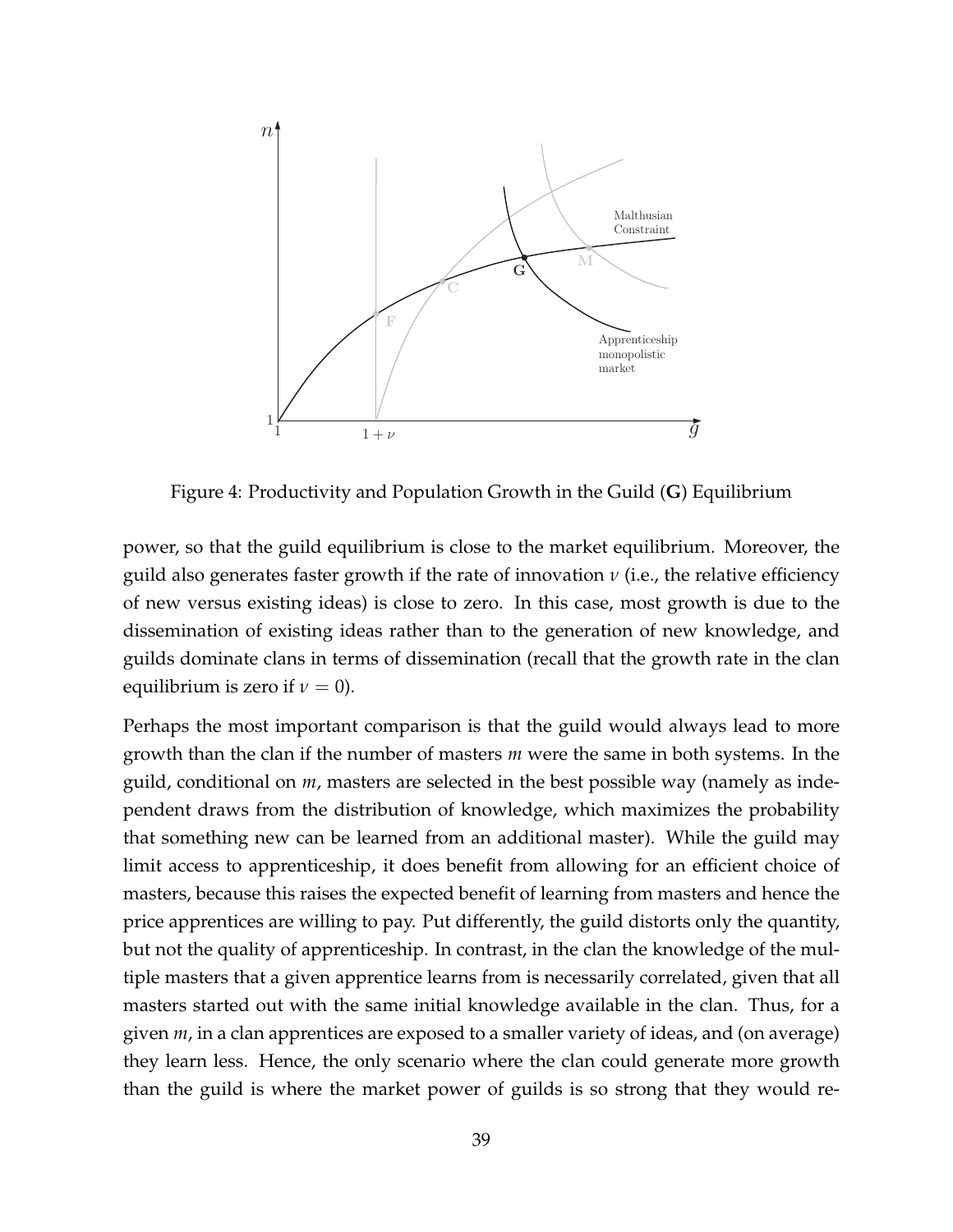Figure 4: Productivity and Population Growth in the Guild (**G**) Equilibrium

power, so that the guild equilibrium is close to the market equilibrium. Moreover, the guild also generates faster growth if the rate of innovation $\nu$ (i.e., the relative efficiency of new versus existing ideas) is close to zero. In this case, most growth is due to the dissemination of existing ideas rather than to the generation of new knowledge, and guilds dominate clans in terms of dissemination (recall that the growth rate in the clan equilibrium is zero if $\nu = 0$).

Perhaps the most important comparison is that the guild would always lead to more growth than the clan if the number of masters $m$ were the same in both systems. In the guild, conditional on $m$, masters are selected in the best possible way (namely as independent draws from the distribution of knowledge, which maximizes the probability that something new can be learned from an additional master). While the guild may limit access to apprenticeship, it does benefit from allowing for an efficient choice of masters, because this raises the expected benefit of learning from masters and hence the price apprentices are willing to pay. Put differently, the guild distorts only the quantity, but not the quality of apprenticeship. In contrast, in the clan the knowledge of the multiple masters that a given apprentice learns from is necessarily correlated, given that all masters started out with the same initial knowledge available in the clan. Thus, for a given $m$, in a clan apprentices are exposed to a smaller variety of ideas, and (on average) they learn less. Hence, the only scenario where the clan could generate more growth than the guild is where the market power of guilds is so strong that they would re-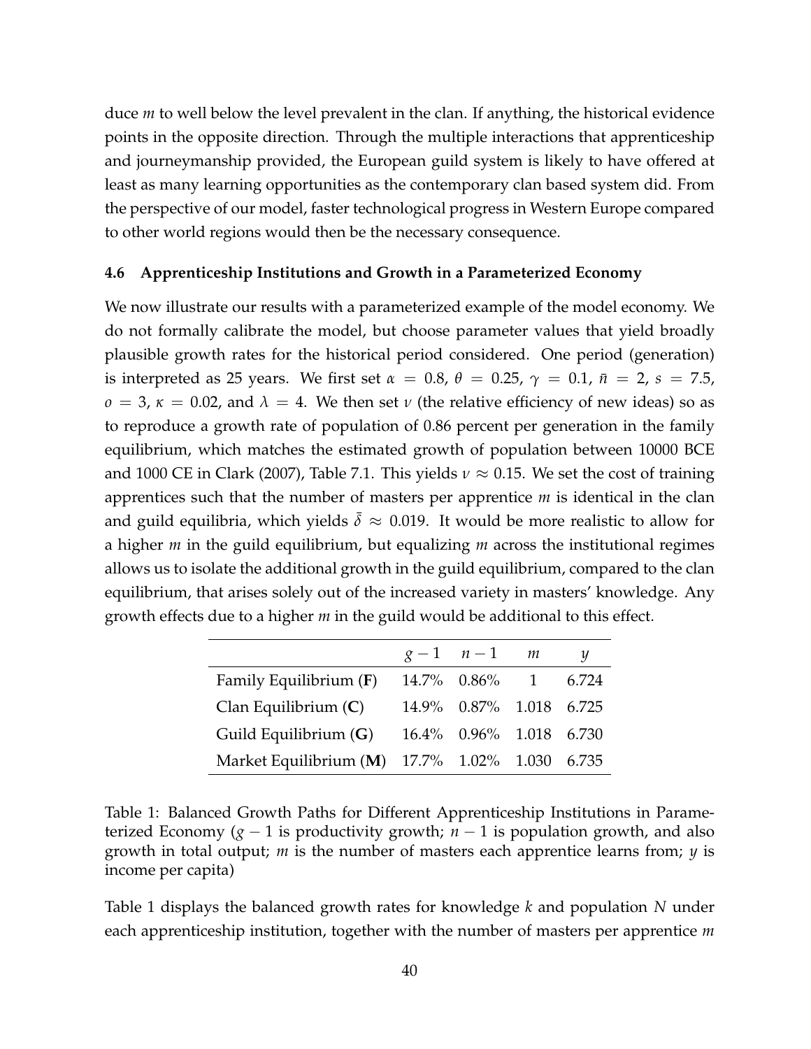duce $m$ to well below the level prevalent in the clan. If anything, the historical evidence points in the opposite direction. Through the multiple interactions that apprenticeship and journeymanship provided, the European guild system is likely to have offered at least as many learning opportunities as the contemporary clan based system did. From the perspective of our model, faster technological progress in Western Europe compared to other world regions would then be the necessary consequence.

### 4.6 Apprenticeship Institutions and Growth in a Parameterized Economy

We now illustrate our results with a parameterized example of the model economy. We do not formally calibrate the model, but choose parameter values that yield broadly plausible growth rates for the historical period considered. One period (generation) is interpreted as 25 years. We first set $\alpha = 0.8$, $\theta = 0.25$, $\gamma = 0.1$, $\bar{n} = 2$, $s = 7.5$, $o = 3$, $\kappa = 0.02$, and $\lambda = 4$. We then set $\nu$ (the relative efficiency of new ideas) so as to reproduce a growth rate of population of 0.86 percent per generation in the family equilibrium, which matches the estimated growth of population between 10000 BCE and 1000 CE in Clark (2007), Table 7.1. This yields $\nu \approx 0.15$. We set the cost of training apprentices such that the number of masters per apprentice $m$ is identical in the clan and guild equilibria, which yields $\bar{\delta} \approx 0.019$. It would be more realistic to allow for a higher $m$ in the guild equilibrium, but equalizing $m$ across the institutional regimes allows us to isolate the additional growth in the guild equilibrium, compared to the clan equilibrium, that arises solely out of the increased variety in masters' knowledge. Any growth effects due to a higher $m$ in the guild would be additional to this effect.

| | $g-1$ | $n-1$ | $m$ | $y$ |
|---|---|---|---|---|
| Family Equilibrium (**F**) | 14.7% | 0.86% | 1 | 6.724 |
| Clan Equilibrium (**C**) | 14.9% | 0.87% | 1.018 | 6.725 |
| Guild Equilibrium (**G**) | 16.4% | 0.96% | 1.018 | 6.730 |
| Market Equilibrium (**M**) | 17.7% | 1.02% | 1.030 | 6.735 |

Table 1: Balanced Growth Paths for Different Apprenticeship Institutions in Parameterized Economy ($g-1$ is productivity growth; $n-1$ is population growth, and also growth in total output; $m$ is the number of masters each apprentice learns from; $y$ is income per capita)

Table 1 displays the balanced growth rates for knowledge $k$ and population $N$ under each apprenticeship institution, together with the number of masters per apprentice $m$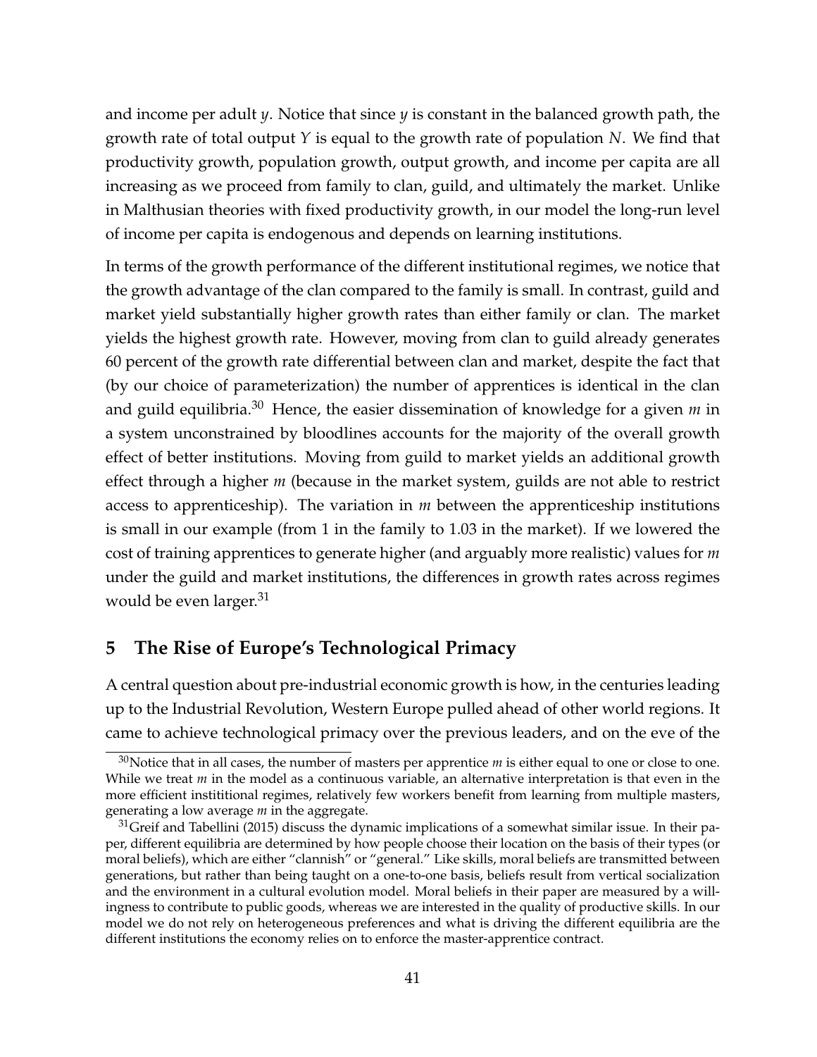and income per adult $y$. Notice that since $y$ is constant in the balanced growth path, the growth rate of total output $Y$ is equal to the growth rate of population $N$. We find that productivity growth, population growth, output growth, and income per capita are all increasing as we proceed from family to clan, guild, and ultimately the market. Unlike in Malthusian theories with fixed productivity growth, in our model the long-run level of income per capita is endogenous and depends on learning institutions.

In terms of the growth performance of the different institutional regimes, we notice that the growth advantage of the clan compared to the family is small. In contrast, guild and market yield substantially higher growth rates than either family or clan. The market yields the highest growth rate. However, moving from clan to guild already generates 60 percent of the growth rate differential between clan and market, despite the fact that (by our choice of parameterization) the number of apprentices is identical in the clan and guild equilibria.[30] Hence, the easier dissemination of knowledge for a given $m$ in a system unconstrained by bloodlines accounts for the majority of the overall growth effect of better institutions. Moving from guild to market yields an additional growth effect through a higher $m$ (because in the market system, guilds are not able to restrict access to apprenticeship). The variation in $m$ between the apprenticeship institutions is small in our example (from 1 in the family to 1.03 in the market). If we lowered the cost of training apprentices to generate higher (and arguably more realistic) values for $m$ under the guild and market institutions, the differences in growth rates across regimes would be even larger.[31]

## 5 The Rise of Europe's Technological Primacy

A central question about pre-industrial economic growth is how, in the centuries leading up to the Industrial Revolution, Western Europe pulled ahead of other world regions. It came to achieve technological primacy over the previous leaders, and on the eve of the

[30] Notice that in all cases, the number of masters per apprentice $m$ is either equal to one or close to one. While we treat $m$ in the model as a continuous variable, an alternative interpretation is that even in the more efficient instititional regimes, relatively few workers benefit from learning from multiple masters, generating a low average $m$ in the aggregate.

[31] Greif and Tabellini (2015) discuss the dynamic implications of a somewhat similar issue. In their paper, different equilibria are determined by how people choose their location on the basis of their types (or moral beliefs), which are either "clannish" or "general." Like skills, moral beliefs are transmitted between generations, but rather than being taught on a one-to-one basis, beliefs result from vertical socialization and the environment in a cultural evolution model. Moral beliefs in their paper are measured by a willingness to contribute to public goods, whereas we are interested in the quality of productive skills. In our model we do not rely on heterogeneous preferences and what is driving the different equilibria are the different institutions the economy relies on to enforce the master-apprentice contract.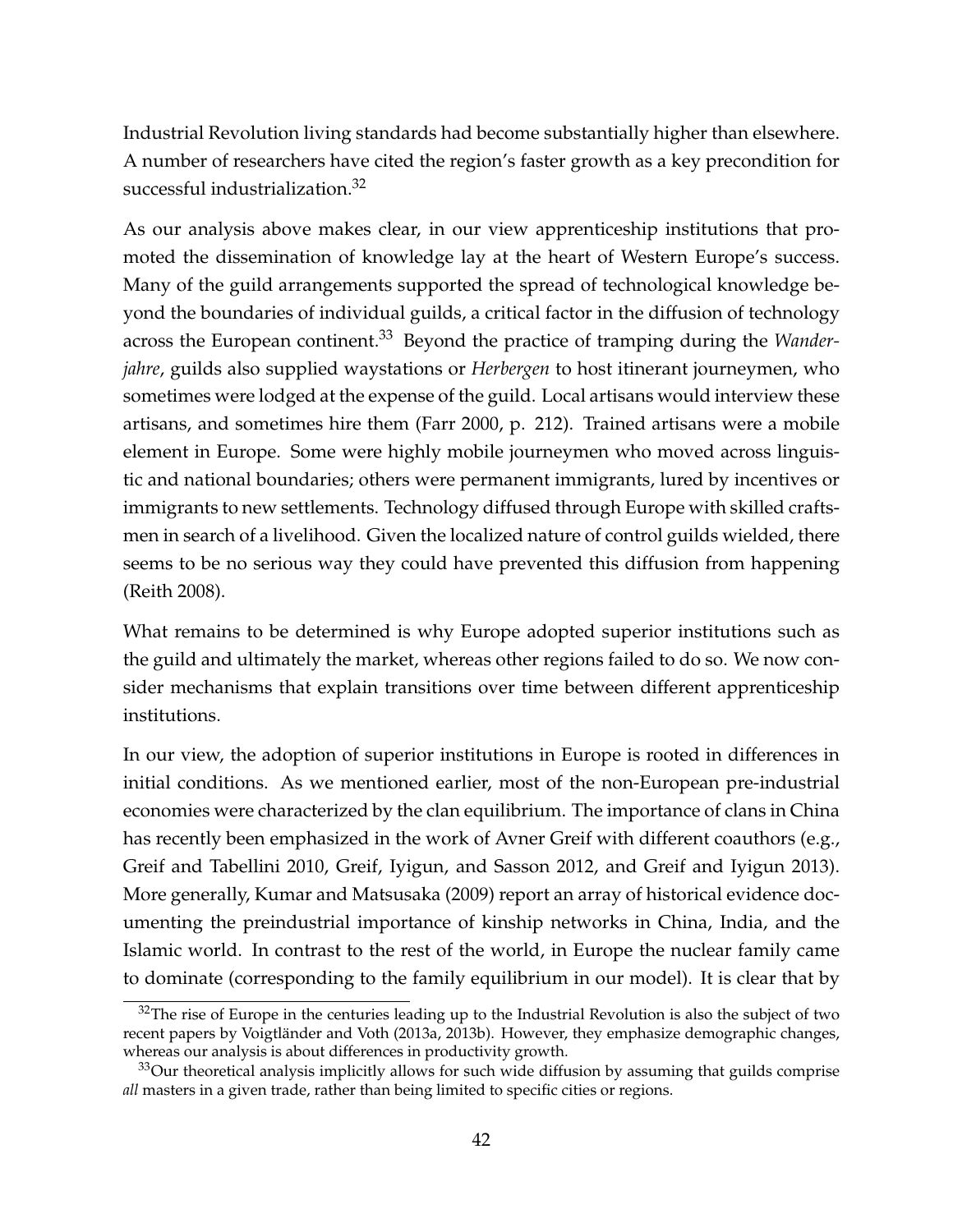Industrial Revolution living standards had become substantially higher than elsewhere. A number of researchers have cited the region's faster growth as a key precondition for successful industrialization.[32]

As our analysis above makes clear, in our view apprenticeship institutions that promoted the dissemination of knowledge lay at the heart of Western Europe's success. Many of the guild arrangements supported the spread of technological knowledge beyond the boundaries of individual guilds, a critical factor in the diffusion of technology across the European continent.[33] Beyond the practice of tramping during the *Wanderjahre*, guilds also supplied waystations or *Herbergen* to host itinerant journeymen, who sometimes were lodged at the expense of the guild. Local artisans would interview these artisans, and sometimes hire them (Farr 2000, p. 212). Trained artisans were a mobile element in Europe. Some were highly mobile journeymen who moved across linguistic and national boundaries; others were permanent immigrants, lured by incentives or immigrants to new settlements. Technology diffused through Europe with skilled craftsmen in search of a livelihood. Given the localized nature of control guilds wielded, there seems to be no serious way they could have prevented this diffusion from happening (Reith 2008).

What remains to be determined is why Europe adopted superior institutions such as the guild and ultimately the market, whereas other regions failed to do so. We now consider mechanisms that explain transitions over time between different apprenticeship institutions.

In our view, the adoption of superior institutions in Europe is rooted in differences in initial conditions. As we mentioned earlier, most of the non-European pre-industrial economies were characterized by the clan equilibrium. The importance of clans in China has recently been emphasized in the work of Avner Greif with different coauthors (e.g., Greif and Tabellini 2010, Greif, Iyigun, and Sasson 2012, and Greif and Iyigun 2013). More generally, Kumar and Matsusaka (2009) report an array of historical evidence documenting the preindustrial importance of kinship networks in China, India, and the Islamic world. In contrast to the rest of the world, in Europe the nuclear family came to dominate (corresponding to the family equilibrium in our model). It is clear that by

[32] The rise of Europe in the centuries leading up to the Industrial Revolution is also the subject of two recent papers by Voigtländer and Voth (2013a, 2013b). However, they emphasize demographic changes, whereas our analysis is about differences in productivity growth.

[33] Our theoretical analysis implicitly allows for such wide diffusion by assuming that guilds comprise *all* masters in a given trade, rather than being limited to specific cities or regions.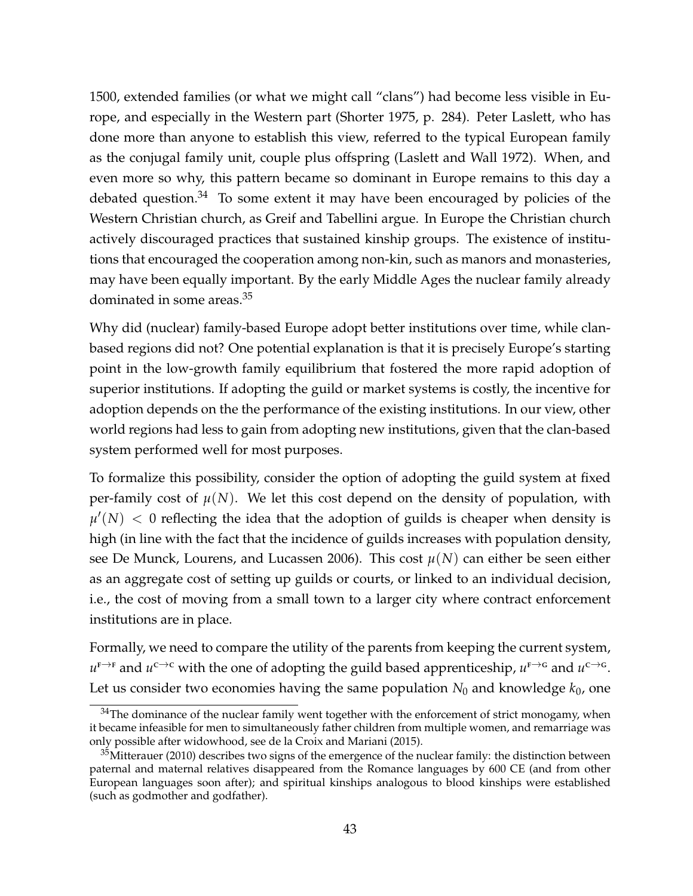1500, extended families (or what we might call "clans") had become less visible in Europe, and especially in the Western part (Shorter 1975, p. 284). Peter Laslett, who has done more than anyone to establish this view, referred to the typical European family as the conjugal family unit, couple plus offspring (Laslett and Wall 1972). When, and even more so why, this pattern became so dominant in Europe remains to this day a debated question.[34] To some extent it may have been encouraged by policies of the Western Christian church, as Greif and Tabellini argue. In Europe the Christian church actively discouraged practices that sustained kinship groups. The existence of institutions that encouraged the cooperation among non-kin, such as manors and monasteries, may have been equally important. By the early Middle Ages the nuclear family already dominated in some areas.[35]

Why did (nuclear) family-based Europe adopt better institutions over time, while clan-based regions did not? One potential explanation is that it is precisely Europe's starting point in the low-growth family equilibrium that fostered the more rapid adoption of superior institutions. If adopting the guild or market systems is costly, the incentive for adoption depends on the the performance of the existing institutions. In our view, other world regions had less to gain from adopting new institutions, given that the clan-based system performed well for most purposes.

To formalize this possibility, consider the option of adopting the guild system at fixed per-family cost of $\mu(N)$. We let this cost depend on the density of population, with $\mu'(N) < 0$ reflecting the idea that the adoption of guilds is cheaper when density is high (in line with the fact that the incidence of guilds increases with population density, see De Munck, Lourens, and Lucassen 2006). This cost $\mu(N)$ can either be seen either as an aggregate cost of setting up guilds or courts, or linked to an individual decision, i.e., the cost of moving from a small town to a larger city where contract enforcement institutions are in place.

Formally, we need to compare the utility of the parents from keeping the current system, $u^{\text{F}\rightarrow\text{F}}$ and $u^{\text{C}\rightarrow\text{C}}$ with the one of adopting the guild based apprenticeship, $u^{\text{F}\rightarrow\text{G}}$ and $u^{\text{C}\rightarrow\text{G}}$. Let us consider two economies having the same population $N_0$ and knowledge $k_0$, one

[34] The dominance of the nuclear family went together with the enforcement of strict monogamy, when it became infeasible for men to simultaneously father children from multiple women, and remarriage was only possible after widowhood, see de la Croix and Mariani (2015).

[35] Mitterauer (2010) describes two signs of the emergence of the nuclear family: the distinction between paternal and maternal relatives disappeared from the Romance languages by 600 CE (and from other European languages soon after); and spiritual kinships analogous to blood kinships were established (such as godmother and godfather).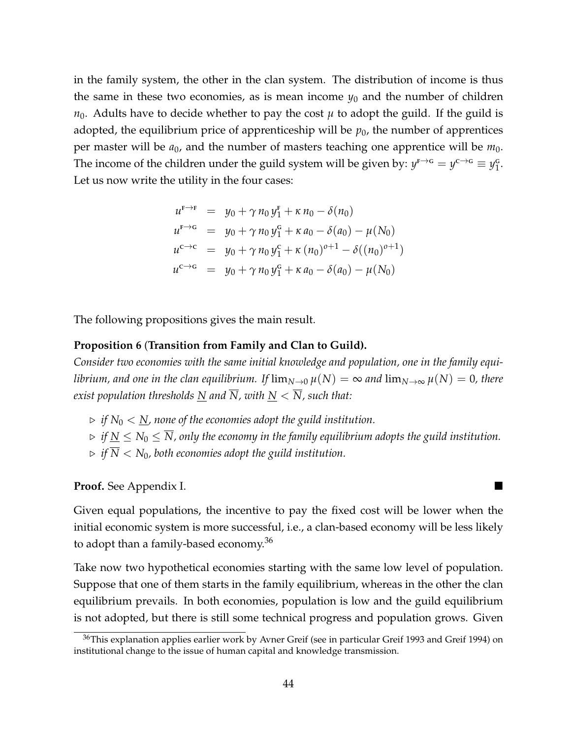in the family system, the other in the clan system. The distribution of income is thus the same in these two economies, as is mean income $y_0$ and the number of children $n_0$. Adults have to decide whether to pay the cost $\mu$ to adopt the guild. If the guild is adopted, the equilibrium price of apprenticeship will be $p_0$, the number of apprentices per master will be $a_0$, and the number of masters teaching one apprentice will be $m_0$. The income of the children under the guild system will be given by: $y^{\text{F}\to\text{G}} = y^{\text{C}\to\text{G}} \equiv y_1^{\text{G}}$. Let us now write the utility in the four cases:

$$
\begin{aligned}
u^{\text{F}\to\text{F}} &= y_0 + \gamma\, n_0\, y_1^{\text{F}} + \kappa\, n_0 - \delta(n_0) \\
u^{\text{F}\to\text{G}} &= y_0 + \gamma\, n_0\, y_1^{\text{G}} + \kappa\, a_0 - \delta(a_0) - \mu(N_0) \\
u^{\text{C}\to\text{C}} &= y_0 + \gamma\, n_0\, y_1^{\text{C}} + \kappa\, (n_0)^{o+1} - \delta((n_0)^{o+1}) \\
u^{\text{C}\to\text{G}} &= y_0 + \gamma\, n_0\, y_1^{\text{G}} + \kappa\, a_0 - \delta(a_0) - \mu(N_0)
\end{aligned}
$$

The following propositions gives the main result.

**Proposition 6 (Transition from Family and Clan to Guild).**
*Consider two economies with the same initial knowledge and population, one in the family equilibrium, and one in the clan equilibrium. If $\lim_{N\to 0}\mu(N) = \infty$ and $\lim_{N\to\infty}\mu(N) = 0$, there exist population thresholds $\underline{N}$ and $\overline{N}$, with $\underline{N} < \overline{N}$, such that:*

- ▷ *if $N_0 < \underline{N}$, none of the economies adopt the guild institution.*
- ▷ *if $\underline{N} \leq N_0 \leq \overline{N}$, only the economy in the family equilibrium adopts the guild institution.*
- ▷ *if $\overline{N} < N_0$, both economies adopt the guild institution.*

**Proof.** See Appendix I. ■

Given equal populations, the incentive to pay the fixed cost will be lower when the initial economic system is more successful, i.e., a clan-based economy will be less likely to adopt than a family-based economy.[36]

Take now two hypothetical economies starting with the same low level of population. Suppose that one of them starts in the family equilibrium, whereas in the other the clan equilibrium prevails. In both economies, population is low and the guild equilibrium is not adopted, but there is still some technical progress and population grows. Given

[36] This explanation applies earlier work by Avner Greif (see in particular Greif 1993 and Greif 1994) on institutional change to the issue of human capital and knowledge transmission.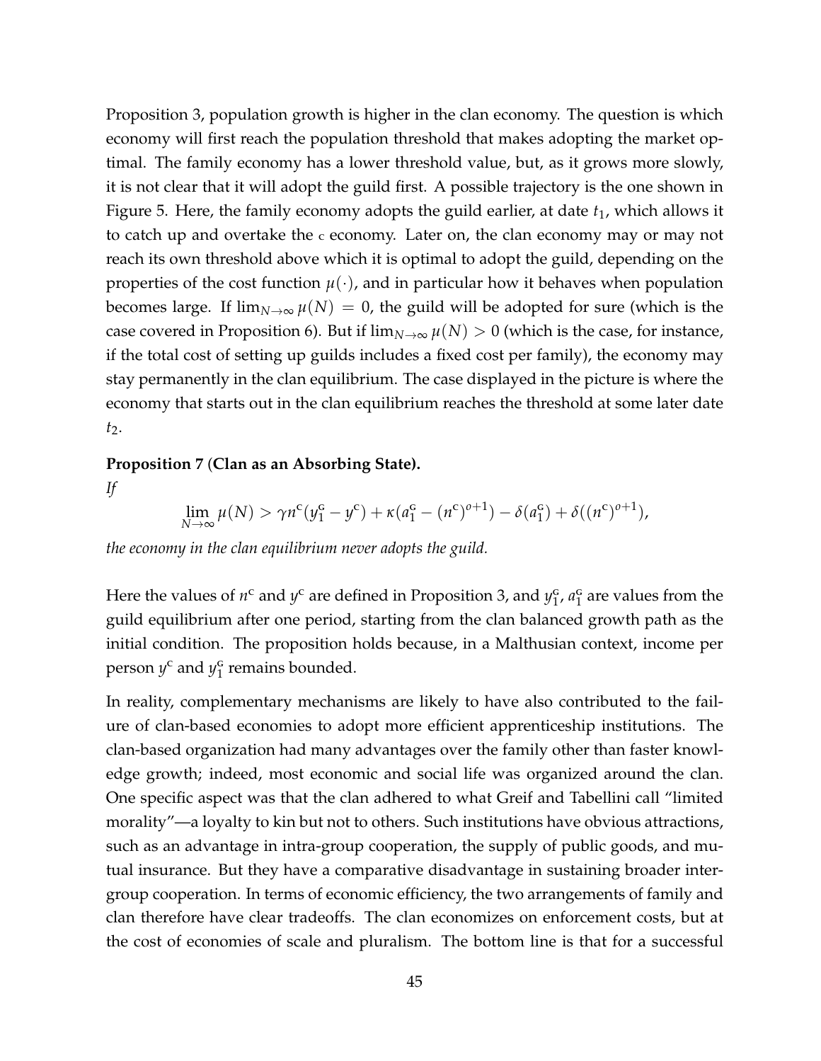Proposition 3, population growth is higher in the clan economy. The question is which economy will first reach the population threshold that makes adopting the market optimal. The family economy has a lower threshold value, but, as it grows more slowly, it is not clear that it will adopt the guild first. A possible trajectory is the one shown in Figure 5. Here, the family economy adopts the guild earlier, at date $t_1$, which allows it to catch up and overtake the c economy. Later on, the clan economy may or may not reach its own threshold above which it is optimal to adopt the guild, depending on the properties of the cost function $\mu(\cdot)$, and in particular how it behaves when population becomes large. If $\lim_{N\to\infty} \mu(N) = 0$, the guild will be adopted for sure (which is the case covered in Proposition 6). But if $\lim_{N\to\infty} \mu(N) > 0$ (which is the case, for instance, if the total cost of setting up guilds includes a fixed cost per family), the economy may stay permanently in the clan equilibrium. The case displayed in the picture is where the economy that starts out in the clan equilibrium reaches the threshold at some later date $t_2$.

**Proposition 7 (Clan as an Absorbing State).**

*If*

$$\lim_{N\to\infty} \mu(N) > \gamma n^{\mathrm{c}}(y_1^{\mathrm{G}} - y^{\mathrm{c}}) + \kappa(a_1^{\mathrm{G}} - (n^{\mathrm{c}})^{o+1}) - \delta(a_1^{\mathrm{G}}) + \delta((n^{\mathrm{c}})^{o+1}),$$

*the economy in the clan equilibrium never adopts the guild.*

Here the values of $n^{\mathrm{c}}$ and $y^{\mathrm{c}}$ are defined in Proposition 3, and $y_1^{\mathrm{G}}$, $a_1^{\mathrm{G}}$ are values from the guild equilibrium after one period, starting from the clan balanced growth path as the initial condition. The proposition holds because, in a Malthusian context, income per person $y^{\mathrm{c}}$ and $y_1^{\mathrm{G}}$ remains bounded.

In reality, complementary mechanisms are likely to have also contributed to the failure of clan-based economies to adopt more efficient apprenticeship institutions. The clan-based organization had many advantages over the family other than faster knowledge growth; indeed, most economic and social life was organized around the clan. One specific aspect was that the clan adhered to what Greif and Tabellini call "limited morality"—a loyalty to kin but not to others. Such institutions have obvious attractions, such as an advantage in intra-group cooperation, the supply of public goods, and mutual insurance. But they have a comparative disadvantage in sustaining broader intergroup cooperation. In terms of economic efficiency, the two arrangements of family and clan therefore have clear tradeoffs. The clan economizes on enforcement costs, but at the cost of economies of scale and pluralism. The bottom line is that for a successful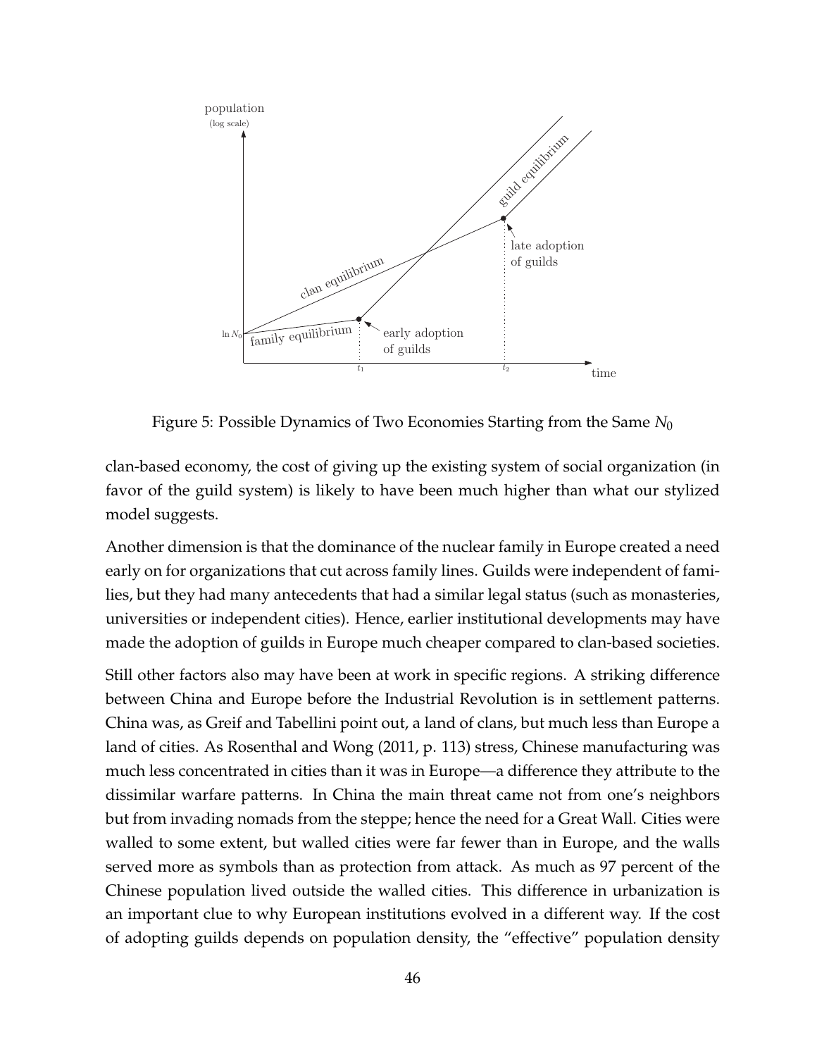Figure 5: Possible Dynamics of Two Economies Starting from the Same $N_0$

clan-based economy, the cost of giving up the existing system of social organization (in favor of the guild system) is likely to have been much higher than what our stylized model suggests.

Another dimension is that the dominance of the nuclear family in Europe created a need early on for organizations that cut across family lines. Guilds were independent of families, but they had many antecedents that had a similar legal status (such as monasteries, universities or independent cities). Hence, earlier institutional developments may have made the adoption of guilds in Europe much cheaper compared to clan-based societies.

Still other factors also may have been at work in specific regions. A striking difference between China and Europe before the Industrial Revolution is in settlement patterns. China was, as Greif and Tabellini point out, a land of clans, but much less than Europe a land of cities. As Rosenthal and Wong (2011, p. 113) stress, Chinese manufacturing was much less concentrated in cities than it was in Europe—a difference they attribute to the dissimilar warfare patterns. In China the main threat came not from one's neighbors but from invading nomads from the steppe; hence the need for a Great Wall. Cities were walled to some extent, but walled cities were far fewer than in Europe, and the walls served more as symbols than as protection from attack. As much as 97 percent of the Chinese population lived outside the walled cities. This difference in urbanization is an important clue to why European institutions evolved in a different way. If the cost of adopting guilds depends on population density, the "effective" population density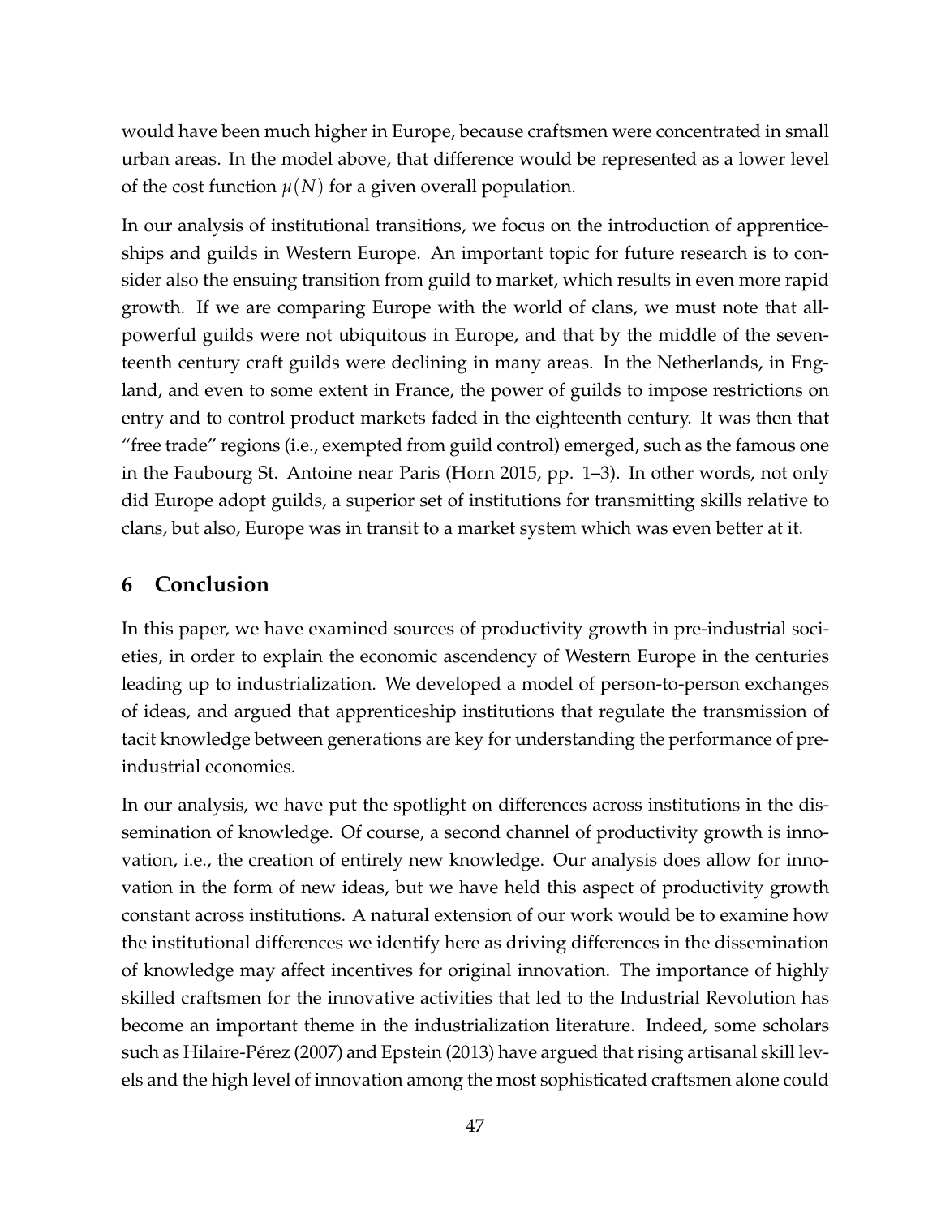would have been much higher in Europe, because craftsmen were concentrated in small urban areas. In the model above, that difference would be represented as a lower level of the cost function $\mu(N)$ for a given overall population.

In our analysis of institutional transitions, we focus on the introduction of apprenticeships and guilds in Western Europe. An important topic for future research is to consider also the ensuing transition from guild to market, which results in even more rapid growth. If we are comparing Europe with the world of clans, we must note that all-powerful guilds were not ubiquitous in Europe, and that by the middle of the seventeenth century craft guilds were declining in many areas. In the Netherlands, in England, and even to some extent in France, the power of guilds to impose restrictions on entry and to control product markets faded in the eighteenth century. It was then that "free trade" regions (i.e., exempted from guild control) emerged, such as the famous one in the Faubourg St. Antoine near Paris (Horn 2015, pp. 1–3). In other words, not only did Europe adopt guilds, a superior set of institutions for transmitting skills relative to clans, but also, Europe was in transit to a market system which was even better at it.

## 6 Conclusion

In this paper, we have examined sources of productivity growth in pre-industrial societies, in order to explain the economic ascendency of Western Europe in the centuries leading up to industrialization. We developed a model of person-to-person exchanges of ideas, and argued that apprenticeship institutions that regulate the transmission of tacit knowledge between generations are key for understanding the performance of pre-industrial economies.

In our analysis, we have put the spotlight on differences across institutions in the dissemination of knowledge. Of course, a second channel of productivity growth is innovation, i.e., the creation of entirely new knowledge. Our analysis does allow for innovation in the form of new ideas, but we have held this aspect of productivity growth constant across institutions. A natural extension of our work would be to examine how the institutional differences we identify here as driving differences in the dissemination of knowledge may affect incentives for original innovation. The importance of highly skilled craftsmen for the innovative activities that led to the Industrial Revolution has become an important theme in the industrialization literature. Indeed, some scholars such as Hilaire-Pérez (2007) and Epstein (2013) have argued that rising artisanal skill levels and the high level of innovation among the most sophisticated craftsmen alone could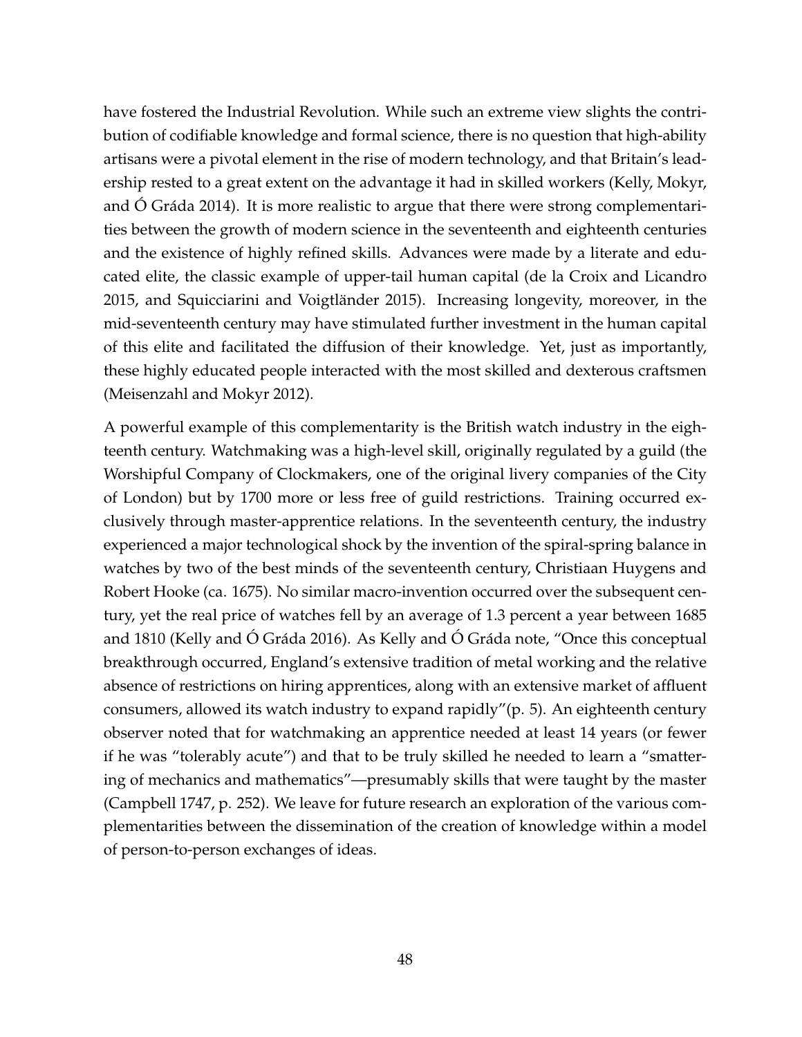have fostered the Industrial Revolution. While such an extreme view slights the contribution of codifiable knowledge and formal science, there is no question that high-ability artisans were a pivotal element in the rise of modern technology, and that Britain's leadership rested to a great extent on the advantage it had in skilled workers (Kelly, Mokyr, and Ó Gráda 2014). It is more realistic to argue that there were strong complementarities between the growth of modern science in the seventeenth and eighteenth centuries and the existence of highly refined skills. Advances were made by a literate and educated elite, the classic example of upper-tail human capital (de la Croix and Licandro 2015, and Squicciarini and Voigtländer 2015). Increasing longevity, moreover, in the mid-seventeenth century may have stimulated further investment in the human capital of this elite and facilitated the diffusion of their knowledge. Yet, just as importantly, these highly educated people interacted with the most skilled and dexterous craftsmen (Meisenzahl and Mokyr 2012).

A powerful example of this complementarity is the British watch industry in the eighteenth century. Watchmaking was a high-level skill, originally regulated by a guild (the Worshipful Company of Clockmakers, one of the original livery companies of the City of London) but by 1700 more or less free of guild restrictions. Training occurred exclusively through master-apprentice relations. In the seventeenth century, the industry experienced a major technological shock by the invention of the spiral-spring balance in watches by two of the best minds of the seventeenth century, Christiaan Huygens and Robert Hooke (ca. 1675). No similar macro-invention occurred over the subsequent century, yet the real price of watches fell by an average of 1.3 percent a year between 1685 and 1810 (Kelly and Ó Gráda 2016). As Kelly and Ó Gráda note, "Once this conceptual breakthrough occurred, England's extensive tradition of metal working and the relative absence of restrictions on hiring apprentices, along with an extensive market of affluent consumers, allowed its watch industry to expand rapidly"(p. 5). An eighteenth century observer noted that for watchmaking an apprentice needed at least 14 years (or fewer if he was "tolerably acute") and that to be truly skilled he needed to learn a "smattering of mechanics and mathematics"—presumably skills that were taught by the master (Campbell 1747, p. 252). We leave for future research an exploration of the various complementarities between the dissemination of the creation of knowledge within a model of person-to-person exchanges of ideas.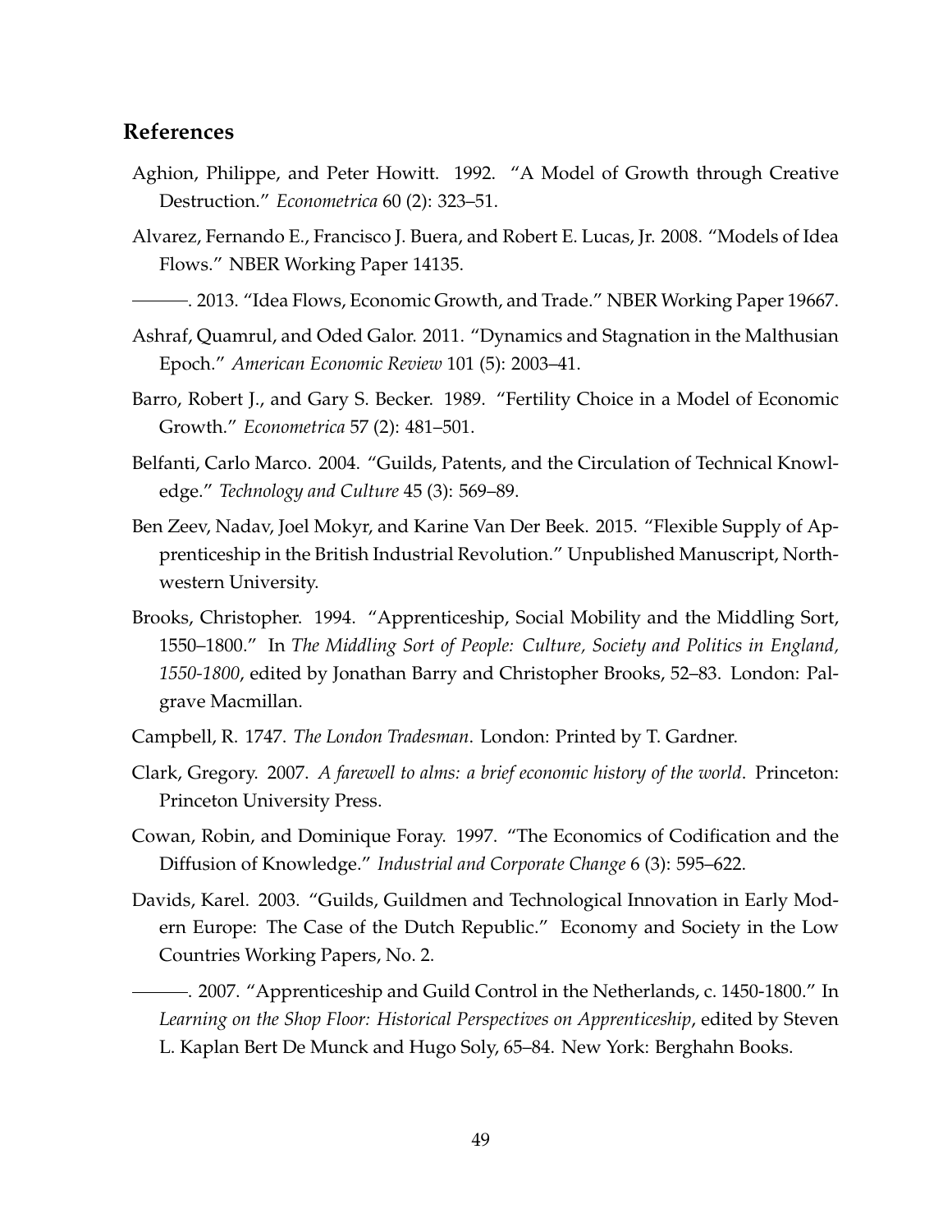## References

Aghion, Philippe, and Peter Howitt. 1992. "A Model of Growth through Creative Destruction." *Econometrica* 60 (2): 323–51.

Alvarez, Fernando E., Francisco J. Buera, and Robert E. Lucas, Jr. 2008. "Models of Idea Flows." NBER Working Paper 14135.

———. 2013. "Idea Flows, Economic Growth, and Trade." NBER Working Paper 19667.

Ashraf, Quamrul, and Oded Galor. 2011. "Dynamics and Stagnation in the Malthusian Epoch." *American Economic Review* 101 (5): 2003–41.

Barro, Robert J., and Gary S. Becker. 1989. "Fertility Choice in a Model of Economic Growth." *Econometrica* 57 (2): 481–501.

Belfanti, Carlo Marco. 2004. "Guilds, Patents, and the Circulation of Technical Knowledge." *Technology and Culture* 45 (3): 569–89.

Ben Zeev, Nadav, Joel Mokyr, and Karine Van Der Beek. 2015. "Flexible Supply of Apprenticeship in the British Industrial Revolution." Unpublished Manuscript, Northwestern University.

Brooks, Christopher. 1994. "Apprenticeship, Social Mobility and the Middling Sort, 1550–1800." In *The Middling Sort of People: Culture, Society and Politics in England, 1550-1800*, edited by Jonathan Barry and Christopher Brooks, 52–83. London: Palgrave Macmillan.

Campbell, R. 1747. *The London Tradesman*. London: Printed by T. Gardner.

Clark, Gregory. 2007. *A farewell to alms: a brief economic history of the world*. Princeton: Princeton University Press.

Cowan, Robin, and Dominique Foray. 1997. "The Economics of Codification and the Diffusion of Knowledge." *Industrial and Corporate Change* 6 (3): 595–622.

Davids, Karel. 2003. "Guilds, Guildmen and Technological Innovation in Early Modern Europe: The Case of the Dutch Republic." Economy and Society in the Low Countries Working Papers, No. 2.

———. 2007. "Apprenticeship and Guild Control in the Netherlands, c. 1450-1800." In *Learning on the Shop Floor: Historical Perspectives on Apprenticeship*, edited by Steven L. Kaplan Bert De Munck and Hugo Soly, 65–84. New York: Berghahn Books.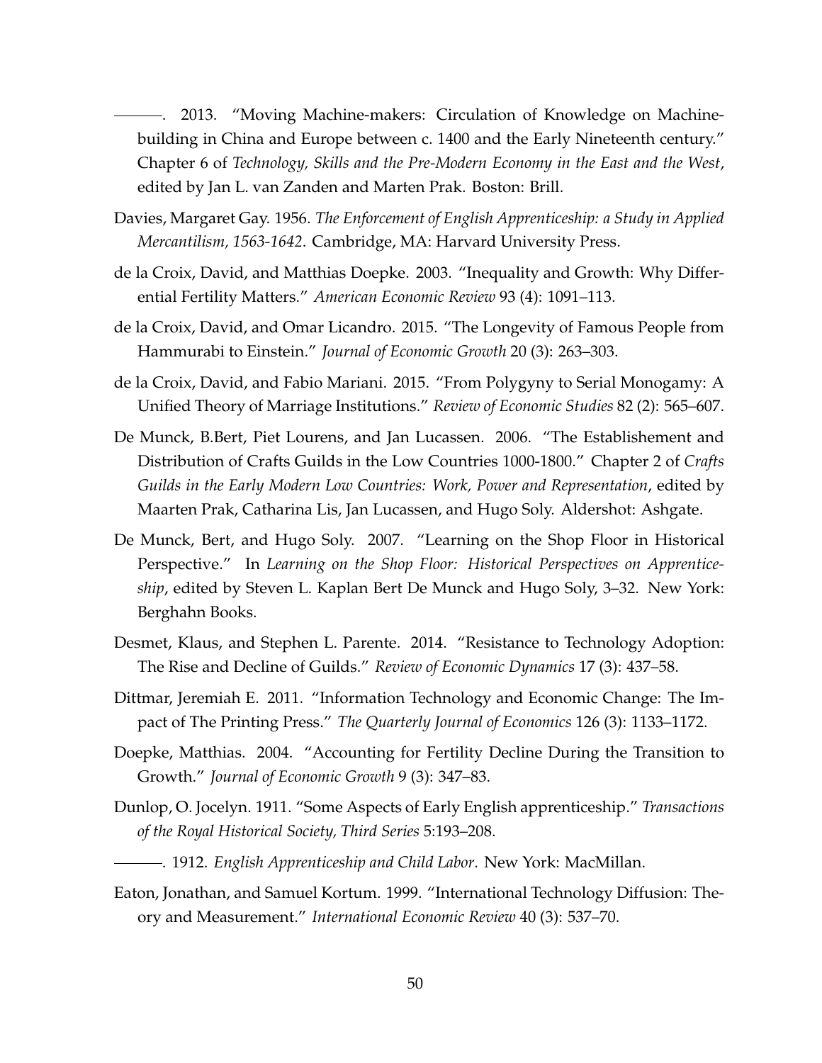———. 2013. "Moving Machine-makers: Circulation of Knowledge on Machine-building in China and Europe between c. 1400 and the Early Nineteenth century." Chapter 6 of *Technology, Skills and the Pre-Modern Economy in the East and the West*, edited by Jan L. van Zanden and Marten Prak. Boston: Brill.

Davies, Margaret Gay. 1956. *The Enforcement of English Apprenticeship: a Study in Applied Mercantilism, 1563-1642*. Cambridge, MA: Harvard University Press.

de la Croix, David, and Matthias Doepke. 2003. "Inequality and Growth: Why Differential Fertility Matters." *American Economic Review* 93 (4): 1091–113.

de la Croix, David, and Omar Licandro. 2015. "The Longevity of Famous People from Hammurabi to Einstein." *Journal of Economic Growth* 20 (3): 263–303.

de la Croix, David, and Fabio Mariani. 2015. "From Polygyny to Serial Monogamy: A Unified Theory of Marriage Institutions." *Review of Economic Studies* 82 (2): 565–607.

De Munck, B.Bert, Piet Lourens, and Jan Lucassen. 2006. "The Establishement and Distribution of Crafts Guilds in the Low Countries 1000-1800." Chapter 2 of *Crafts Guilds in the Early Modern Low Countries: Work, Power and Representation*, edited by Maarten Prak, Catharina Lis, Jan Lucassen, and Hugo Soly. Aldershot: Ashgate.

De Munck, Bert, and Hugo Soly. 2007. "Learning on the Shop Floor in Historical Perspective." In *Learning on the Shop Floor: Historical Perspectives on Apprenticeship*, edited by Steven L. Kaplan Bert De Munck and Hugo Soly, 3–32. New York: Berghahn Books.

Desmet, Klaus, and Stephen L. Parente. 2014. "Resistance to Technology Adoption: The Rise and Decline of Guilds." *Review of Economic Dynamics* 17 (3): 437–58.

Dittmar, Jeremiah E. 2011. "Information Technology and Economic Change: The Impact of The Printing Press." *The Quarterly Journal of Economics* 126 (3): 1133–1172.

Doepke, Matthias. 2004. "Accounting for Fertility Decline During the Transition to Growth." *Journal of Economic Growth* 9 (3): 347–83.

Dunlop, O. Jocelyn. 1911. "Some Aspects of Early English apprenticeship." *Transactions of the Royal Historical Society, Third Series* 5:193–208.

———. 1912. *English Apprenticeship and Child Labor*. New York: MacMillan.

Eaton, Jonathan, and Samuel Kortum. 1999. "International Technology Diffusion: Theory and Measurement." *International Economic Review* 40 (3): 537–70.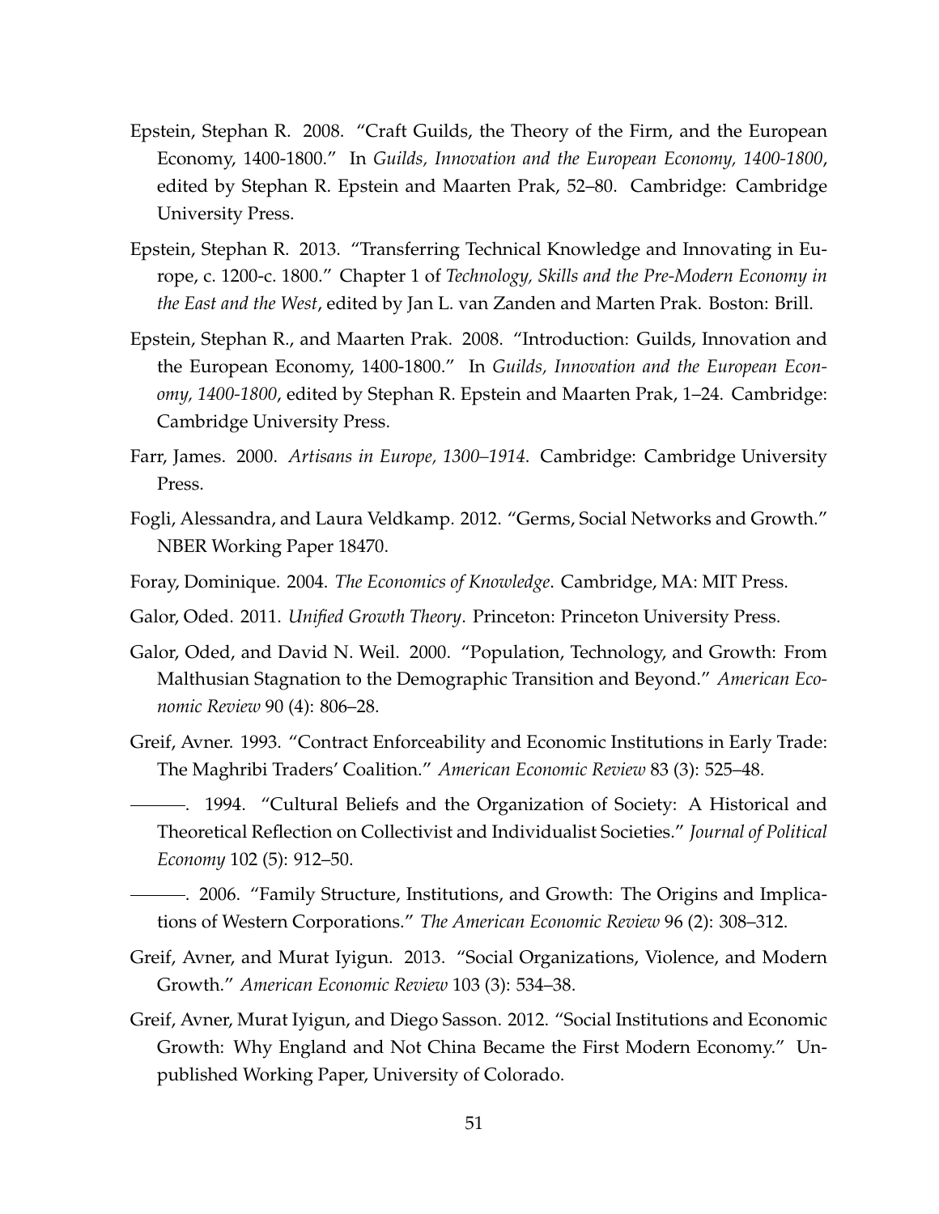Epstein, Stephan R. 2008. "Craft Guilds, the Theory of the Firm, and the European Economy, 1400-1800." In *Guilds, Innovation and the European Economy, 1400-1800*, edited by Stephan R. Epstein and Maarten Prak, 52–80. Cambridge: Cambridge University Press.

Epstein, Stephan R. 2013. "Transferring Technical Knowledge and Innovating in Europe, c. 1200-c. 1800." Chapter 1 of *Technology, Skills and the Pre-Modern Economy in the East and the West*, edited by Jan L. van Zanden and Marten Prak. Boston: Brill.

Epstein, Stephan R., and Maarten Prak. 2008. "Introduction: Guilds, Innovation and the European Economy, 1400-1800." In *Guilds, Innovation and the European Economy, 1400-1800*, edited by Stephan R. Epstein and Maarten Prak, 1–24. Cambridge: Cambridge University Press.

Farr, James. 2000. *Artisans in Europe, 1300–1914*. Cambridge: Cambridge University Press.

Fogli, Alessandra, and Laura Veldkamp. 2012. "Germs, Social Networks and Growth." NBER Working Paper 18470.

Foray, Dominique. 2004. *The Economics of Knowledge*. Cambridge, MA: MIT Press.

Galor, Oded. 2011. *Unified Growth Theory*. Princeton: Princeton University Press.

Galor, Oded, and David N. Weil. 2000. "Population, Technology, and Growth: From Malthusian Stagnation to the Demographic Transition and Beyond." *American Economic Review* 90 (4): 806–28.

Greif, Avner. 1993. "Contract Enforceability and Economic Institutions in Early Trade: The Maghribi Traders' Coalition." *American Economic Review* 83 (3): 525–48.

———. 1994. "Cultural Beliefs and the Organization of Society: A Historical and Theoretical Reflection on Collectivist and Individualist Societies." *Journal of Political Economy* 102 (5): 912–50.

———. 2006. "Family Structure, Institutions, and Growth: The Origins and Implications of Western Corporations." *The American Economic Review* 96 (2): 308–312.

Greif, Avner, and Murat Iyigun. 2013. "Social Organizations, Violence, and Modern Growth." *American Economic Review* 103 (3): 534–38.

Greif, Avner, Murat Iyigun, and Diego Sasson. 2012. "Social Institutions and Economic Growth: Why England and Not China Became the First Modern Economy." Unpublished Working Paper, University of Colorado.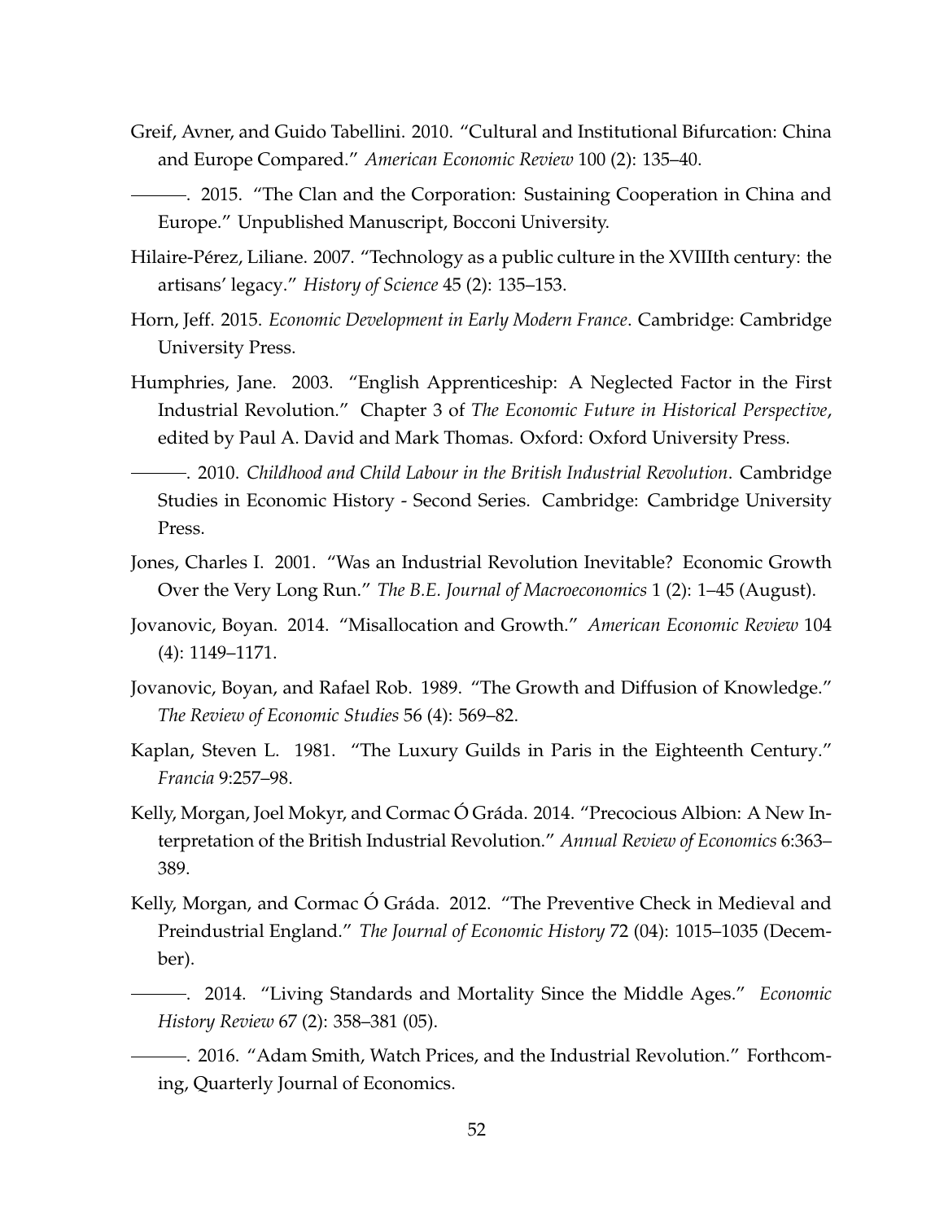Greif, Avner, and Guido Tabellini. 2010. "Cultural and Institutional Bifurcation: China and Europe Compared." *American Economic Review* 100 (2): 135–40.

———. 2015. "The Clan and the Corporation: Sustaining Cooperation in China and Europe." Unpublished Manuscript, Bocconi University.

Hilaire-Pérez, Liliane. 2007. "Technology as a public culture in the XVIIIth century: the artisans' legacy." *History of Science* 45 (2): 135–153.

Horn, Jeff. 2015. *Economic Development in Early Modern France*. Cambridge: Cambridge University Press.

Humphries, Jane. 2003. "English Apprenticeship: A Neglected Factor in the First Industrial Revolution." Chapter 3 of *The Economic Future in Historical Perspective*, edited by Paul A. David and Mark Thomas. Oxford: Oxford University Press.

———. 2010. *Childhood and Child Labour in the British Industrial Revolution*. Cambridge Studies in Economic History - Second Series. Cambridge: Cambridge University Press.

Jones, Charles I. 2001. "Was an Industrial Revolution Inevitable? Economic Growth Over the Very Long Run." *The B.E. Journal of Macroeconomics* 1 (2): 1–45 (August).

Jovanovic, Boyan. 2014. "Misallocation and Growth." *American Economic Review* 104 (4): 1149–1171.

Jovanovic, Boyan, and Rafael Rob. 1989. "The Growth and Diffusion of Knowledge." *The Review of Economic Studies* 56 (4): 569–82.

Kaplan, Steven L. 1981. "The Luxury Guilds in Paris in the Eighteenth Century." *Francia* 9:257–98.

Kelly, Morgan, Joel Mokyr, and Cormac Ó Gráda. 2014. "Precocious Albion: A New Interpretation of the British Industrial Revolution." *Annual Review of Economics* 6:363–389.

Kelly, Morgan, and Cormac Ó Gráda. 2012. "The Preventive Check in Medieval and Preindustrial England." *The Journal of Economic History* 72 (04): 1015–1035 (December).

———. 2014. "Living Standards and Mortality Since the Middle Ages." *Economic History Review* 67 (2): 358–381 (05).

———. 2016. "Adam Smith, Watch Prices, and the Industrial Revolution." Forthcoming, Quarterly Journal of Economics.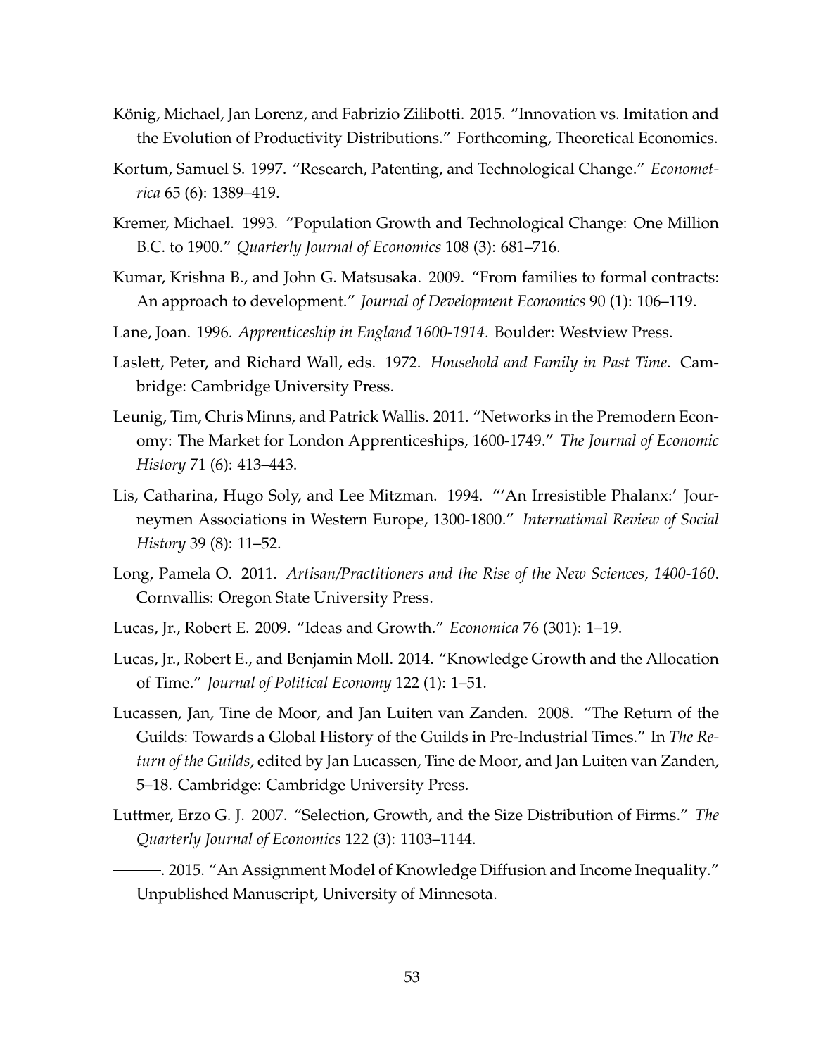König, Michael, Jan Lorenz, and Fabrizio Zilibotti. 2015. "Innovation vs. Imitation and the Evolution of Productivity Distributions." Forthcoming, Theoretical Economics.

Kortum, Samuel S. 1997. "Research, Patenting, and Technological Change." *Econometrica* 65 (6): 1389–419.

Kremer, Michael. 1993. "Population Growth and Technological Change: One Million B.C. to 1900." *Quarterly Journal of Economics* 108 (3): 681–716.

Kumar, Krishna B., and John G. Matsusaka. 2009. "From families to formal contracts: An approach to development." *Journal of Development Economics* 90 (1): 106–119.

Lane, Joan. 1996. *Apprenticeship in England 1600-1914*. Boulder: Westview Press.

Laslett, Peter, and Richard Wall, eds. 1972. *Household and Family in Past Time*. Cambridge: Cambridge University Press.

Leunig, Tim, Chris Minns, and Patrick Wallis. 2011. "Networks in the Premodern Economy: The Market for London Apprenticeships, 1600-1749." *The Journal of Economic History* 71 (6): 413–443.

Lis, Catharina, Hugo Soly, and Lee Mitzman. 1994. "'An Irresistible Phalanx:' Journeymen Associations in Western Europe, 1300-1800." *International Review of Social History* 39 (8): 11–52.

Long, Pamela O. 2011. *Artisan/Practitioners and the Rise of the New Sciences, 1400-160*. Cornvallis: Oregon State University Press.

Lucas, Jr., Robert E. 2009. "Ideas and Growth." *Economica* 76 (301): 1–19.

Lucas, Jr., Robert E., and Benjamin Moll. 2014. "Knowledge Growth and the Allocation of Time." *Journal of Political Economy* 122 (1): 1–51.

Lucassen, Jan, Tine de Moor, and Jan Luiten van Zanden. 2008. "The Return of the Guilds: Towards a Global History of the Guilds in Pre-Industrial Times." In *The Return of the Guilds*, edited by Jan Lucassen, Tine de Moor, and Jan Luiten van Zanden, 5–18. Cambridge: Cambridge University Press.

Luttmer, Erzo G. J. 2007. "Selection, Growth, and the Size Distribution of Firms." *The Quarterly Journal of Economics* 122 (3): 1103–1144.

———. 2015. "An Assignment Model of Knowledge Diffusion and Income Inequality." Unpublished Manuscript, University of Minnesota.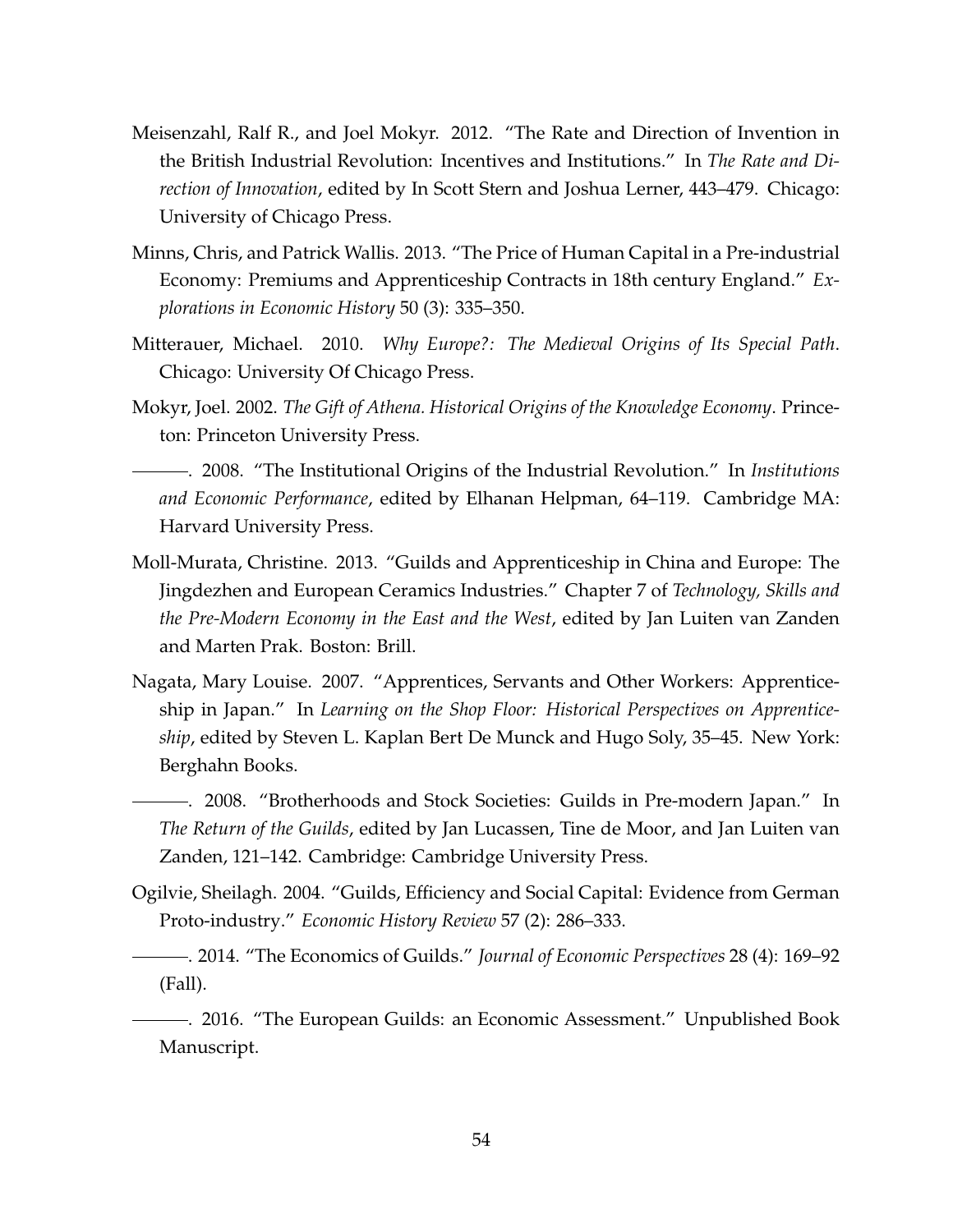Meisenzahl, Ralf R., and Joel Mokyr. 2012. "The Rate and Direction of Invention in the British Industrial Revolution: Incentives and Institutions." In *The Rate and Direction of Innovation*, edited by In Scott Stern and Joshua Lerner, 443–479. Chicago: University of Chicago Press.

Minns, Chris, and Patrick Wallis. 2013. "The Price of Human Capital in a Pre-industrial Economy: Premiums and Apprenticeship Contracts in 18th century England." *Explorations in Economic History* 50 (3): 335–350.

Mitterauer, Michael. 2010. *Why Europe?: The Medieval Origins of Its Special Path*. Chicago: University Of Chicago Press.

Mokyr, Joel. 2002. *The Gift of Athena. Historical Origins of the Knowledge Economy*. Princeton: Princeton University Press.

———. 2008. "The Institutional Origins of the Industrial Revolution." In *Institutions and Economic Performance*, edited by Elhanan Helpman, 64–119. Cambridge MA: Harvard University Press.

Moll-Murata, Christine. 2013. "Guilds and Apprenticeship in China and Europe: The Jingdezhen and European Ceramics Industries." Chapter 7 of *Technology, Skills and the Pre-Modern Economy in the East and the West*, edited by Jan Luiten van Zanden and Marten Prak. Boston: Brill.

Nagata, Mary Louise. 2007. "Apprentices, Servants and Other Workers: Apprenticeship in Japan." In *Learning on the Shop Floor: Historical Perspectives on Apprenticeship*, edited by Steven L. Kaplan Bert De Munck and Hugo Soly, 35–45. New York: Berghahn Books.

———. 2008. "Brotherhoods and Stock Societies: Guilds in Pre-modern Japan." In *The Return of the Guilds*, edited by Jan Lucassen, Tine de Moor, and Jan Luiten van Zanden, 121–142. Cambridge: Cambridge University Press.

Ogilvie, Sheilagh. 2004. "Guilds, Efficiency and Social Capital: Evidence from German Proto-industry." *Economic History Review* 57 (2): 286–333.

———. 2014. "The Economics of Guilds." *Journal of Economic Perspectives* 28 (4): 169–92 (Fall).

———. 2016. "The European Guilds: an Economic Assessment." Unpublished Book Manuscript.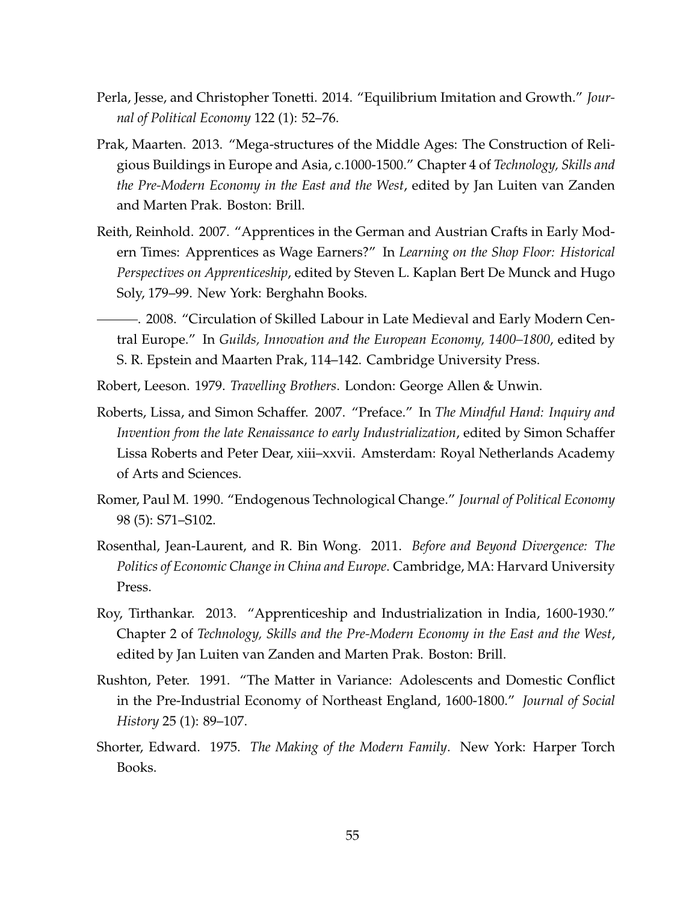Perla, Jesse, and Christopher Tonetti. 2014. "Equilibrium Imitation and Growth." *Journal of Political Economy* 122 (1): 52–76.

Prak, Maarten. 2013. "Mega-structures of the Middle Ages: The Construction of Religious Buildings in Europe and Asia, c.1000-1500." Chapter 4 of *Technology, Skills and the Pre-Modern Economy in the East and the West*, edited by Jan Luiten van Zanden and Marten Prak. Boston: Brill.

Reith, Reinhold. 2007. "Apprentices in the German and Austrian Crafts in Early Modern Times: Apprentices as Wage Earners?" In *Learning on the Shop Floor: Historical Perspectives on Apprenticeship*, edited by Steven L. Kaplan Bert De Munck and Hugo Soly, 179–99. New York: Berghahn Books.

———. 2008. "Circulation of Skilled Labour in Late Medieval and Early Modern Central Europe." In *Guilds, Innovation and the European Economy, 1400–1800*, edited by S. R. Epstein and Maarten Prak, 114–142. Cambridge University Press.

Robert, Leeson. 1979. *Travelling Brothers*. London: George Allen & Unwin.

Roberts, Lissa, and Simon Schaffer. 2007. "Preface." In *The Mindful Hand: Inquiry and Invention from the late Renaissance to early Industrialization*, edited by Simon Schaffer Lissa Roberts and Peter Dear, xiii–xxvii. Amsterdam: Royal Netherlands Academy of Arts and Sciences.

Romer, Paul M. 1990. "Endogenous Technological Change." *Journal of Political Economy* 98 (5): S71–S102.

Rosenthal, Jean-Laurent, and R. Bin Wong. 2011. *Before and Beyond Divergence: The Politics of Economic Change in China and Europe*. Cambridge, MA: Harvard University Press.

Roy, Tirthankar. 2013. "Apprenticeship and Industrialization in India, 1600-1930." Chapter 2 of *Technology, Skills and the Pre-Modern Economy in the East and the West*, edited by Jan Luiten van Zanden and Marten Prak. Boston: Brill.

Rushton, Peter. 1991. "The Matter in Variance: Adolescents and Domestic Conflict in the Pre-Industrial Economy of Northeast England, 1600-1800." *Journal of Social History* 25 (1): 89–107.

Shorter, Edward. 1975. *The Making of the Modern Family*. New York: Harper Torch Books.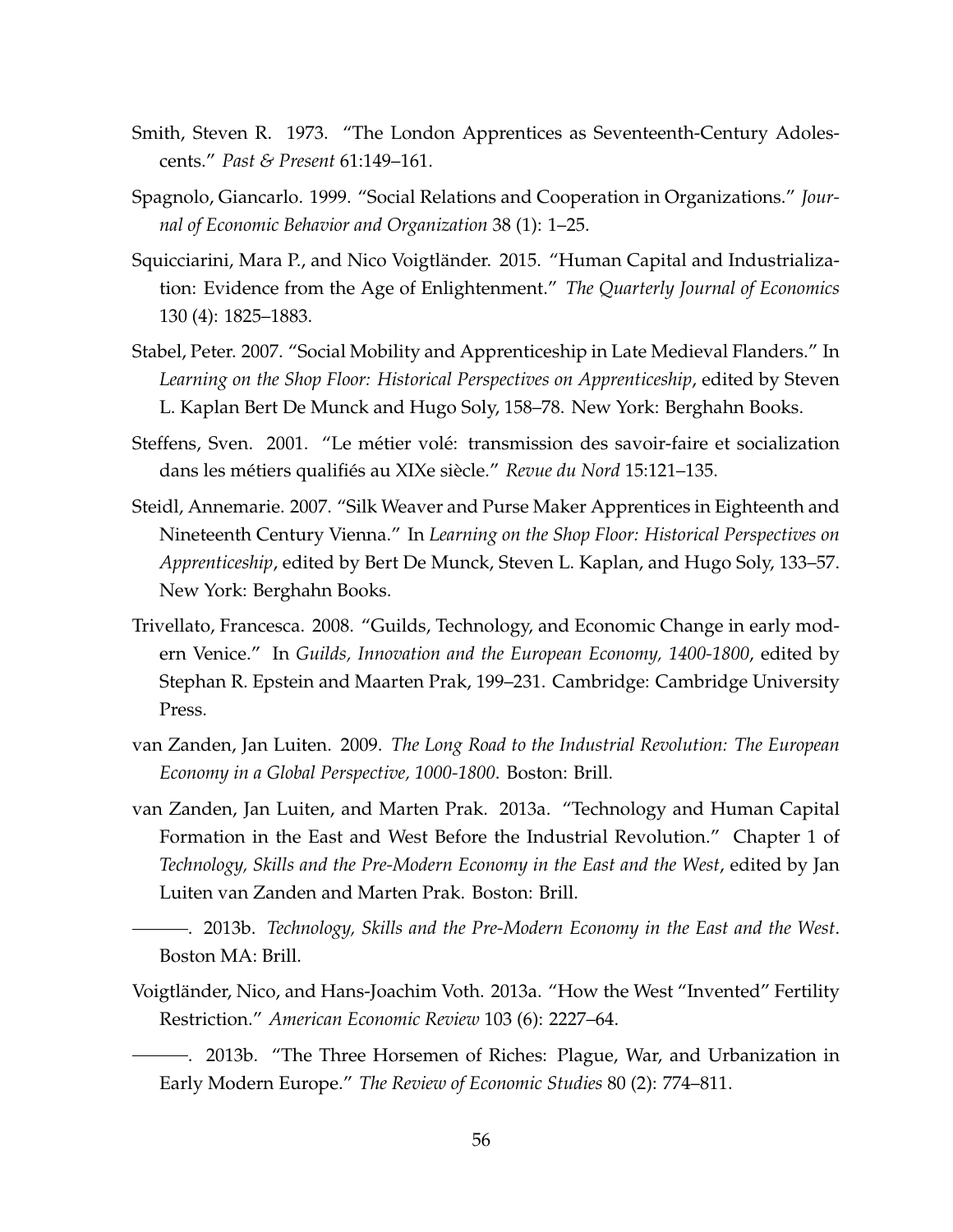Smith, Steven R. 1973. "The London Apprentices as Seventeenth-Century Adolescents." *Past & Present* 61:149–161.

Spagnolo, Giancarlo. 1999. "Social Relations and Cooperation in Organizations." *Journal of Economic Behavior and Organization* 38 (1): 1–25.

Squicciarini, Mara P., and Nico Voigtländer. 2015. "Human Capital and Industrialization: Evidence from the Age of Enlightenment." *The Quarterly Journal of Economics* 130 (4): 1825–1883.

Stabel, Peter. 2007. "Social Mobility and Apprenticeship in Late Medieval Flanders." In *Learning on the Shop Floor: Historical Perspectives on Apprenticeship*, edited by Steven L. Kaplan Bert De Munck and Hugo Soly, 158–78. New York: Berghahn Books.

Steffens, Sven. 2001. "Le métier volé: transmission des savoir-faire et socialization dans les métiers qualifiés au XIXe siècle." *Revue du Nord* 15:121–135.

Steidl, Annemarie. 2007. "Silk Weaver and Purse Maker Apprentices in Eighteenth and Nineteenth Century Vienna." In *Learning on the Shop Floor: Historical Perspectives on Apprenticeship*, edited by Bert De Munck, Steven L. Kaplan, and Hugo Soly, 133–57. New York: Berghahn Books.

Trivellato, Francesca. 2008. "Guilds, Technology, and Economic Change in early modern Venice." In *Guilds, Innovation and the European Economy, 1400-1800*, edited by Stephan R. Epstein and Maarten Prak, 199–231. Cambridge: Cambridge University Press.

van Zanden, Jan Luiten. 2009. *The Long Road to the Industrial Revolution: The European Economy in a Global Perspective, 1000-1800*. Boston: Brill.

van Zanden, Jan Luiten, and Marten Prak. 2013a. "Technology and Human Capital Formation in the East and West Before the Industrial Revolution." Chapter 1 of *Technology, Skills and the Pre-Modern Economy in the East and the West*, edited by Jan Luiten van Zanden and Marten Prak. Boston: Brill.

———. 2013b. *Technology, Skills and the Pre-Modern Economy in the East and the West*. Boston MA: Brill.

Voigtländer, Nico, and Hans-Joachim Voth. 2013a. "How the West "Invented" Fertility Restriction." *American Economic Review* 103 (6): 2227–64.

———. 2013b. "The Three Horsemen of Riches: Plague, War, and Urbanization in Early Modern Europe." *The Review of Economic Studies* 80 (2): 774–811.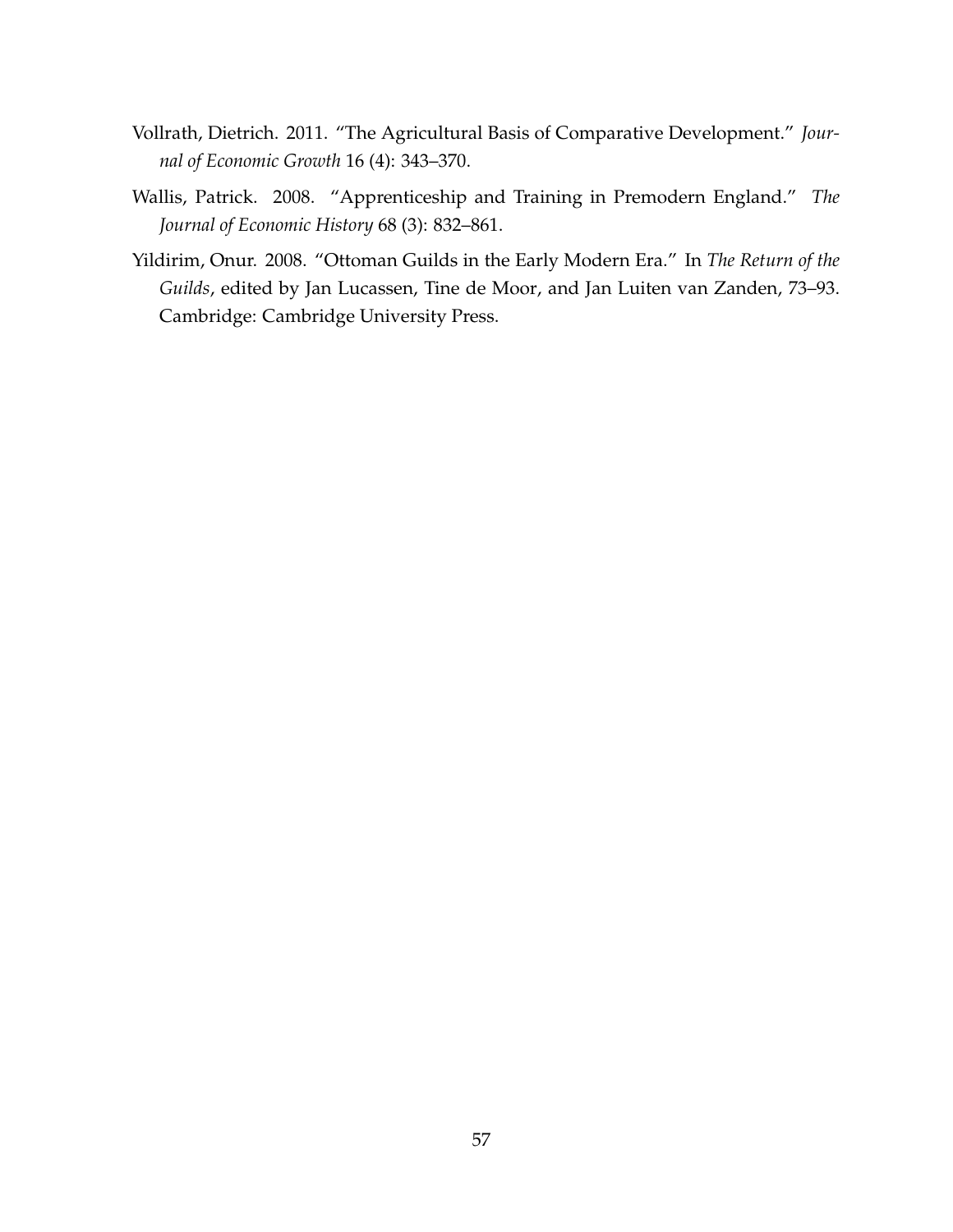Vollrath, Dietrich. 2011. "The Agricultural Basis of Comparative Development." *Journal of Economic Growth* 16 (4): 343–370.

Wallis, Patrick. 2008. "Apprenticeship and Training in Premodern England." *The Journal of Economic History* 68 (3): 832–861.

Yildirim, Onur. 2008. "Ottoman Guilds in the Early Modern Era." In *The Return of the Guilds*, edited by Jan Lucassen, Tine de Moor, and Jan Luiten van Zanden, 73–93. Cambridge: Cambridge University Press.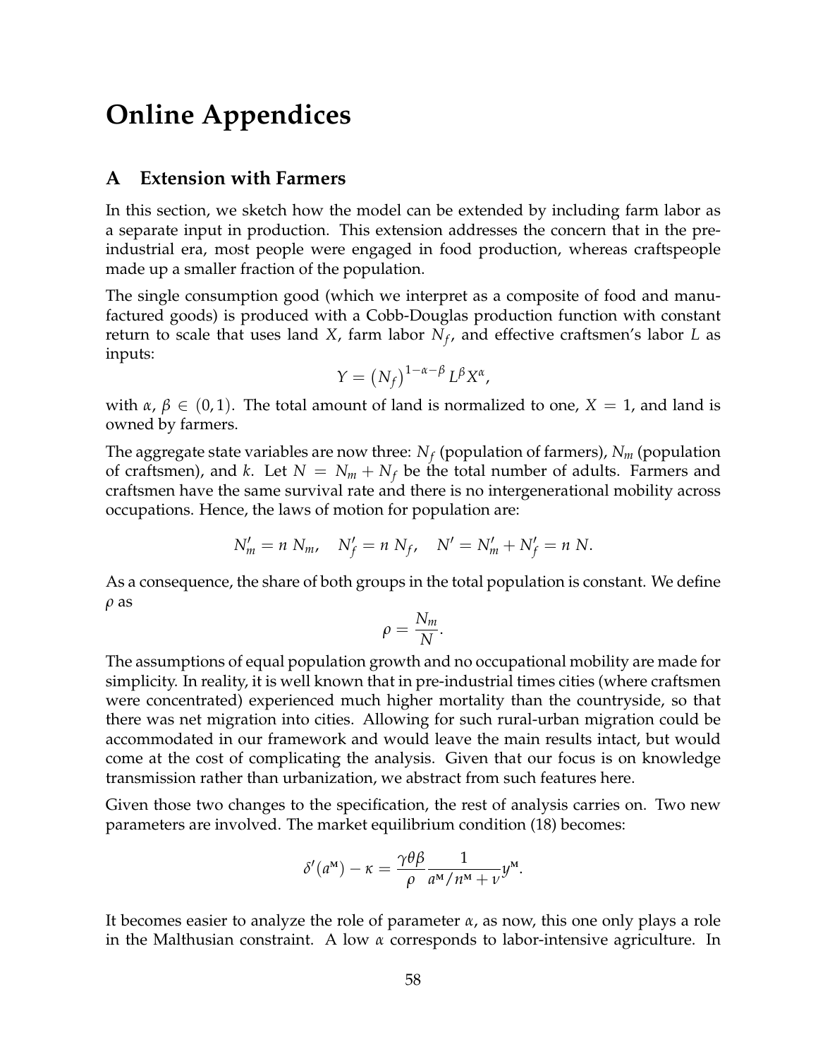# Online Appendices

## A Extension with Farmers

In this section, we sketch how the model can be extended by including farm labor as a separate input in production. This extension addresses the concern that in the pre-industrial era, most people were engaged in food production, whereas craftspeople made up a smaller fraction of the population.

The single consumption good (which we interpret as a composite of food and manufactured goods) is produced with a Cobb-Douglas production function with constant return to scale that uses land $X$, farm labor $N_f$, and effective craftsmen's labor $L$ as inputs:

$$Y = \left(N_f\right)^{1-\alpha-\beta} L^{\beta} X^{\alpha},$$

with $\alpha$, $\beta \in (0, 1)$. The total amount of land is normalized to one, $X = 1$, and land is owned by farmers.

The aggregate state variables are now three: $N_f$ (population of farmers), $N_m$ (population of craftsmen), and $k$. Let $N = N_m + N_f$ be the total number of adults. Farmers and craftsmen have the same survival rate and there is no intergenerational mobility across occupations. Hence, the laws of motion for population are:

$$N'_m = n\; N_m, \quad N'_f = n\; N_f, \quad N' = N'_m + N'_f = n\; N.$$

As a consequence, the share of both groups in the total population is constant. We define $\rho$ as

$$\rho = \frac{N_m}{N}.$$

The assumptions of equal population growth and no occupational mobility are made for simplicity. In reality, it is well known that in pre-industrial times cities (where craftsmen were concentrated) experienced much higher mortality than the countryside, so that there was net migration into cities. Allowing for such rural-urban migration could be accommodated in our framework and would leave the main results intact, but would come at the cost of complicating the analysis. Given that our focus is on knowledge transmission rather than urbanization, we abstract from such features here.

Given those two changes to the specification, the rest of analysis carries on. Two new parameters are involved. The market equilibrium condition (18) becomes:

$$\delta'(a^{\text{M}}) - \kappa = \frac{\gamma\theta\beta}{\rho} \frac{1}{a^{\text{M}}/n^{\text{M}} + \nu} y^{\text{M}}.$$

It becomes easier to analyze the role of parameter $\alpha$, as now, this one only plays a role in the Malthusian constraint. A low $\alpha$ corresponds to labor-intensive agriculture. In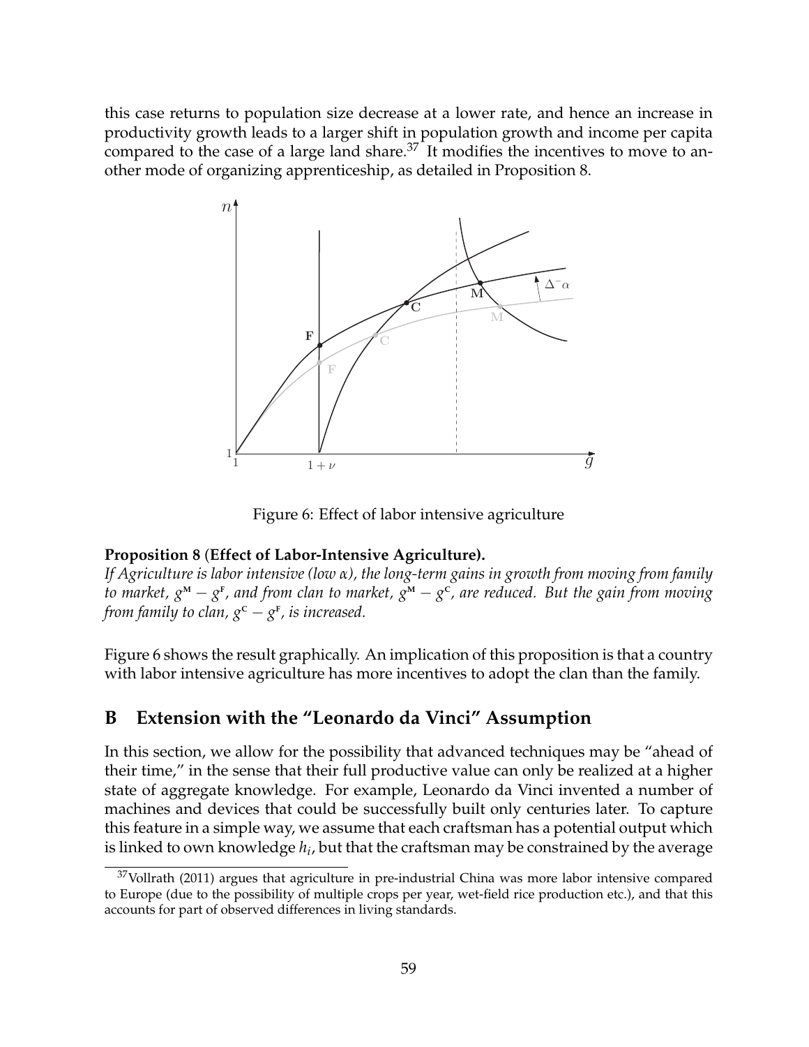this case returns to population size decrease at a lower rate, and hence an increase in productivity growth leads to a larger shift in population growth and income per capita compared to the case of a large land share.[37] It modifies the incentives to move to another mode of organizing apprenticeship, as detailed in Proposition 8.

Figure 6: Effect of labor intensive agriculture

**Proposition 8 (Effect of Labor-Intensive Agriculture).**
*If Agriculture is labor intensive (low $\alpha$), the long-term gains in growth from moving from family to market, $g^{\text{M}} - g^{\text{F}}$, and from clan to market, $g^{\text{M}} - g^{\text{C}}$, are reduced. But the gain from moving from family to clan, $g^{\text{C}} - g^{\text{F}}$, is increased.*

Figure 6 shows the result graphically. An implication of this proposition is that a country with labor intensive agriculture has more incentives to adopt the clan than the family.

# B Extension with the "Leonardo da Vinci" Assumption

In this section, we allow for the possibility that advanced techniques may be "ahead of their time," in the sense that their full productive value can only be realized at a higher state of aggregate knowledge. For example, Leonardo da Vinci invented a number of machines and devices that could be successfully built only centuries later. To capture this feature in a simple way, we assume that each craftsman has a potential output which is linked to own knowledge $h_i$, but that the craftsman may be constrained by the average

[37] Vollrath (2011) argues that agriculture in pre-industrial China was more labor intensive compared to Europe (due to the possibility of multiple crops per year, wet-field rice production etc.), and that this accounts for part of observed differences in living standards.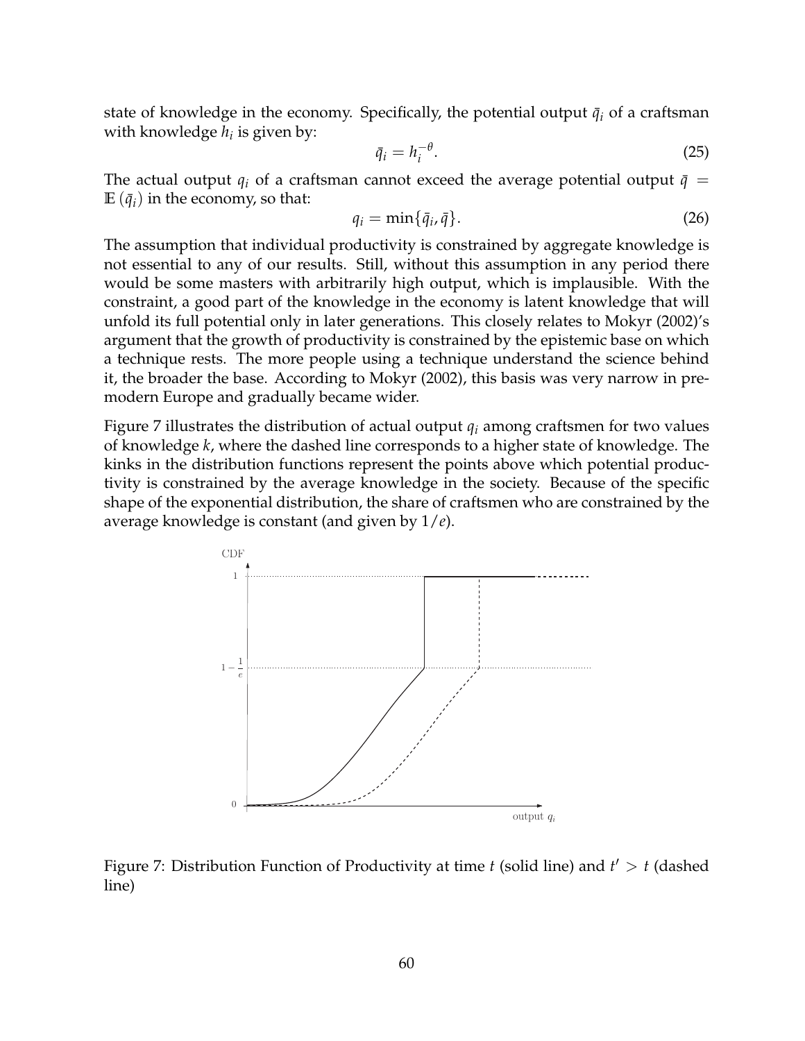state of knowledge in the economy. Specifically, the potential output $\bar{q}_i$ of a craftsman with knowledge $h_i$ is given by:

$$\bar{q}_i = h_i^{-\theta}. \tag{25}$$

The actual output $q_i$ of a craftsman cannot exceed the average potential output $\bar{q} = \mathbb{E}(\bar{q}_i)$ in the economy, so that:

$$q_i = \min\{\bar{q}_i, \bar{q}\}. \tag{26}$$

The assumption that individual productivity is constrained by aggregate knowledge is not essential to any of our results. Still, without this assumption in any period there would be some masters with arbitrarily high output, which is implausible. With the constraint, a good part of the knowledge in the economy is latent knowledge that will unfold its full potential only in later generations. This closely relates to Mokyr (2002)'s argument that the growth of productivity is constrained by the epistemic base on which a technique rests. The more people using a technique understand the science behind it, the broader the base. According to Mokyr (2002), this basis was very narrow in pre-modern Europe and gradually became wider.

Figure 7 illustrates the distribution of actual output $q_i$ among craftsmen for two values of knowledge $k$, where the dashed line corresponds to a higher state of knowledge. The kinks in the distribution functions represent the points above which potential productivity is constrained by the average knowledge in the society. Because of the specific shape of the exponential distribution, the share of craftsmen who are constrained by the average knowledge is constant (and given by $1/e$).

Figure 7: Distribution Function of Productivity at time $t$ (solid line) and $t' > t$ (dashed line)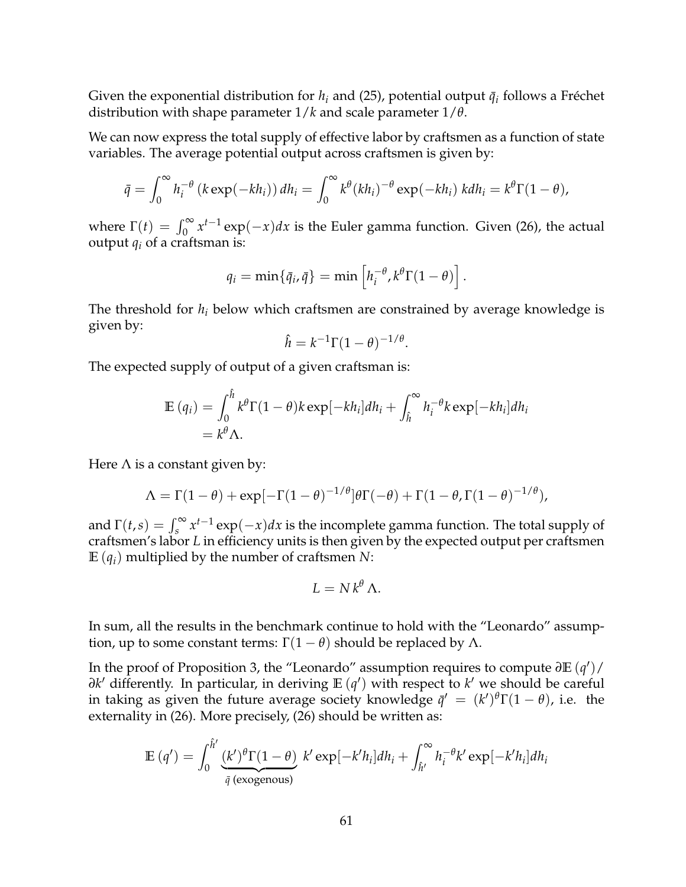Given the exponential distribution for $h_i$ and (25), potential output $\bar{q}_i$ follows a Fréchet distribution with shape parameter $1/k$ and scale parameter $1/\theta$.

We can now express the total supply of effective labor by craftsmen as a function of state variables. The average potential output across craftsmen is given by:

$$\bar{q} = \int_0^\infty h_i^{-\theta} \left(k \exp(-kh_i)\right) dh_i = \int_0^\infty k^\theta (kh_i)^{-\theta} \exp(-kh_i) \, kdh_i = k^\theta \Gamma(1-\theta),$$

where $\Gamma(t) = \int_0^\infty x^{t-1} \exp(-x) dx$ is the Euler gamma function. Given (26), the actual output $q_i$ of a craftsman is:

$$q_i = \min\{\bar{q}_i, \bar{q}\} = \min\left[h_i^{-\theta}, k^\theta \Gamma(1-\theta)\right].$$

The threshold for $h_i$ below which craftsmen are constrained by average knowledge is given by:

$$\hat{h} = k^{-1}\Gamma(1-\theta)^{-1/\theta}.$$

The expected supply of output of a given craftsman is:

$$\begin{aligned}
\mathbb{E}\left(q_i\right) &= \int_0^{\hat{h}} k^\theta \Gamma(1-\theta) k \exp[-kh_i] dh_i + \int_{\hat{h}}^\infty h_i^{-\theta} k \exp[-kh_i] dh_i \\
&= k^\theta \Lambda.
\end{aligned}$$

Here $\Lambda$ is a constant given by:

$$\Lambda = \Gamma(1-\theta) + \exp[-\Gamma(1-\theta)^{-1/\theta}]\theta\Gamma(-\theta) + \Gamma(1-\theta, \Gamma(1-\theta)^{-1/\theta}),$$

and $\Gamma(t,s) = \int_s^\infty x^{t-1} \exp(-x) dx$ is the incomplete gamma function. The total supply of craftsmen's labor $L$ in efficiency units is then given by the expected output per craftsmen $\mathbb{E}\left(q_i\right)$ multiplied by the number of craftsmen $N$:

$$L = N \, k^\theta \, \Lambda.$$

In sum, all the results in the benchmark continue to hold with the "Leonardo" assumption, up to some constant terms: $\Gamma(1-\theta)$ should be replaced by $\Lambda$.

In the proof of Proposition 3, the "Leonardo" assumption requires to compute $\partial \mathbb{E}\left(q'\right) / \partial k'$ differently. In particular, in deriving $\mathbb{E}\left(q'\right)$ with respect to $k'$ we should be careful in taking as given the future average society knowledge $\bar{q}' = (k')^\theta \Gamma(1-\theta)$, i.e. the externality in (26). More precisely, (26) should be written as:

$$\mathbb{E}\left(q'\right) = \int_0^{\hat{h}'} \underbrace{(k')^\theta \Gamma(1-\theta)}_{\bar{q} \text{ (exogenous)}} \, k' \exp[-k'h_i] dh_i + \int_{\hat{h}'}^\infty h_i^{-\theta} k' \exp[-k'h_i] dh_i$$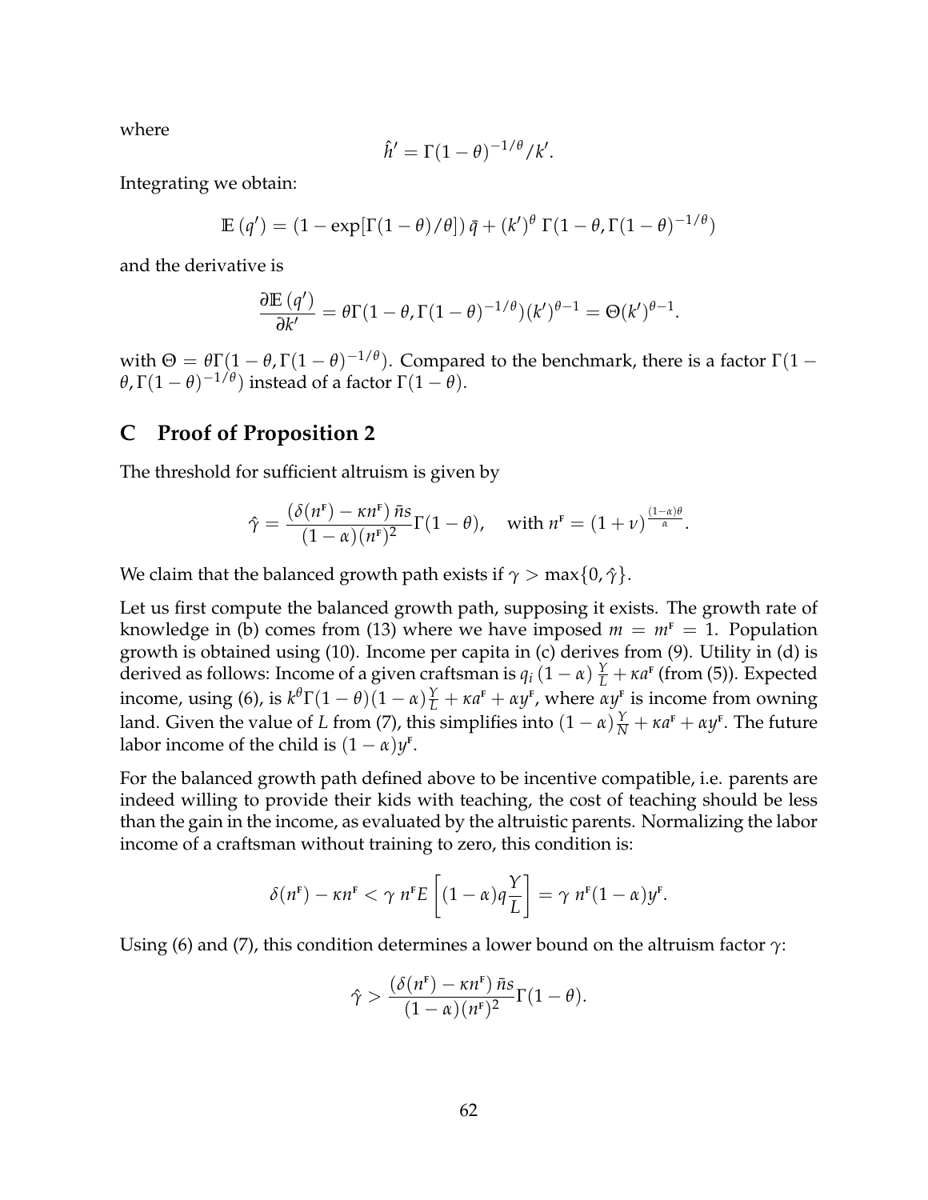where

$$\hat{h}' = \Gamma(1-\theta)^{-1/\theta}/k'.$$

Integrating we obtain:

$$\mathbb{E}\left(q'\right) = \left(1 - \exp[\Gamma(1-\theta)/\theta]\right)\bar{q} + \left(k'\right)^{\theta}\,\Gamma(1-\theta, \Gamma(1-\theta)^{-1/\theta})$$

and the derivative is

$$\frac{\partial \mathbb{E}\left(q'\right)}{\partial k'} = \theta \Gamma(1-\theta, \Gamma(1-\theta)^{-1/\theta})(k')^{\theta-1} = \Theta(k')^{\theta-1}.$$

with $\Theta = \theta\Gamma(1-\theta, \Gamma(1-\theta)^{-1/\theta})$. Compared to the benchmark, there is a factor $\Gamma(1-\theta, \Gamma(1-\theta)^{-1/\theta})$ instead of a factor $\Gamma(1-\theta)$.

## C Proof of Proposition 2

The threshold for sufficient altruism is given by

$$\hat{\gamma} = \frac{\left(\delta(n^{\text{F}}) - \kappa n^{\text{F}}\right)\bar{n}s}{(1-\alpha)(n^{\text{F}})^2}\Gamma(1-\theta), \quad \text{with } n^{\text{F}} = (1+\nu)^{\frac{(1-\alpha)\theta}{\alpha}}.$$

We claim that the balanced growth path exists if $\gamma > \max\{0, \hat{\gamma}\}$.

Let us first compute the balanced growth path, supposing it exists. The growth rate of knowledge in (b) comes from (13) where we have imposed $m = m^{\text{F}} = 1$. Population growth is obtained using (10). Income per capita in (c) derives from (9). Utility in (d) is derived as follows: Income of a given craftsman is $q_i\,(1-\alpha)\,\frac{Y}{L} + \kappa a^{\text{F}}$ (from (5)). Expected income, using (6), is $k^{\theta}\Gamma(1-\theta)(1-\alpha)\frac{Y}{L} + \kappa a^{\text{F}} + \alpha y^{\text{F}}$, where $\alpha y^{\text{F}}$ is income from owning land. Given the value of $L$ from (7), this simplifies into $(1-\alpha)\frac{Y}{N} + \kappa a^{\text{F}} + \alpha y^{\text{F}}$. The future labor income of the child is $(1-\alpha)y^{\text{F}}$.

For the balanced growth path defined above to be incentive compatible, i.e. parents are indeed willing to provide their kids with teaching, the cost of teaching should be less than the gain in the income, as evaluated by the altruistic parents. Normalizing the labor income of a craftsman without training to zero, this condition is:

$$\delta(n^{\text{F}}) - \kappa n^{\text{F}} < \gamma\; n^{\text{F}} E\left[(1-\alpha)q\frac{Y}{L}\right] = \gamma\; n^{\text{F}}(1-\alpha)y^{\text{F}}.$$

Using (6) and (7), this condition determines a lower bound on the altruism factor $\gamma$:

$$\hat{\gamma} > \frac{\left(\delta(n^{\text{F}}) - \kappa n^{\text{F}}\right)\bar{n}s}{(1-\alpha)(n^{\text{F}})^2}\Gamma(1-\theta).$$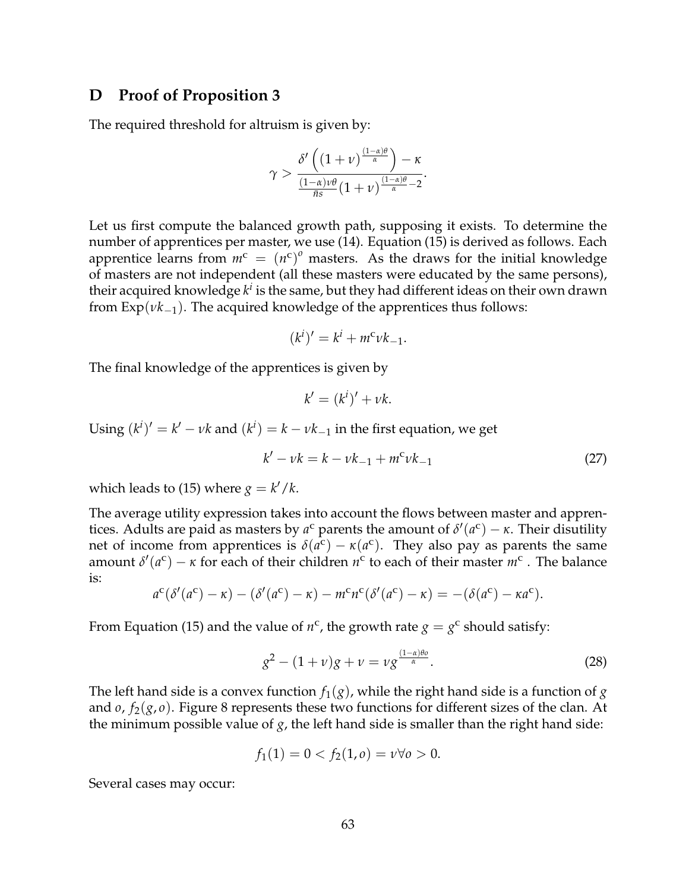## D Proof of Proposition 3

The required threshold for altruism is given by:

$$\gamma > \frac{\delta'\left((1+\nu)^{\frac{(1-\alpha)\theta}{\alpha}}\right) - \kappa}{\frac{(1-\alpha)\nu\theta}{\bar{n}s}(1+\nu)^{\frac{(1-\alpha)\theta}{\alpha}-2}}.$$

Let us first compute the balanced growth path, supposing it exists. To determine the number of apprentices per master, we use (14). Equation (15) is derived as follows. Each apprentice learns from $m^c = (n^c)^o$ masters. As the draws for the initial knowledge of masters are not independent (all these masters were educated by the same persons), their acquired knowledge $k^i$ is the same, but they had different ideas on their own drawn from $\text{Exp}(\nu k_{-1})$. The acquired knowledge of the apprentices thus follows:

$$(k^i)' = k^i + m^c \nu k_{-1}.$$

The final knowledge of the apprentices is given by

$$k' = (k^i)' + \nu k.$$

Using $(k^i)' = k' - \nu k$ and $(k^i) = k - \nu k_{-1}$ in the first equation, we get

$$k' - \nu k = k - \nu k_{-1} + m^c \nu k_{-1} \tag{27}$$

which leads to (15) where $g = k'/k$.

The average utility expression takes into account the flows between master and apprentices. Adults are paid as masters by $a^c$ parents the amount of $\delta'(a^c) - \kappa$. Their disutility net of income from apprentices is $\delta(a^c) - \kappa(a^c)$. They also pay as parents the same amount $\delta'(a^c) - \kappa$ for each of their children $n^c$ to each of their master $m^c$ . The balance is:

$$a^c(\delta'(a^c) - \kappa) - (\delta'(a^c) - \kappa) - m^c n^c(\delta'(a^c) - \kappa) = -(\delta(a^c) - \kappa a^c).$$

From Equation (15) and the value of $n^c$, the growth rate $g = g^c$ should satisfy:

$$g^2 - (1+\nu)g + \nu = \nu g^{\frac{(1-\alpha)\theta o}{\alpha}}. \tag{28}$$

The left hand side is a convex function $f_1(g)$, while the right hand side is a function of $g$ and $o$, $f_2(g, o)$. Figure 8 represents these two functions for different sizes of the clan. At the minimum possible value of $g$, the left hand side is smaller than the right hand side:

$$f_1(1) = 0 < f_2(1, o) = \nu \forall o > 0.$$

Several cases may occur: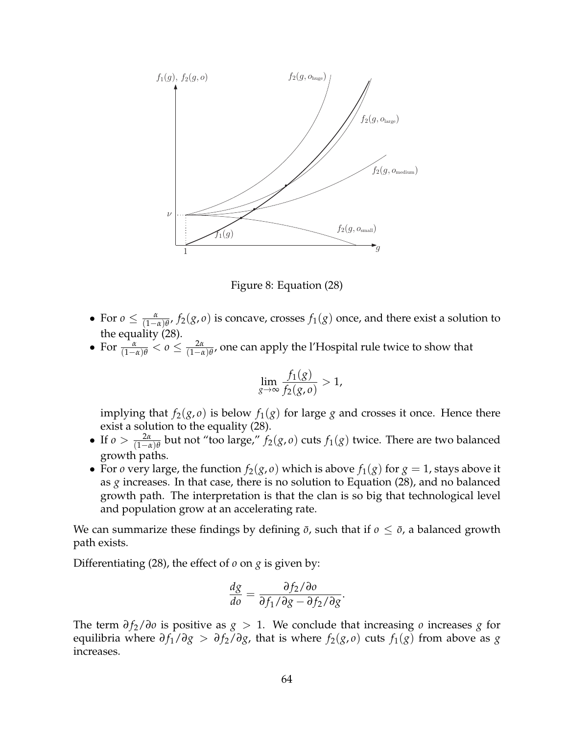Figure 8: Equation (28)

- For $o \leq \frac{\alpha}{(1-\alpha)\theta}$, $f_2(g, o)$ is concave, crosses $f_1(g)$ once, and there exist a solution to the equality (28).
- For $\frac{\alpha}{(1-\alpha)\theta} < o \leq \frac{2\alpha}{(1-\alpha)\theta}$, one can apply the l'Hospital rule twice to show that

$$\lim_{g\to\infty} \frac{f_1(g)}{f_2(g, o)} > 1,$$

  implying that $f_2(g, o)$ is below $f_1(g)$ for large $g$ and crosses it once. Hence there exist a solution to the equality (28).
- If $o > \frac{2\alpha}{(1-\alpha)\theta}$ but not "too large," $f_2(g, o)$ cuts $f_1(g)$ twice. There are two balanced growth paths.
- For $o$ very large, the function $f_2(g, o)$ which is above $f_1(g)$ for $g = 1$, stays above it as $g$ increases. In that case, there is no solution to Equation (28), and no balanced growth path. The interpretation is that the clan is so big that technological level and population grow at an accelerating rate.

We can summarize these findings by defining $\bar{o}$, such that if $o \leq \bar{o}$, a balanced growth path exists.

Differentiating (28), the effect of $o$ on $g$ is given by:

$$\frac{dg}{do} = \frac{\partial f_2/\partial o}{\partial f_1/\partial g - \partial f_2/\partial g}.$$

The term $\partial f_2/\partial o$ is positive as $g > 1$. We conclude that increasing $o$ increases $g$ for equilibria where $\partial f_1/\partial g > \partial f_2/\partial g$, that is where $f_2(g, o)$ cuts $f_1(g)$ from above as $g$ increases.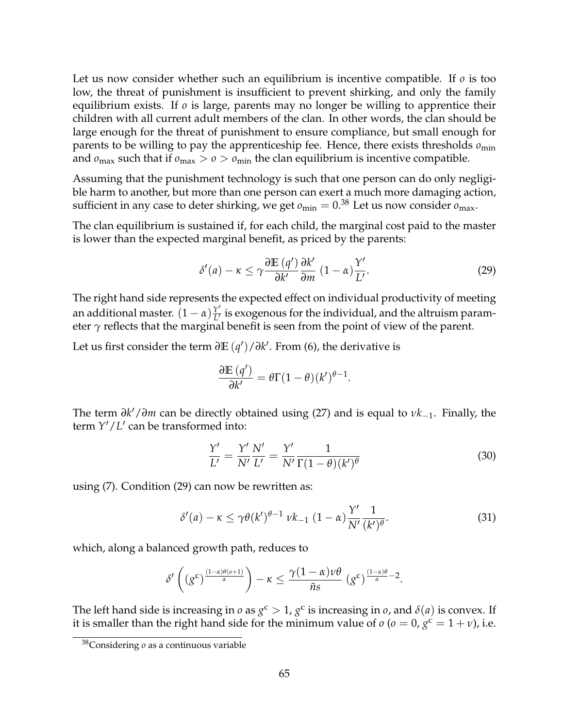Let us now consider whether such an equilibrium is incentive compatible. If $o$ is too low, the threat of punishment is insufficient to prevent shirking, and only the family equilibrium exists. If $o$ is large, parents may no longer be willing to apprentice their children with all current adult members of the clan. In other words, the clan should be large enough for the threat of punishment to ensure compliance, but small enough for parents to be willing to pay the apprenticeship fee. Hence, there exists thresholds $o_{\min}$ and $o_{\max}$ such that if $o_{\max} > o > o_{\min}$ the clan equilibrium is incentive compatible.

Assuming that the punishment technology is such that one person can do only negligible harm to another, but more than one person can exert a much more damaging action, sufficient in any case to deter shirking, we get $o_{\min} = 0$.[38] Let us now consider $o_{\max}$.

The clan equilibrium is sustained if, for each child, the marginal cost paid to the master is lower than the expected marginal benefit, as priced by the parents:

$$\delta'(a) - \kappa \leq \gamma \frac{\partial \mathbb{E}\left(q'\right)}{\partial k'} \frac{\partial k'}{\partial m} \left(1-\alpha\right) \frac{Y'}{L'}. \tag{29}$$

The right hand side represents the expected effect on individual productivity of meeting an additional master. $(1-\alpha)\frac{Y'}{L'}$ is exogenous for the individual, and the altruism parameter $\gamma$ reflects that the marginal benefit is seen from the point of view of the parent.

Let us first consider the term $\partial \mathbb{E}\left(q'\right)/\partial k'$. From (6), the derivative is

$$\frac{\partial \mathbb{E}\left(q'\right)}{\partial k'} = \theta \Gamma (1-\theta)(k')^{\theta-1}.$$

The term $\partial k'/\partial m$ can be directly obtained using (27) and is equal to $\nu k_{-1}$. Finally, the term $Y'/L'$ can be transformed into:

$$\frac{Y'}{L'} = \frac{Y'}{N'}\frac{N'}{L'} = \frac{Y'}{N'}\frac{1}{\Gamma(1-\theta)(k')^{\theta}} \tag{30}$$

using (7). Condition (29) can now be rewritten as:

$$\delta'(a) - \kappa \leq \gamma\theta (k')^{\theta-1}\, \nu k_{-1}\, (1-\alpha)\frac{Y'}{N'}\frac{1}{(k')^{\theta}}. \tag{31}$$

which, along a balanced growth path, reduces to

$$\delta'\left(\left(g^{c}\right)^{\frac{(1-\alpha)\theta(o+1)}{\alpha}}\right) - \kappa \leq \frac{\gamma(1-\alpha)\nu\theta}{\bar{n}s}\,\left(g^{c}\right)^{\frac{(1-\alpha)\theta}{\alpha}-2}.$$

The left hand side is increasing in $o$ as $g^{c} > 1$, $g^{c}$ is increasing in $o$, and $\delta(a)$ is convex. If it is smaller than the right hand side for the minimum value of $o$ ($o = 0$, $g^{c} = 1+\nu$), i.e.

[38] Considering $o$ as a continuous variable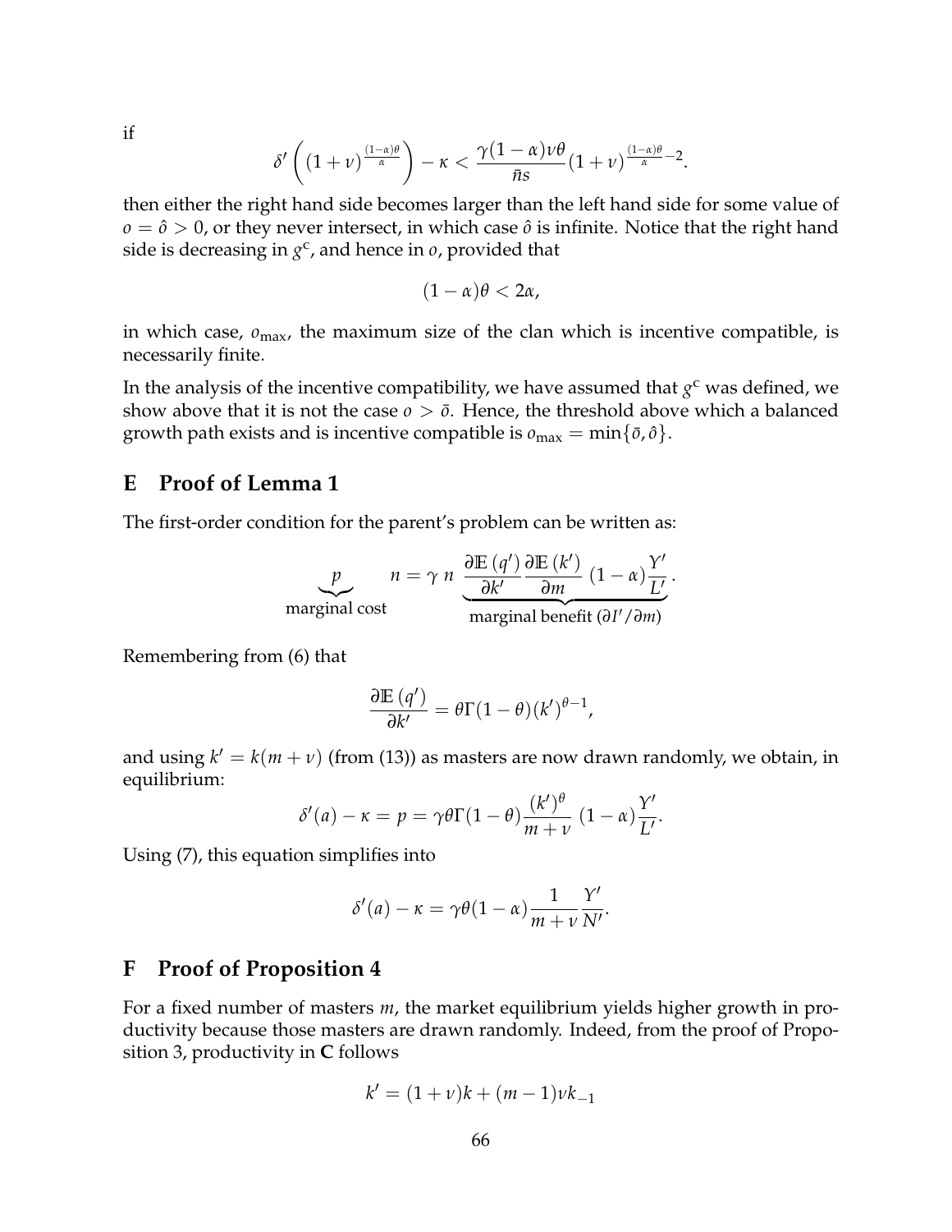if

$$\delta'\left((1+\nu)^{\frac{(1-\alpha)\theta}{\alpha}}\right) - \kappa < \frac{\gamma(1-\alpha)\nu\theta}{\bar{n}s}(1+\nu)^{\frac{(1-\alpha)\theta}{\alpha}-2}.$$

then either the right hand side becomes larger than the left hand side for some value of $o = \hat{o} > 0$, or they never intersect, in which case $\hat{o}$ is infinite. Notice that the right hand side is decreasing in $g^c$, and hence in $o$, provided that

$$(1-\alpha)\theta < 2\alpha,$$

in which case, $o_{\max}$, the maximum size of the clan which is incentive compatible, is necessarily finite.

In the analysis of the incentive compatibility, we have assumed that $g^c$ was defined, we show above that it is not the case $o > \bar{o}$. Hence, the threshold above which a balanced growth path exists and is incentive compatible is $o_{\max} = \min\{\bar{o}, \hat{o}\}$.

## E Proof of Lemma 1

The first-order condition for the parent's problem can be written as:

$$\underbrace{p}_{\text{marginal cost}} \quad n = \gamma \, n \underbrace{\frac{\partial \mathbb{E}(q')}{\partial k'} \frac{\partial \mathbb{E}(k')}{\partial m} (1-\alpha)\frac{Y'}{L'}}_{\text{marginal benefit } (\partial I'/\partial m)}.$$

Remembering from (6) that

$$\frac{\partial \mathbb{E}(q')}{\partial k'} = \theta \Gamma (1-\theta)(k')^{\theta - 1},$$

and using $k' = k(m+\nu)$ (from (13)) as masters are now drawn randomly, we obtain, in equilibrium:

$$\delta'(a) - \kappa = p = \gamma\theta\Gamma(1-\theta)\frac{(k')^{\theta}}{m+\nu}(1-\alpha)\frac{Y'}{L'}.$$

Using (7), this equation simplifies into

$$\delta'(a) - \kappa = \gamma\theta(1-\alpha)\frac{1}{m+\nu}\frac{Y'}{N'}.$$

## F Proof of Proposition 4

For a fixed number of masters $m$, the market equilibrium yields higher growth in productivity because those masters are drawn randomly. Indeed, from the proof of Proposition 3, productivity in **C** follows

$$k' = (1+\nu)k + (m-1)\nu k_{-1}$$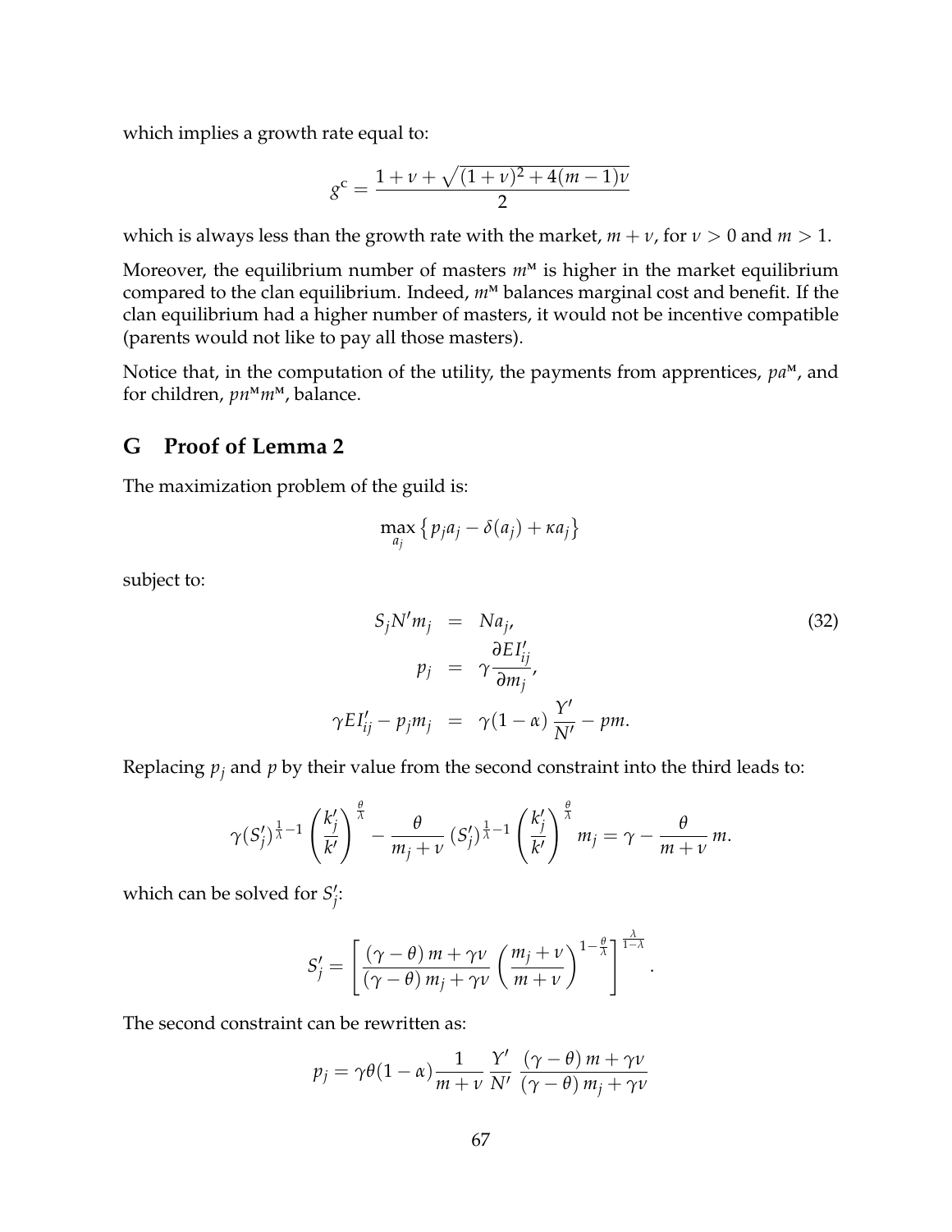which implies a growth rate equal to:

$$g^{\text{C}} = \frac{1 + \nu + \sqrt{(1+\nu)^2 + 4(m-1)\nu}}{2}$$

which is always less than the growth rate with the market, $m + \nu$, for $\nu > 0$ and $m > 1$.

Moreover, the equilibrium number of masters $m^{\text{M}}$ is higher in the market equilibrium compared to the clan equilibrium. Indeed, $m^{\text{M}}$ balances marginal cost and benefit. If the clan equilibrium had a higher number of masters, it would not be incentive compatible (parents would not like to pay all those masters).

Notice that, in the computation of the utility, the payments from apprentices, $pa^{\text{M}}$, and for children, $pn^{\text{M}}m^{\text{M}}$, balance.

## G Proof of Lemma 2

The maximization problem of the guild is:

$$\max_{a_j} \left\{ p_j a_j - \delta(a_j) + \kappa a_j \right\}$$

subject to:

$$\begin{aligned}
S_j N' m_j &= N a_j, \\
p_j &= \gamma \frac{\partial E I'_{ij}}{\partial m_j}, \\
\gamma E I'_{ij} - p_j m_j &= \gamma (1-\alpha) \frac{Y'}{N'} - pm.
\end{aligned} \tag{32}$$

Replacing $p_j$ and $p$ by their value from the second constraint into the third leads to:

$$\gamma (S'_j)^{\frac{1}{\lambda}-1} \left( \frac{k'_j}{k'} \right)^{\frac{\theta}{\lambda}} - \frac{\theta}{m_j + \nu} (S'_j)^{\frac{1}{\lambda}-1} \left( \frac{k'_j}{k'} \right)^{\frac{\theta}{\lambda}} m_j = \gamma - \frac{\theta}{m + \nu} m.$$

which can be solved for $S'_j$:

$$S'_j = \left[ \frac{(\gamma - \theta)\, m + \gamma \nu}{(\gamma - \theta)\, m_j + \gamma \nu} \left( \frac{m_j + \nu}{m + \nu} \right)^{1 - \frac{\theta}{\lambda}} \right]^{\frac{\lambda}{1-\lambda}}.$$

The second constraint can be rewritten as:

$$p_j = \gamma \theta (1 - \alpha) \frac{1}{m + \nu} \frac{Y'}{N'} \frac{(\gamma - \theta)\, m + \gamma \nu}{(\gamma - \theta)\, m_j + \gamma \nu}$$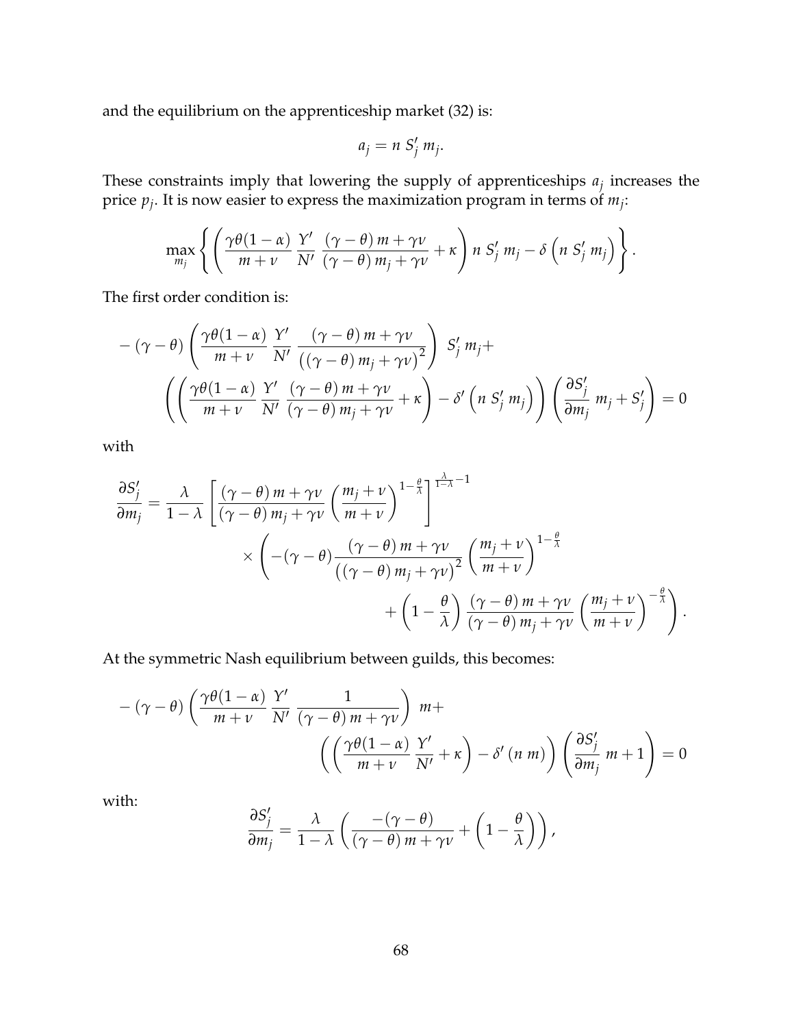and the equilibrium on the apprenticeship market (32) is:

$$a_j = n\ S_j'\ m_j.$$

These constraints imply that lowering the supply of apprenticeships $a_j$ increases the price $p_j$. It is now easier to express the maximization program in terms of $m_j$:

$$\max_{m_j} \left\{ \left( \frac{\gamma\theta(1-\alpha)}{m+\nu}\ \frac{Y'}{N'}\ \frac{(\gamma-\theta)\,m+\gamma\nu}{(\gamma-\theta)\,m_j+\gamma\nu} + \kappa \right) n\ S_j'\ m_j - \delta\left(n\ S_j'\ m_j\right) \right\}.$$

The first order condition is:

$$\begin{aligned}
&-(\gamma-\theta)\left(\frac{\gamma\theta(1-\alpha)}{m+\nu}\ \frac{Y'}{N'}\ \frac{(\gamma-\theta)\,m+\gamma\nu}{\left((\gamma-\theta)\,m_j+\gamma\nu\right)^2}\right)\ S_j'\ m_j + \\
&\qquad \left(\left(\frac{\gamma\theta(1-\alpha)}{m+\nu}\ \frac{Y'}{N'}\ \frac{(\gamma-\theta)\,m+\gamma\nu}{(\gamma-\theta)\,m_j+\gamma\nu}+\kappa\right) - \delta'\left(n\ S_j'\ m_j\right)\right)\left(\frac{\partial S_j'}{\partial m_j}\ m_j + S_j'\right) = 0
\end{aligned}$$

with

$$\begin{aligned}
\frac{\partial S_j'}{\partial m_j} = \frac{\lambda}{1-\lambda}&\left[\frac{(\gamma-\theta)\,m+\gamma\nu}{(\gamma-\theta)\,m_j+\gamma\nu}\left(\frac{m_j+\nu}{m+\nu}\right)^{1-\frac{\theta}{\lambda}}\right]^{\frac{\lambda}{1-\lambda}-1} \\
&\times\left(-(\gamma-\theta)\frac{(\gamma-\theta)\,m+\gamma\nu}{\left((\gamma-\theta)\,m_j+\gamma\nu\right)^2}\left(\frac{m_j+\nu}{m+\nu}\right)^{1-\frac{\theta}{\lambda}}\right. \\
&\qquad\left. + \left(1-\frac{\theta}{\lambda}\right)\frac{(\gamma-\theta)\,m+\gamma\nu}{(\gamma-\theta)\,m_j+\gamma\nu}\left(\frac{m_j+\nu}{m+\nu}\right)^{-\frac{\theta}{\lambda}}\right).
\end{aligned}$$

At the symmetric Nash equilibrium between guilds, this becomes:

$$\begin{aligned}
&-(\gamma-\theta)\left(\frac{\gamma\theta(1-\alpha)}{m+\nu}\ \frac{Y'}{N'}\ \frac{1}{(\gamma-\theta)\,m+\gamma\nu}\right)\ m + \\
&\qquad \left(\left(\frac{\gamma\theta(1-\alpha)}{m+\nu}\ \frac{Y'}{N'}+\kappa\right) - \delta'\left(n\ m\right)\right)\left(\frac{\partial S_j'}{\partial m_j}\ m + 1\right) = 0
\end{aligned}$$

with:

$$\frac{\partial S_j'}{\partial m_j} = \frac{\lambda}{1-\lambda}\left(\frac{-(\gamma-\theta)}{(\gamma-\theta)\,m+\gamma\nu} + \left(1-\frac{\theta}{\lambda}\right)\right),$$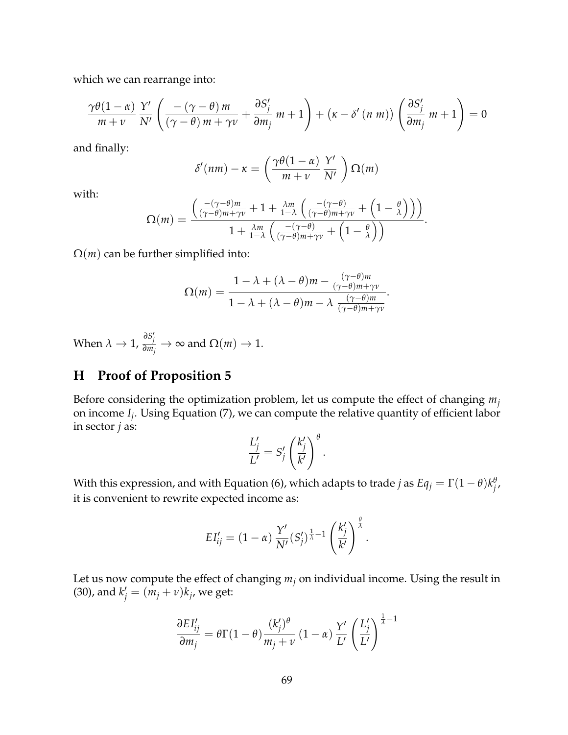which we can rearrange into:

$$\frac{\gamma\theta(1-\alpha)}{m+\nu}\,\frac{Y'}{N'}\left(\frac{-\left(\gamma-\theta\right)m}{\left(\gamma-\theta\right)m+\gamma\nu}+\frac{\partial S_j'}{\partial m_j}\,m+1\right)+\left(\kappa-\delta'\left(n\;m\right)\right)\left(\frac{\partial S_j'}{\partial m_j}\,m+1\right)=0$$

and finally:

$$\delta'(nm)-\kappa=\left(\frac{\gamma\theta(1-\alpha)}{m+\nu}\,\frac{Y'}{N'}\right)\Omega(m)$$

with:

$$\Omega(m)=\frac{\left(\frac{-(\gamma-\theta)m}{(\gamma-\theta)m+\gamma\nu}+1+\frac{\lambda m}{1-\lambda}\left(\frac{-(\gamma-\theta)}{(\gamma-\theta)m+\gamma\nu}+\left(1-\frac{\theta}{\lambda}\right)\right)\right)}{1+\frac{\lambda m}{1-\lambda}\left(\frac{-(\gamma-\theta)}{(\gamma-\theta)m+\gamma\nu}+\left(1-\frac{\theta}{\lambda}\right)\right)}.$$

$\Omega(m)$ can be further simplified into:

$$\Omega(m)=\frac{1-\lambda+(\lambda-\theta)m-\frac{(\gamma-\theta)m}{(\gamma-\theta)m+\gamma\nu}}{1-\lambda+(\lambda-\theta)m-\lambda\,\frac{(\gamma-\theta)m}{(\gamma-\theta)m+\gamma\nu}}.$$

When $\lambda\to 1$, $\frac{\partial S_j'}{\partial m_j}\to\infty$ and $\Omega(m)\to 1$.

## H Proof of Proposition 5

Before considering the optimization problem, let us compute the effect of changing $m_j$ on income $I_j$. Using Equation (7), we can compute the relative quantity of efficient labor in sector $j$ as:

$$\frac{L_j'}{L'}=S_j'\left(\frac{k_j'}{k'}\right)^{\theta}.$$

With this expression, and with Equation (6), which adapts to trade $j$ as $Eq_j=\Gamma(1-\theta)k_j^{\theta}$, it is convenient to rewrite expected income as:

$$EI_{ij}'=(1-\alpha)\,\frac{Y'}{N'}(S_j')^{\frac{1}{\lambda}-1}\left(\frac{k_j'}{k'}\right)^{\frac{\theta}{\lambda}}.$$

Let us now compute the effect of changing $m_j$ on individual income. Using the result in (30), and $k_j'=(m_j+\nu)k_j$, we get:

$$\frac{\partial EI_{ij}'}{\partial m_j}=\theta\Gamma(1-\theta)\frac{(k_j')^{\theta}}{m_j+\nu}\,(1-\alpha)\,\frac{Y'}{L'}\left(\frac{L_j'}{L'}\right)^{\frac{1}{\lambda}-1}$$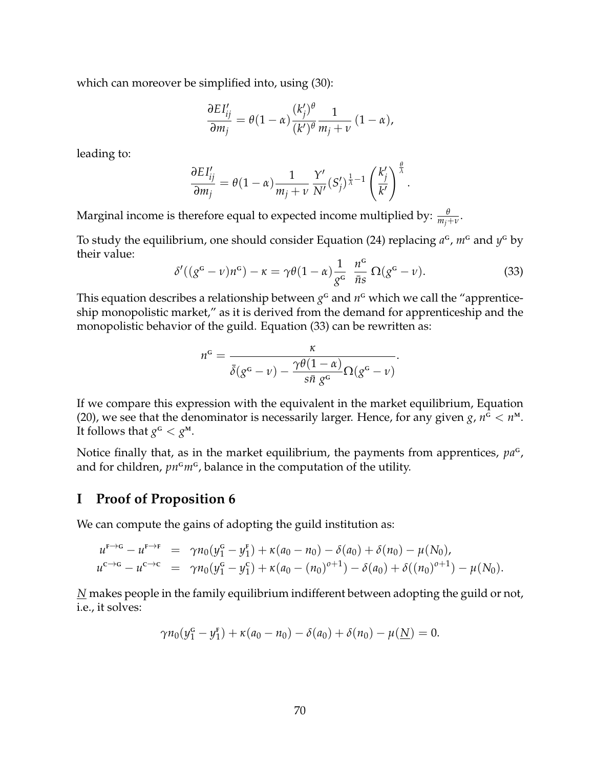which can moreover be simplified into, using (30):

$$\frac{\partial EI'_{ij}}{\partial m_j} = \theta(1-\alpha)\frac{(k'_j)^\theta}{(k')^\theta}\frac{1}{m_j+\nu}\,(1-\alpha),$$

leading to:

$$\frac{\partial EI'_{ij}}{\partial m_j} = \theta(1-\alpha)\frac{1}{m_j+\nu}\,\frac{Y'}{N'}(S'_j)^{\frac{1}{\lambda}-1}\left(\frac{k'_j}{k'}\right)^{\frac{\theta}{\lambda}}.$$

Marginal income is therefore equal to expected income multiplied by: $\frac{\theta}{m_j+\nu}$.

To study the equilibrium, one should consider Equation (24) replacing $a^{\text{G}}$, $m^{\text{G}}$ and $y^{\text{G}}$ by their value:

$$\delta'((g^{\text{G}}-\nu)n^{\text{G}}) - \kappa = \gamma\theta(1-\alpha)\frac{1}{g^{\text{G}}}\;\frac{n^{\text{G}}}{\bar{n}s}\;\Omega(g^{\text{G}}-\nu). \tag{33}$$

This equation describes a relationship between $g^{\text{G}}$ and $n^{\text{G}}$ which we call the "apprenticeship monopolistic market," as it is derived from the demand for apprenticeship and the monopolistic behavior of the guild. Equation (33) can be rewritten as:

$$n^{\text{G}} = \frac{\kappa}{\bar{\delta}(g^{\text{G}}-\nu) - \dfrac{\gamma\theta(1-\alpha)}{s\bar{n}\;g^{\text{G}}}\Omega(g^{\text{G}}-\nu)}.$$

If we compare this expression with the equivalent in the market equilibrium, Equation (20), we see that the denominator is necessarily larger. Hence, for any given $g$, $n^{\text{G}} < n^{\text{M}}$. It follows that $g^{\text{G}} < g^{\text{M}}$.

Notice finally that, as in the market equilibrium, the payments from apprentices, $pa^{\text{G}}$, and for children, $pn^{\text{G}}m^{\text{G}}$, balance in the computation of the utility.

# I Proof of Proposition 6

We can compute the gains of adopting the guild institution as:

$$\begin{aligned}
u^{\text{F}\to\text{G}} - u^{\text{F}\to\text{F}} &= \gamma n_0(y_1^{\text{G}} - y_1^{\text{F}}) + \kappa(a_0 - n_0) - \delta(a_0) + \delta(n_0) - \mu(N_0), \\
u^{\text{C}\to\text{G}} - u^{\text{C}\to\text{C}} &= \gamma n_0(y_1^{\text{G}} - y_1^{\text{C}}) + \kappa(a_0 - (n_0)^{o+1}) - \delta(a_0) + \delta((n_0)^{o+1}) - \mu(N_0).
\end{aligned}$$

$\underline{N}$ makes people in the family equilibrium indifferent between adopting the guild or not, i.e., it solves:

$$\gamma n_0(y_1^{\text{G}} - y_1^{\text{F}}) + \kappa(a_0 - n_0) - \delta(a_0) + \delta(n_0) - \mu(\underline{N}) = 0.$$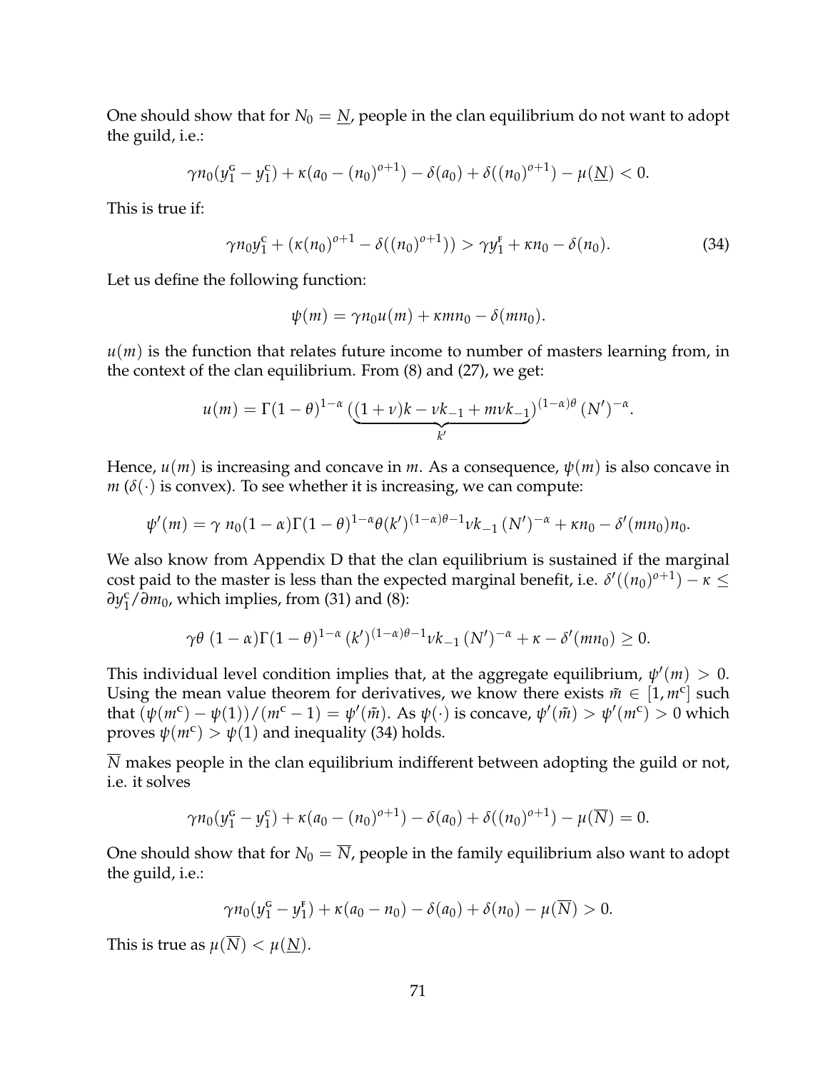One should show that for $N_0 = \underline{N}$, people in the clan equilibrium do not want to adopt the guild, i.e.:

$$\gamma n_0(y_1^{\text{G}} - y_1^{\text{C}}) + \kappa(a_0 - (n_0)^{o+1}) - \delta(a_0) + \delta((n_0)^{o+1}) - \mu(\underline{N}) < 0.$$

This is true if:

$$\gamma n_0 y_1^{\text{C}} + (\kappa(n_0)^{o+1} - \delta((n_0)^{o+1})) > \gamma y_1^{\text{F}} + \kappa n_0 - \delta(n_0). \tag{34}$$

Let us define the following function:

$$\psi(m) = \gamma n_0 u(m) + \kappa m n_0 - \delta(m n_0).$$

$u(m)$ is the function that relates future income to number of masters learning from, in the context of the clan equilibrium. From (8) and (27), we get:

$$u(m) = \Gamma(1-\theta)^{1-\alpha} \big(\underbrace{(1+\nu)k - \nu k_{-1} + m\nu k_{-1}}_{k'}\big)^{(1-\alpha)\theta} (N')^{-\alpha}.$$

Hence, $u(m)$ is increasing and concave in $m$. As a consequence, $\psi(m)$ is also concave in $m$ ($\delta(\cdot)$ is convex). To see whether it is increasing, we can compute:

$$\psi'(m) = \gamma\, n_0(1-\alpha)\Gamma(1-\theta)^{1-\alpha}\theta(k')^{(1-\alpha)\theta-1}\nu k_{-1}\,(N')^{-\alpha} + \kappa n_0 - \delta'(m n_0) n_0.$$

We also know from Appendix D that the clan equilibrium is sustained if the marginal cost paid to the master is less than the expected marginal benefit, i.e. $\delta'((n_0)^{o+1}) - \kappa \leq \partial y_1^{\text{C}} / \partial m_0$, which implies, from (31) and (8):

$$\gamma\theta\,(1-\alpha)\Gamma(1-\theta)^{1-\alpha}\,(k')^{(1-\alpha)\theta-1}\nu k_{-1}\,(N')^{-\alpha} + \kappa - \delta'(m n_0) \geq 0.$$

This individual level condition implies that, at the aggregate equilibrium, $\psi'(m) > 0$. Using the mean value theorem for derivatives, we know there exists $\tilde{m} \in [1, m^{\text{C}}]$ such that $(\psi(m^{\text{C}}) - \psi(1))/(m^{\text{C}} - 1) = \psi'(\tilde{m})$. As $\psi(\cdot)$ is concave, $\psi'(\tilde{m}) > \psi'(m^{\text{C}}) > 0$ which proves $\psi(m^{\text{C}}) > \psi(1)$ and inequality (34) holds.

$\overline{N}$ makes people in the clan equilibrium indifferent between adopting the guild or not, i.e. it solves

$$\gamma n_0(y_1^{\text{G}} - y_1^{\text{C}}) + \kappa(a_0 - (n_0)^{o+1}) - \delta(a_0) + \delta((n_0)^{o+1}) - \mu(\overline{N}) = 0.$$

One should show that for $N_0 = \overline{N}$, people in the family equilibrium also want to adopt the guild, i.e.:

$$\gamma n_0(y_1^{\text{G}} - y_1^{\text{F}}) + \kappa(a_0 - n_0) - \delta(a_0) + \delta(n_0) - \mu(\overline{N}) > 0.$$

This is true as $\mu(\overline{N}) < \mu(\underline{N})$.